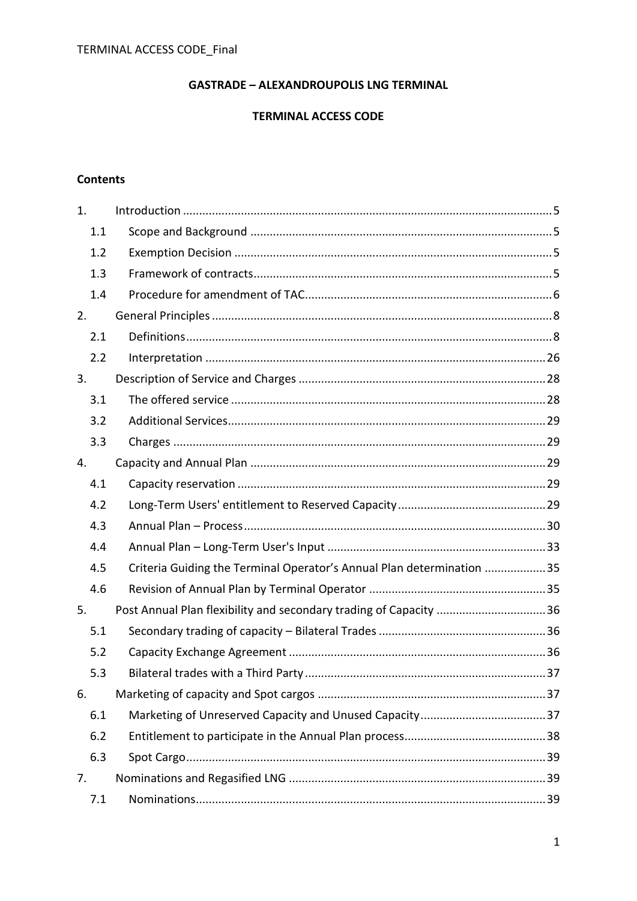# GASTRADE – ALEXANDROUPOLIS LNG TERMINAL

## TERMINAL ACCESS CODE

### Contents

| | | |
|---|---|---|
| 1. | Introduction | 5 |
| 1.1 | Scope and Background | 5 |
| 1.2 | Exemption Decision | 5 |
| 1.3 | Framework of contracts | 5 |
| 1.4 | Procedure for amendment of TAC | 6 |
| 2. | General Principles | 8 |
| 2.1 | Definitions | 8 |
| 2.2 | Interpretation | 26 |
| 3. | Description of Service and Charges | 28 |
| 3.1 | The offered service | 28 |
| 3.2 | Additional Services | 29 |
| 3.3 | Charges | 29 |
| 4. | Capacity and Annual Plan | 29 |
| 4.1 | Capacity reservation | 29 |
| 4.2 | Long-Term Users' entitlement to Reserved Capacity | 29 |
| 4.3 | Annual Plan – Process | 30 |
| 4.4 | Annual Plan – Long-Term User's Input | 33 |
| 4.5 | Criteria Guiding the Terminal Operator's Annual Plan determination | 35 |
| 4.6 | Revision of Annual Plan by Terminal Operator | 35 |
| 5. | Post Annual Plan flexibility and secondary trading of Capacity | 36 |
| 5.1 | Secondary trading of capacity – Bilateral Trades | 36 |
| 5.2 | Capacity Exchange Agreement | 36 |
| 5.3 | Bilateral trades with a Third Party | 37 |
| 6. | Marketing of capacity and Spot cargos | 37 |
| 6.1 | Marketing of Unreserved Capacity and Unused Capacity | 37 |
| 6.2 | Entitlement to participate in the Annual Plan process | 38 |
| 6.3 | Spot Cargo | 39 |
| 7. | Nominations and Regasified LNG | 39 |
| 7.1 | Nominations | 39 |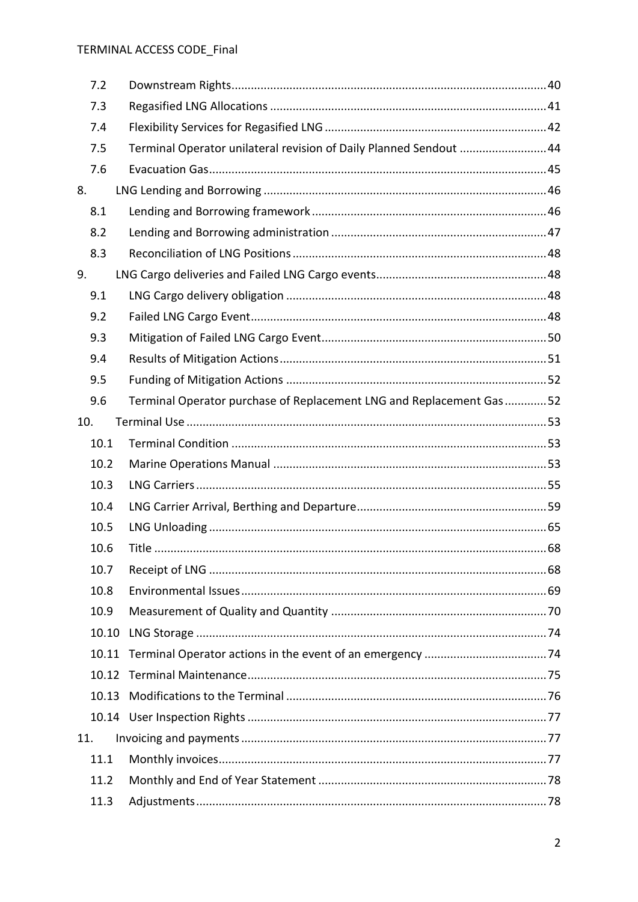| | | |
|---|---|---|
| 7.2 | Downstream Rights | 40 |
| 7.3 | Regasified LNG Allocations | 41 |
| 7.4 | Flexibility Services for Regasified LNG | 42 |
| 7.5 | Terminal Operator unilateral revision of Daily Planned Sendout | 44 |
| 7.6 | Evacuation Gas | 45 |
| 8. | LNG Lending and Borrowing | 46 |
| 8.1 | Lending and Borrowing framework | 46 |
| 8.2 | Lending and Borrowing administration | 47 |
| 8.3 | Reconciliation of LNG Positions | 48 |
| 9. | LNG Cargo deliveries and Failed LNG Cargo events | 48 |
| 9.1 | LNG Cargo delivery obligation | 48 |
| 9.2 | Failed LNG Cargo Event | 48 |
| 9.3 | Mitigation of Failed LNG Cargo Event | 50 |
| 9.4 | Results of Mitigation Actions | 51 |
| 9.5 | Funding of Mitigation Actions | 52 |
| 9.6 | Terminal Operator purchase of Replacement LNG and Replacement Gas | 52 |
| 10. | Terminal Use | 53 |
| 10.1 | Terminal Condition | 53 |
| 10.2 | Marine Operations Manual | 53 |
| 10.3 | LNG Carriers | 55 |
| 10.4 | LNG Carrier Arrival, Berthing and Departure | 59 |
| 10.5 | LNG Unloading | 65 |
| 10.6 | Title | 68 |
| 10.7 | Receipt of LNG | 68 |
| 10.8 | Environmental Issues | 69 |
| 10.9 | Measurement of Quality and Quantity | 70 |
| 10.10 | LNG Storage | 74 |
| 10.11 | Terminal Operator actions in the event of an emergency | 74 |
| 10.12 | Terminal Maintenance | 75 |
| 10.13 | Modifications to the Terminal | 76 |
| 10.14 | User Inspection Rights | 77 |
| 11. | Invoicing and payments | 77 |
| 11.1 | Monthly invoices | 77 |
| 11.2 | Monthly and End of Year Statement | 78 |
| 11.3 | Adjustments | 78 |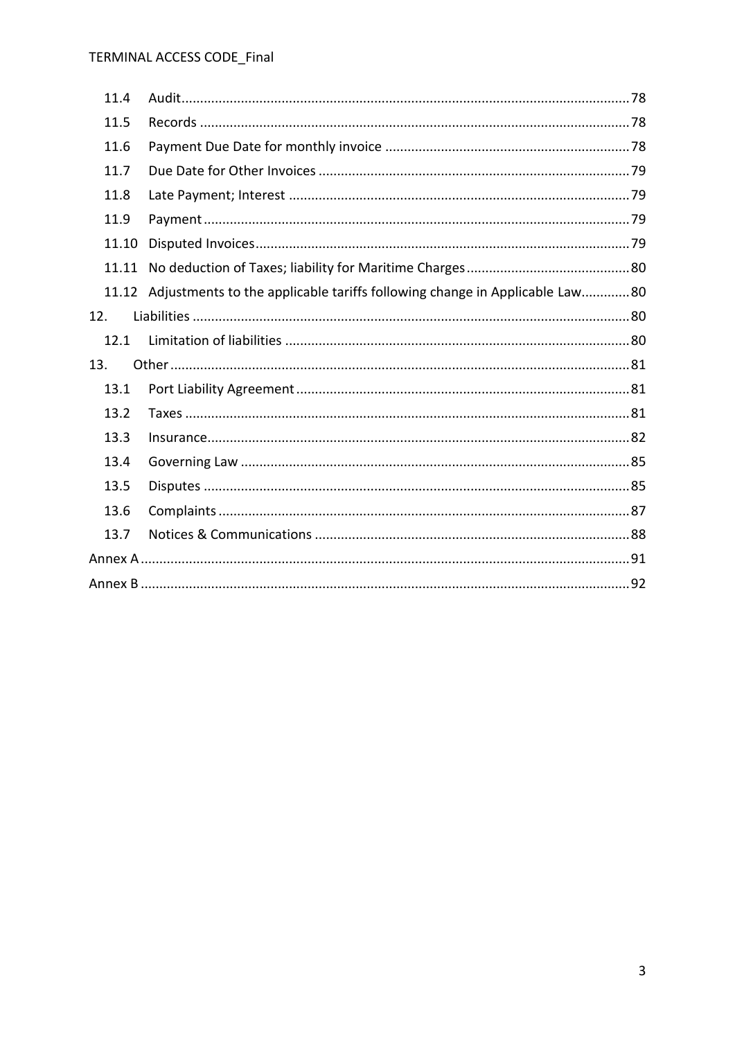11.4 Audit ... 78

11.5 Records ... 78

11.6 Payment Due Date for monthly invoice ... 78

11.7 Due Date for Other Invoices ... 79

11.8 Late Payment; Interest ... 79

11.9 Payment ... 79

11.10 Disputed Invoices ... 79

11.11 No deduction of Taxes; liability for Maritime Charges ... 80

11.12 Adjustments to the applicable tariffs following change in Applicable Law ... 80

12. Liabilities ... 80

12.1 Limitation of liabilities ... 80

13. Other ... 81

13.1 Port Liability Agreement ... 81

13.2 Taxes ... 81

13.3 Insurance ... 82

13.4 Governing Law ... 85

13.5 Disputes ... 85

13.6 Complaints ... 87

13.7 Notices & Communications ... 88

Annex A ... 91

Annex B ... 92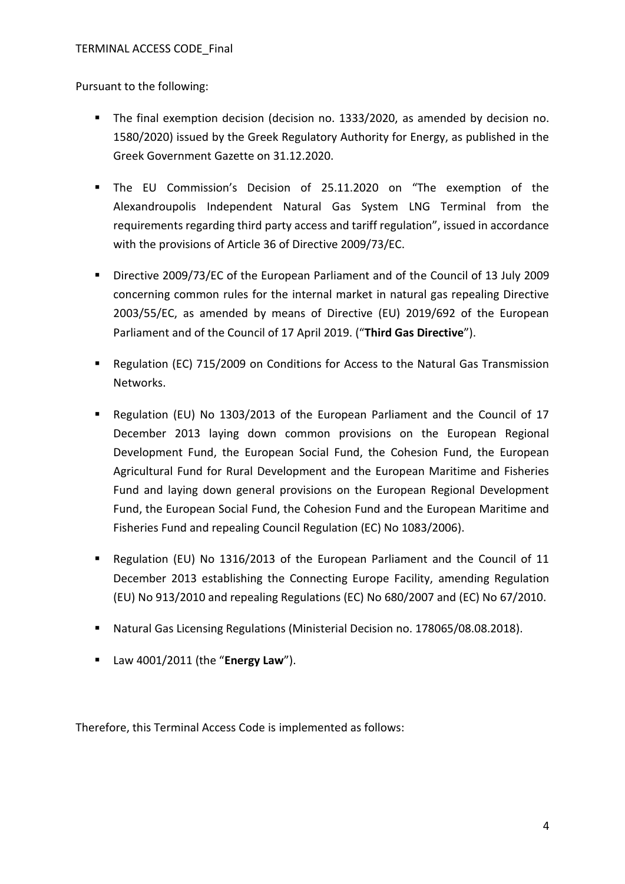Pursuant to the following:

- The final exemption decision (decision no. 1333/2020, as amended by decision no. 1580/2020) issued by the Greek Regulatory Authority for Energy, as published in the Greek Government Gazette on 31.12.2020.

- The EU Commission's Decision of 25.11.2020 on "The exemption of the Alexandroupolis Independent Natural Gas System LNG Terminal from the requirements regarding third party access and tariff regulation", issued in accordance with the provisions of Article 36 of Directive 2009/73/EC.

- Directive 2009/73/EC of the European Parliament and of the Council of 13 July 2009 concerning common rules for the internal market in natural gas repealing Directive 2003/55/EC, as amended by means of Directive (EU) 2019/692 of the European Parliament and of the Council of 17 April 2019. ("**Third Gas Directive**").

- Regulation (EC) 715/2009 on Conditions for Access to the Natural Gas Transmission Networks.

- Regulation (EU) No 1303/2013 of the European Parliament and the Council of 17 December 2013 laying down common provisions on the European Regional Development Fund, the European Social Fund, the Cohesion Fund, the European Agricultural Fund for Rural Development and the European Maritime and Fisheries Fund and laying down general provisions on the European Regional Development Fund, the European Social Fund, the Cohesion Fund and the European Maritime and Fisheries Fund and repealing Council Regulation (EC) No 1083/2006).

- Regulation (EU) No 1316/2013 of the European Parliament and the Council of 11 December 2013 establishing the Connecting Europe Facility, amending Regulation (EU) No 913/2010 and repealing Regulations (EC) No 680/2007 and (EC) No 67/2010.

- Natural Gas Licensing Regulations (Ministerial Decision no. 178065/08.08.2018).

- Law 4001/2011 (the "**Energy Law**").

Therefore, this Terminal Access Code is implemented as follows: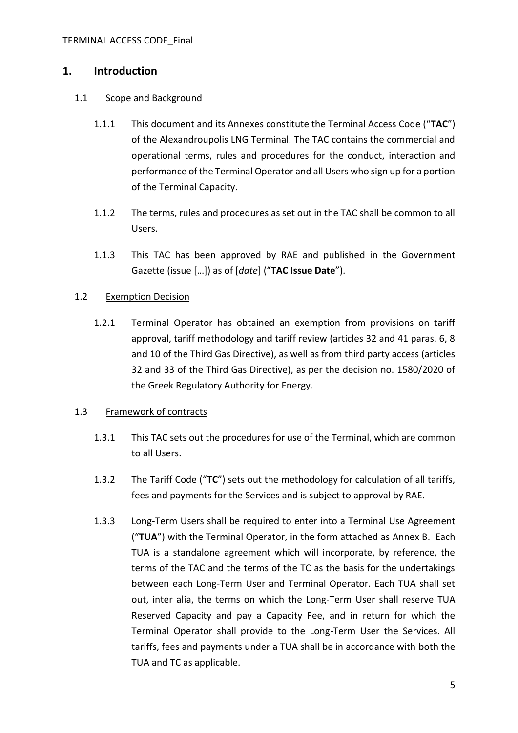# 1. Introduction

## 1.1 Scope and Background

1.1.1 This document and its Annexes constitute the Terminal Access Code ("**TAC**") of the Alexandroupolis LNG Terminal. The TAC contains the commercial and operational terms, rules and procedures for the conduct, interaction and performance of the Terminal Operator and all Users who sign up for a portion of the Terminal Capacity.

1.1.2 The terms, rules and procedures as set out in the TAC shall be common to all Users.

1.1.3 This TAC has been approved by RAE and published in the Government Gazette (issue […]) as of [*date*] ("**TAC Issue Date**").

## 1.2 Exemption Decision

1.2.1 Terminal Operator has obtained an exemption from provisions on tariff approval, tariff methodology and tariff review (articles 32 and 41 paras. 6, 8 and 10 of the Third Gas Directive), as well as from third party access (articles 32 and 33 of the Third Gas Directive), as per the decision no. 1580/2020 of the Greek Regulatory Authority for Energy.

## 1.3 Framework of contracts

1.3.1 This TAC sets out the procedures for use of the Terminal, which are common to all Users.

1.3.2 The Tariff Code ("**TC**") sets out the methodology for calculation of all tariffs, fees and payments for the Services and is subject to approval by RAE.

1.3.3 Long-Term Users shall be required to enter into a Terminal Use Agreement ("**TUA**") with the Terminal Operator, in the form attached as Annex B. Each TUA is a standalone agreement which will incorporate, by reference, the terms of the TAC and the terms of the TC as the basis for the undertakings between each Long-Term User and Terminal Operator. Each TUA shall set out, inter alia, the terms on which the Long-Term User shall reserve TUA Reserved Capacity and pay a Capacity Fee, and in return for which the Terminal Operator shall provide to the Long-Term User the Services. All tariffs, fees and payments under a TUA shall be in accordance with both the TUA and TC as applicable.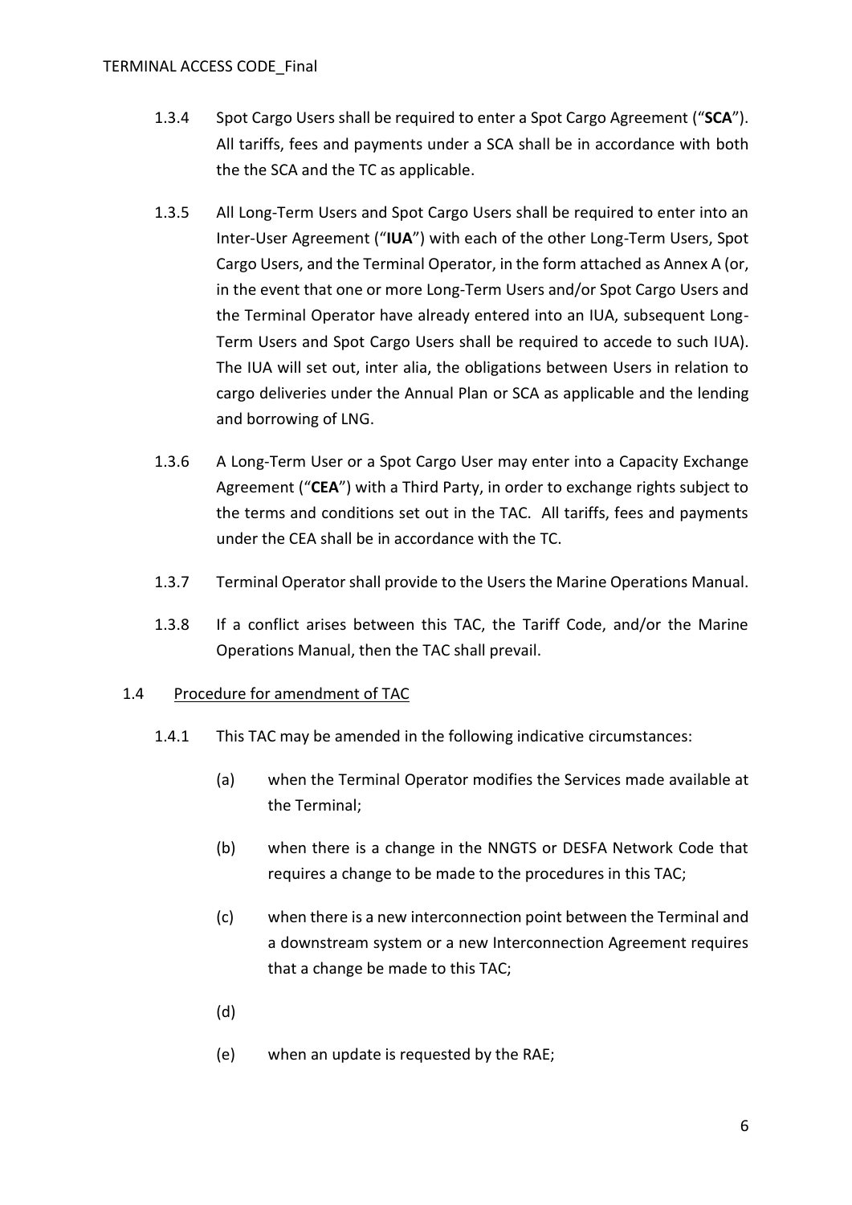1.3.4 Spot Cargo Users shall be required to enter a Spot Cargo Agreement ("**SCA**"). All tariffs, fees and payments under a SCA shall be in accordance with both the the SCA and the TC as applicable.

1.3.5 All Long-Term Users and Spot Cargo Users shall be required to enter into an Inter-User Agreement ("**IUA**") with each of the other Long-Term Users, Spot Cargo Users, and the Terminal Operator, in the form attached as Annex A (or, in the event that one or more Long-Term Users and/or Spot Cargo Users and the Terminal Operator have already entered into an IUA, subsequent Long-Term Users and Spot Cargo Users shall be required to accede to such IUA). The IUA will set out, inter alia, the obligations between Users in relation to cargo deliveries under the Annual Plan or SCA as applicable and the lending and borrowing of LNG.

1.3.6 A Long-Term User or a Spot Cargo User may enter into a Capacity Exchange Agreement ("**CEA**") with a Third Party, in order to exchange rights subject to the terms and conditions set out in the TAC. All tariffs, fees and payments under the CEA shall be in accordance with the TC.

1.3.7 Terminal Operator shall provide to the Users the Marine Operations Manual.

1.3.8 If a conflict arises between this TAC, the Tariff Code, and/or the Marine Operations Manual, then the TAC shall prevail.

1.4 <u>Procedure for amendment of TAC</u>

1.4.1 This TAC may be amended in the following indicative circumstances:

(a) when the Terminal Operator modifies the Services made available at the Terminal;

(b) when there is a change in the NNGTS or DESFA Network Code that requires a change to be made to the procedures in this TAC;

(c) when there is a new interconnection point between the Terminal and a downstream system or a new Interconnection Agreement requires that a change be made to this TAC;

(d)

(e) when an update is requested by the RAE;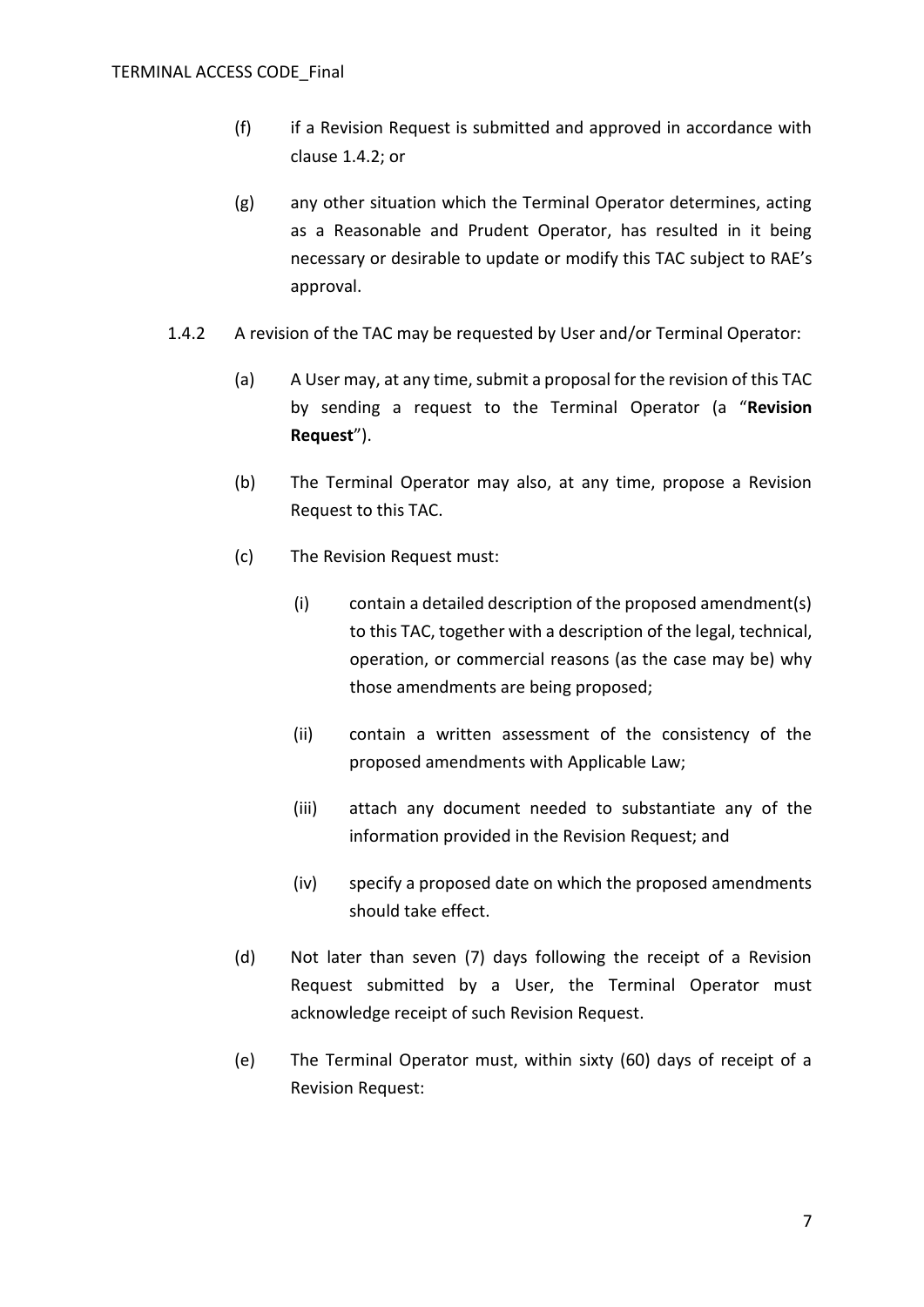(f) if a Revision Request is submitted and approved in accordance with clause 1.4.2; or

(g) any other situation which the Terminal Operator determines, acting as a Reasonable and Prudent Operator, has resulted in it being necessary or desirable to update or modify this TAC subject to RAE's approval.

1.4.2 A revision of the TAC may be requested by User and/or Terminal Operator:

(a) A User may, at any time, submit a proposal for the revision of this TAC by sending a request to the Terminal Operator (a "**Revision Request**").

(b) The Terminal Operator may also, at any time, propose a Revision Request to this TAC.

(c) The Revision Request must:

(i) contain a detailed description of the proposed amendment(s) to this TAC, together with a description of the legal, technical, operation, or commercial reasons (as the case may be) why those amendments are being proposed;

(ii) contain a written assessment of the consistency of the proposed amendments with Applicable Law;

(iii) attach any document needed to substantiate any of the information provided in the Revision Request; and

(iv) specify a proposed date on which the proposed amendments should take effect.

(d) Not later than seven (7) days following the receipt of a Revision Request submitted by a User, the Terminal Operator must acknowledge receipt of such Revision Request.

(e) The Terminal Operator must, within sixty (60) days of receipt of a Revision Request: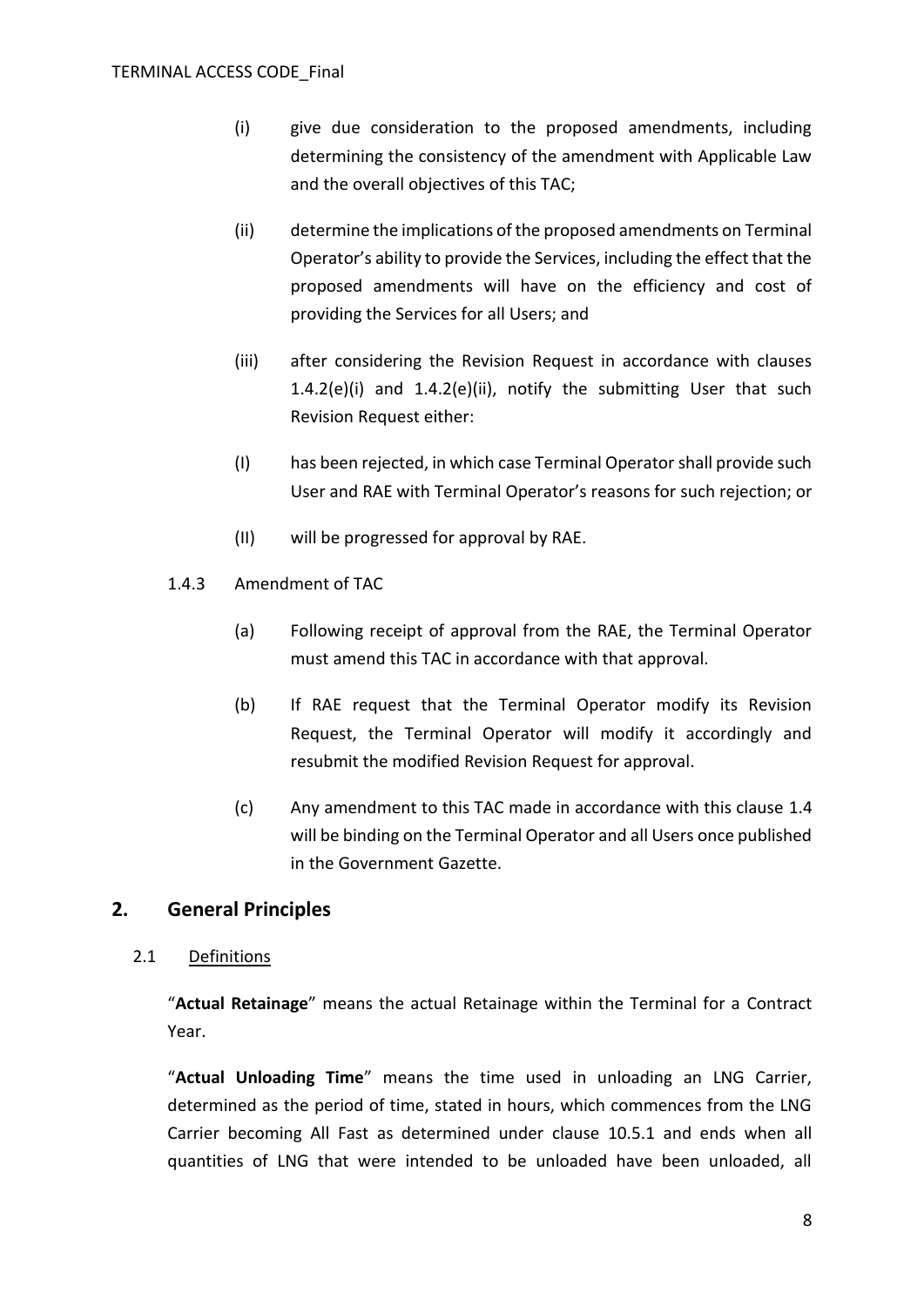(i) give due consideration to the proposed amendments, including determining the consistency of the amendment with Applicable Law and the overall objectives of this TAC;

(ii) determine the implications of the proposed amendments on Terminal Operator's ability to provide the Services, including the effect that the proposed amendments will have on the efficiency and cost of providing the Services for all Users; and

(iii) after considering the Revision Request in accordance with clauses 1.4.2(e)(i) and 1.4.2(e)(ii), notify the submitting User that such Revision Request either:

(I) has been rejected, in which case Terminal Operator shall provide such User and RAE with Terminal Operator's reasons for such rejection; or

(II) will be progressed for approval by RAE.

1.4.3 Amendment of TAC

(a) Following receipt of approval from the RAE, the Terminal Operator must amend this TAC in accordance with that approval.

(b) If RAE request that the Terminal Operator modify its Revision Request, the Terminal Operator will modify it accordingly and resubmit the modified Revision Request for approval.

(c) Any amendment to this TAC made in accordance with this clause 1.4 will be binding on the Terminal Operator and all Users once published in the Government Gazette.

## 2. General Principles

2.1 Definitions

"**Actual Retainage**" means the actual Retainage within the Terminal for a Contract Year.

"**Actual Unloading Time**" means the time used in unloading an LNG Carrier, determined as the period of time, stated in hours, which commences from the LNG Carrier becoming All Fast as determined under clause 10.5.1 and ends when all quantities of LNG that were intended to be unloaded have been unloaded, all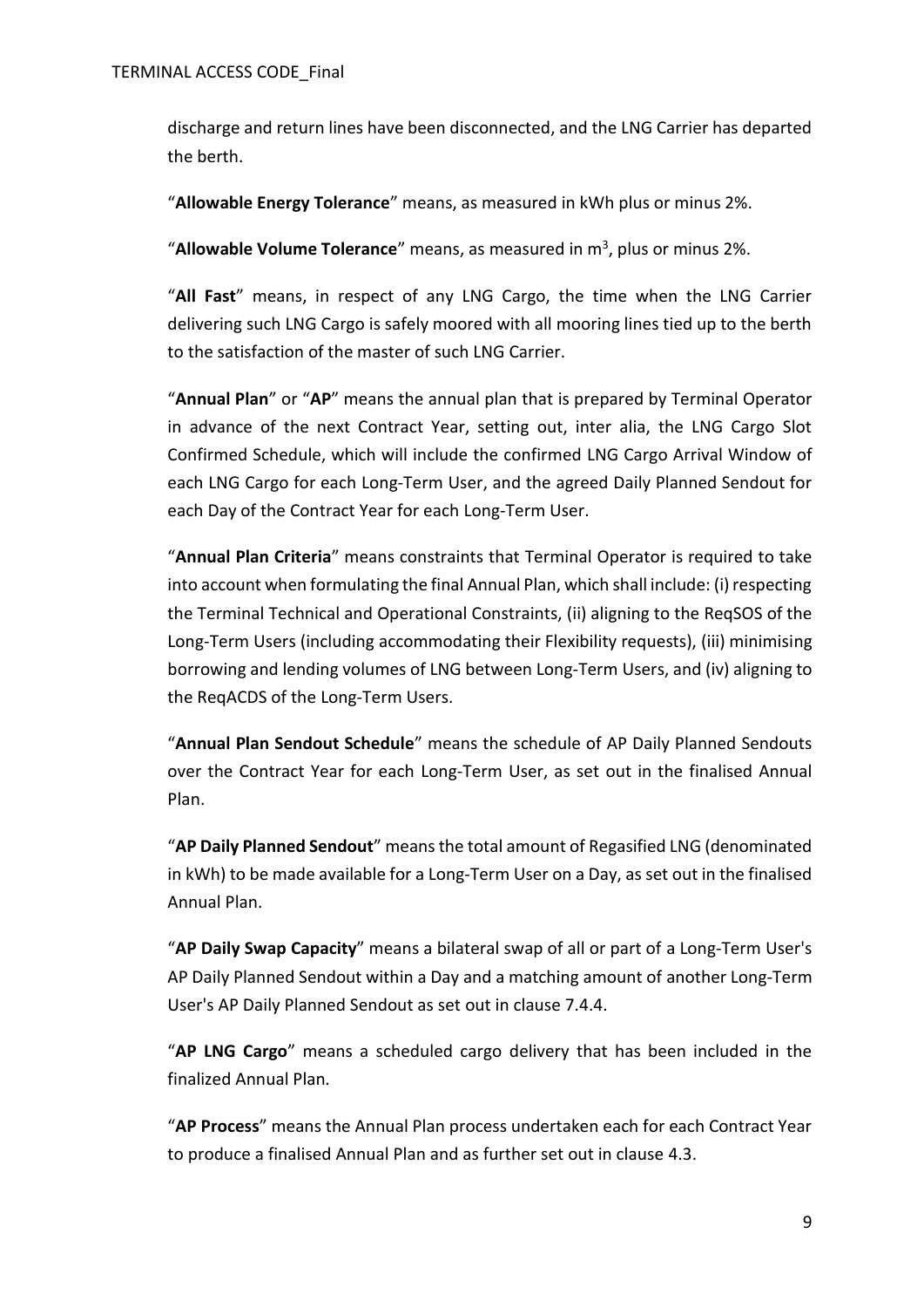discharge and return lines have been disconnected, and the LNG Carrier has departed the berth.

"**Allowable Energy Tolerance**" means, as measured in kWh plus or minus 2%.

"**Allowable Volume Tolerance**" means, as measured in $m^3$, plus or minus 2%.

"**All Fast**" means, in respect of any LNG Cargo, the time when the LNG Carrier delivering such LNG Cargo is safely moored with all mooring lines tied up to the berth to the satisfaction of the master of such LNG Carrier.

"**Annual Plan**" or "**AP**" means the annual plan that is prepared by Terminal Operator in advance of the next Contract Year, setting out, inter alia, the LNG Cargo Slot Confirmed Schedule, which will include the confirmed LNG Cargo Arrival Window of each LNG Cargo for each Long-Term User, and the agreed Daily Planned Sendout for each Day of the Contract Year for each Long-Term User.

"**Annual Plan Criteria**" means constraints that Terminal Operator is required to take into account when formulating the final Annual Plan, which shall include: (i) respecting the Terminal Technical and Operational Constraints, (ii) aligning to the ReqSOS of the Long-Term Users (including accommodating their Flexibility requests), (iii) minimising borrowing and lending volumes of LNG between Long-Term Users, and (iv) aligning to the ReqACDS of the Long-Term Users.

"**Annual Plan Sendout Schedule**" means the schedule of AP Daily Planned Sendouts over the Contract Year for each Long-Term User, as set out in the finalised Annual Plan.

"**AP Daily Planned Sendout**" means the total amount of Regasified LNG (denominated in kWh) to be made available for a Long-Term User on a Day, as set out in the finalised Annual Plan.

"**AP Daily Swap Capacity**" means a bilateral swap of all or part of a Long-Term User's AP Daily Planned Sendout within a Day and a matching amount of another Long-Term User's AP Daily Planned Sendout as set out in clause 7.4.4.

"**AP LNG Cargo**" means a scheduled cargo delivery that has been included in the finalized Annual Plan.

"**AP Process**" means the Annual Plan process undertaken each for each Contract Year to produce a finalised Annual Plan and as further set out in clause 4.3.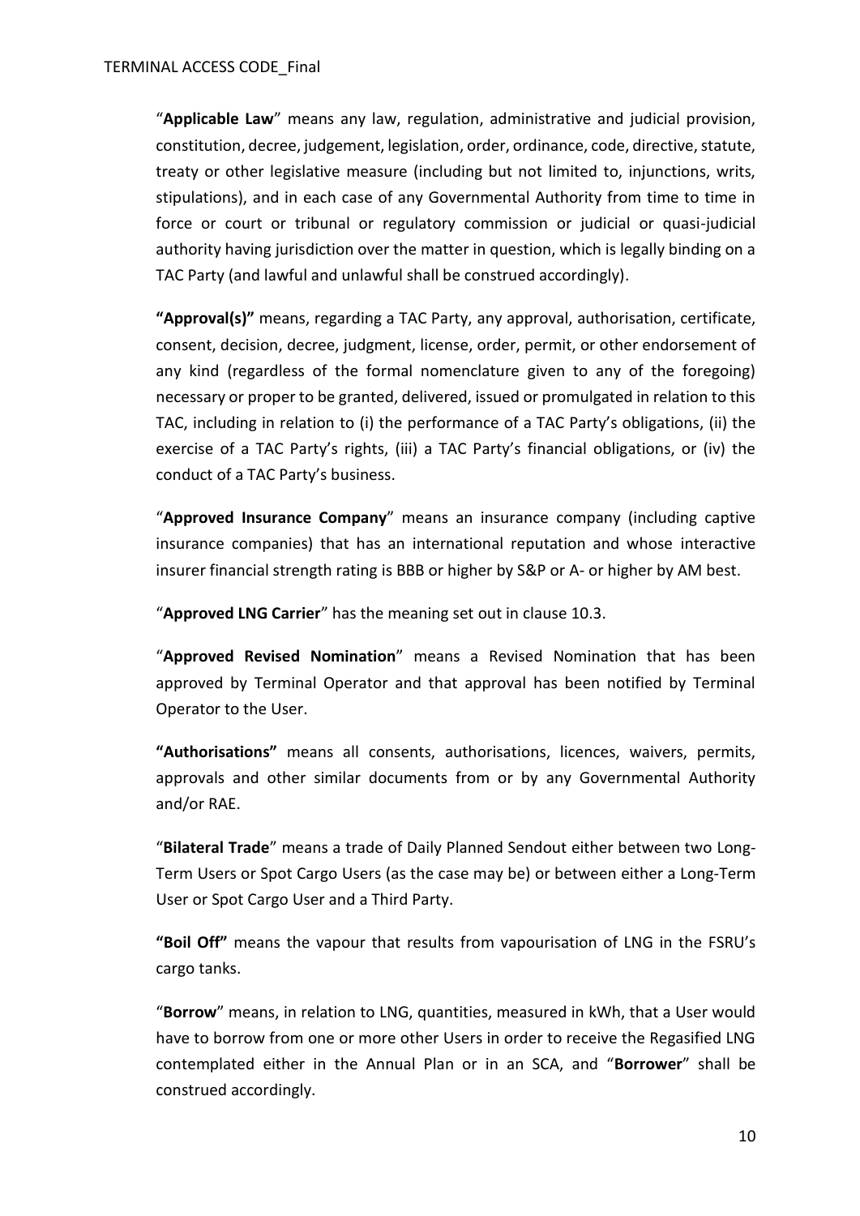"**Applicable Law**" means any law, regulation, administrative and judicial provision, constitution, decree, judgement, legislation, order, ordinance, code, directive, statute, treaty or other legislative measure (including but not limited to, injunctions, writs, stipulations), and in each case of any Governmental Authority from time to time in force or court or tribunal or regulatory commission or judicial or quasi-judicial authority having jurisdiction over the matter in question, which is legally binding on a TAC Party (and lawful and unlawful shall be construed accordingly).

**"Approval(s)"** means, regarding a TAC Party, any approval, authorisation, certificate, consent, decision, decree, judgment, license, order, permit, or other endorsement of any kind (regardless of the formal nomenclature given to any of the foregoing) necessary or proper to be granted, delivered, issued or promulgated in relation to this TAC, including in relation to (i) the performance of a TAC Party's obligations, (ii) the exercise of a TAC Party's rights, (iii) a TAC Party's financial obligations, or (iv) the conduct of a TAC Party's business.

"**Approved Insurance Company**" means an insurance company (including captive insurance companies) that has an international reputation and whose interactive insurer financial strength rating is BBB or higher by S&P or A- or higher by AM best.

"**Approved LNG Carrier**" has the meaning set out in clause 10.3.

"**Approved Revised Nomination**" means a Revised Nomination that has been approved by Terminal Operator and that approval has been notified by Terminal Operator to the User.

**"Authorisations"** means all consents, authorisations, licences, waivers, permits, approvals and other similar documents from or by any Governmental Authority and/or RAE.

"**Bilateral Trade**" means a trade of Daily Planned Sendout either between two Long-Term Users or Spot Cargo Users (as the case may be) or between either a Long-Term User or Spot Cargo User and a Third Party.

**"Boil Off"** means the vapour that results from vapourisation of LNG in the FSRU's cargo tanks.

"**Borrow**" means, in relation to LNG, quantities, measured in kWh, that a User would have to borrow from one or more other Users in order to receive the Regasified LNG contemplated either in the Annual Plan or in an SCA, and "**Borrower**" shall be construed accordingly.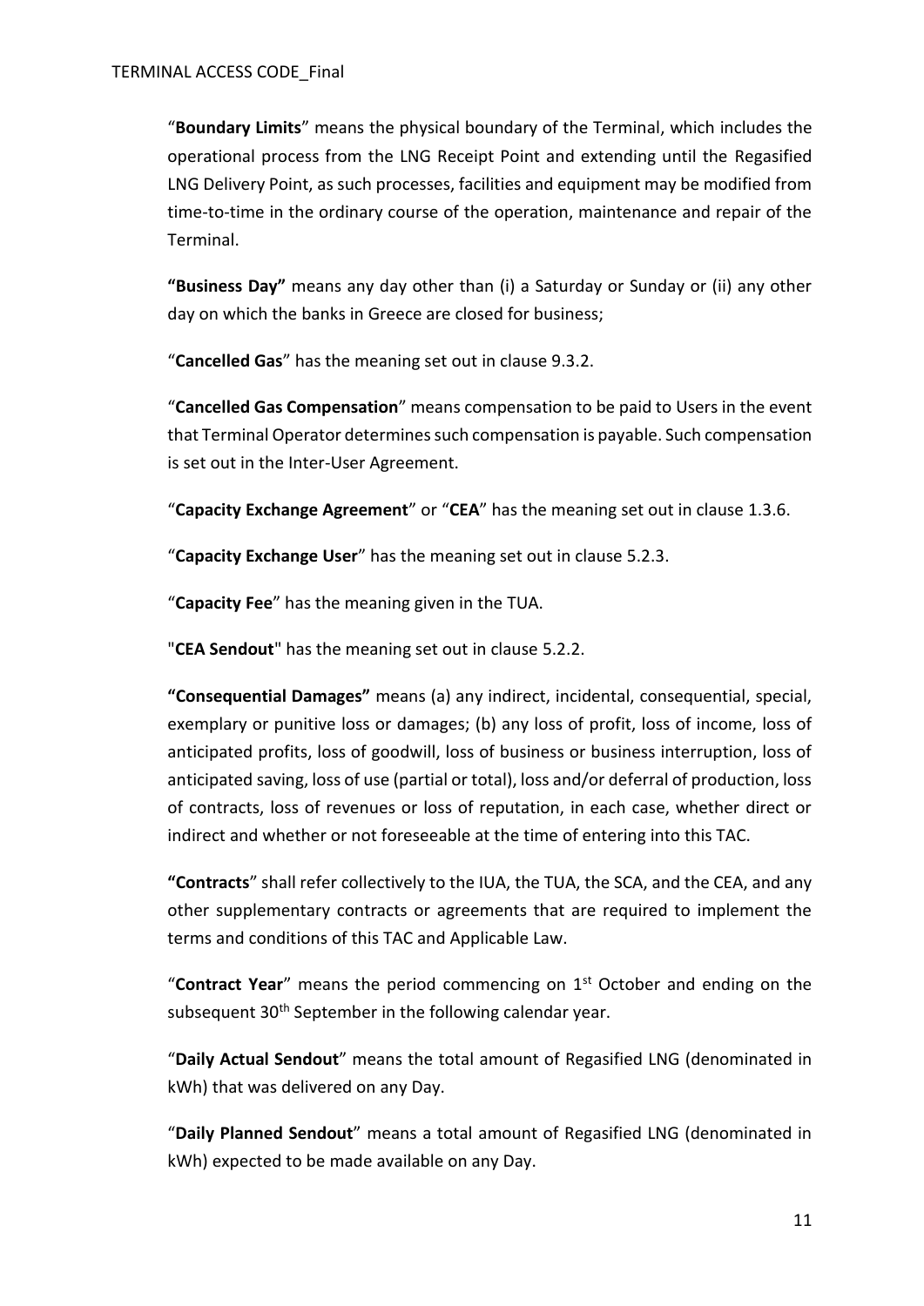"**Boundary Limits**" means the physical boundary of the Terminal, which includes the operational process from the LNG Receipt Point and extending until the Regasified LNG Delivery Point, as such processes, facilities and equipment may be modified from time-to-time in the ordinary course of the operation, maintenance and repair of the Terminal.

**"Business Day"** means any day other than (i) a Saturday or Sunday or (ii) any other day on which the banks in Greece are closed for business;

"**Cancelled Gas**" has the meaning set out in clause 9.3.2.

"**Cancelled Gas Compensation**" means compensation to be paid to Users in the event that Terminal Operator determines such compensation is payable. Such compensation is set out in the Inter-User Agreement.

"**Capacity Exchange Agreement**" or "**CEA**" has the meaning set out in clause 1.3.6.

"**Capacity Exchange User**" has the meaning set out in clause 5.2.3.

"**Capacity Fee**" has the meaning given in the TUA.

"**CEA Sendout**" has the meaning set out in clause 5.2.2.

**"Consequential Damages"** means (a) any indirect, incidental, consequential, special, exemplary or punitive loss or damages; (b) any loss of profit, loss of income, loss of anticipated profits, loss of goodwill, loss of business or business interruption, loss of anticipated saving, loss of use (partial or total), loss and/or deferral of production, loss of contracts, loss of revenues or loss of reputation, in each case, whether direct or indirect and whether or not foreseeable at the time of entering into this TAC.

**"Contracts"** shall refer collectively to the IUA, the TUA, the SCA, and the CEA, and any other supplementary contracts or agreements that are required to implement the terms and conditions of this TAC and Applicable Law.

"**Contract Year**" means the period commencing on 1st October and ending on the subsequent 30th September in the following calendar year.

"**Daily Actual Sendout**" means the total amount of Regasified LNG (denominated in kWh) that was delivered on any Day.

"**Daily Planned Sendout**" means a total amount of Regasified LNG (denominated in kWh) expected to be made available on any Day.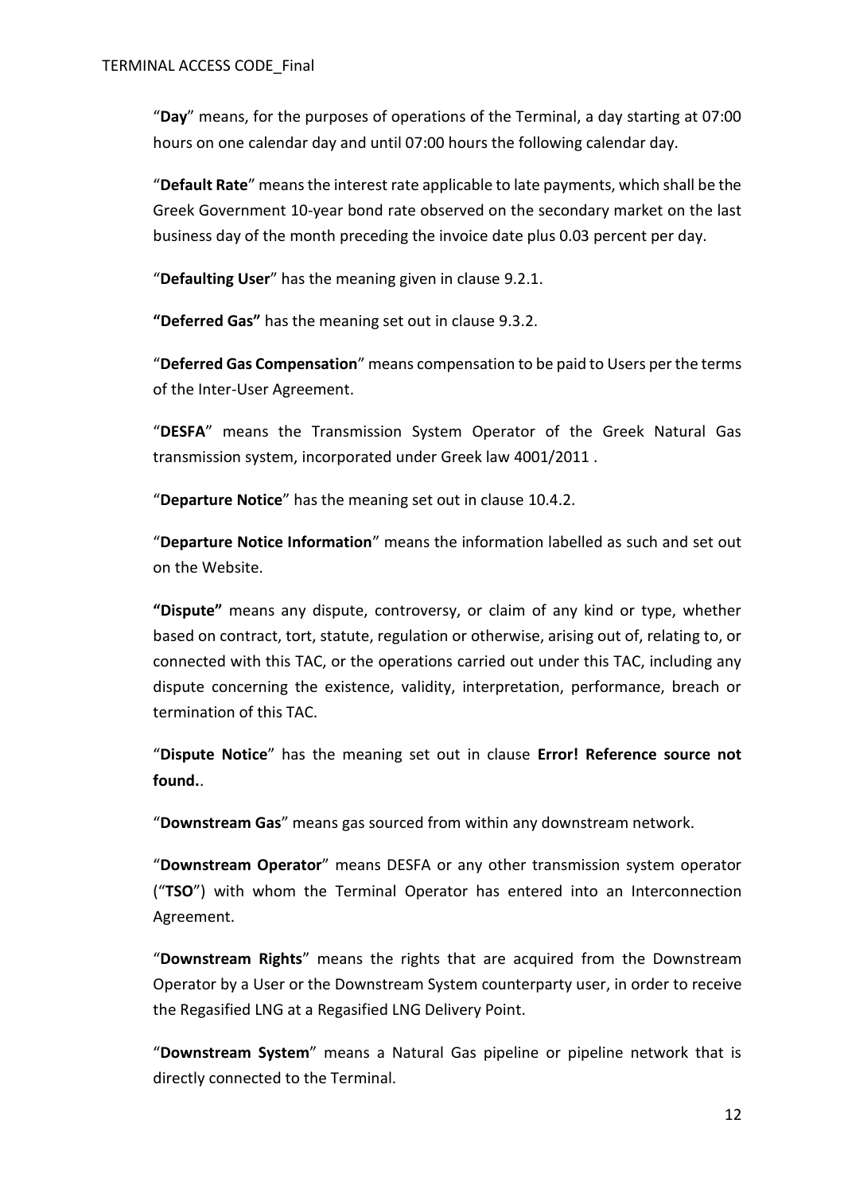"**Day**" means, for the purposes of operations of the Terminal, a day starting at 07:00 hours on one calendar day and until 07:00 hours the following calendar day.

"**Default Rate**" means the interest rate applicable to late payments, which shall be the Greek Government 10-year bond rate observed on the secondary market on the last business day of the month preceding the invoice date plus 0.03 percent per day.

"**Defaulting User**" has the meaning given in clause 9.2.1.

**"Deferred Gas"** has the meaning set out in clause 9.3.2.

"**Deferred Gas Compensation**" means compensation to be paid to Users per the terms of the Inter-User Agreement.

"**DESFA**" means the Transmission System Operator of the Greek Natural Gas transmission system, incorporated under Greek law 4001/2011 .

"**Departure Notice**" has the meaning set out in clause 10.4.2.

"**Departure Notice Information**" means the information labelled as such and set out on the Website.

**"Dispute"** means any dispute, controversy, or claim of any kind or type, whether based on contract, tort, statute, regulation or otherwise, arising out of, relating to, or connected with this TAC, or the operations carried out under this TAC, including any dispute concerning the existence, validity, interpretation, performance, breach or termination of this TAC.

"**Dispute Notice**" has the meaning set out in clause **Error! Reference source not found.**.

"**Downstream Gas**" means gas sourced from within any downstream network.

"**Downstream Operator**" means DESFA or any other transmission system operator ("**TSO**") with whom the Terminal Operator has entered into an Interconnection Agreement.

"**Downstream Rights**" means the rights that are acquired from the Downstream Operator by a User or the Downstream System counterparty user, in order to receive the Regasified LNG at a Regasified LNG Delivery Point.

"**Downstream System**" means a Natural Gas pipeline or pipeline network that is directly connected to the Terminal.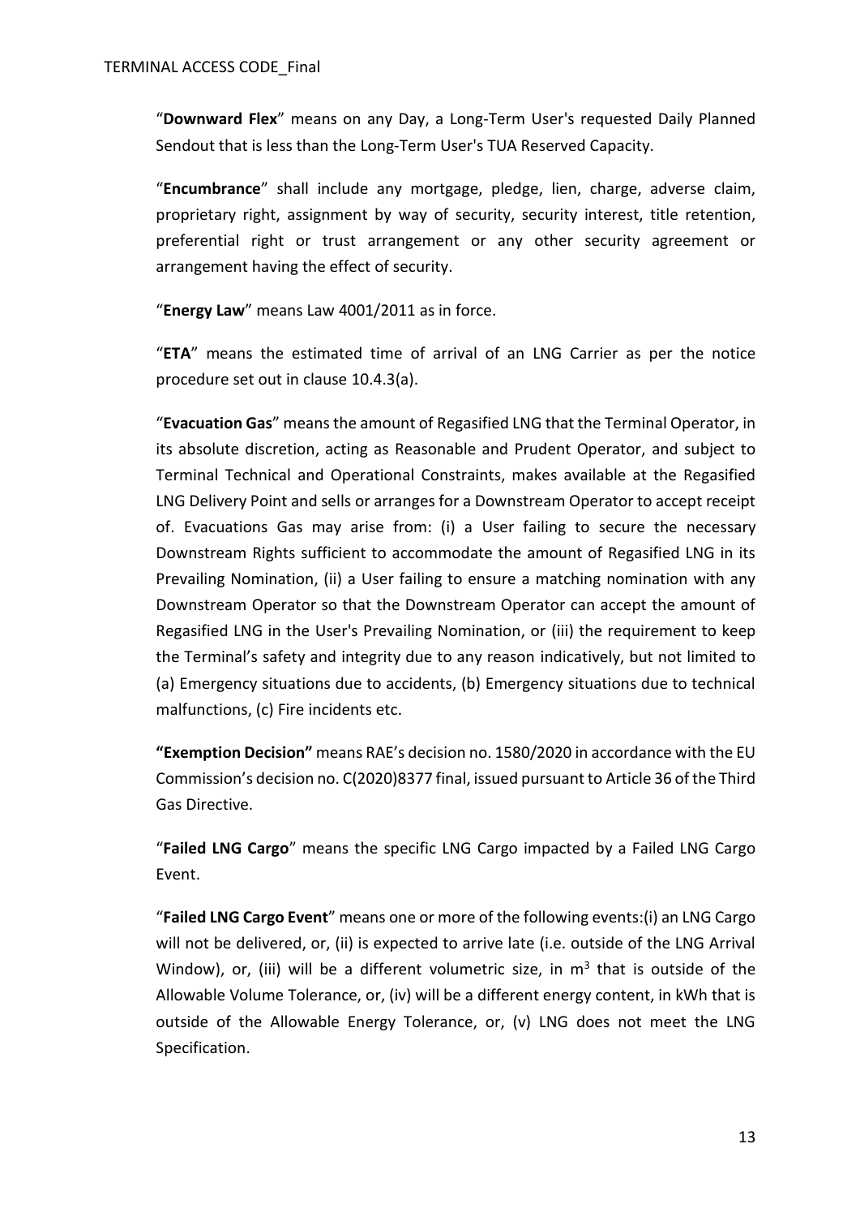"**Downward Flex**" means on any Day, a Long-Term User's requested Daily Planned Sendout that is less than the Long-Term User's TUA Reserved Capacity.

"**Encumbrance**" shall include any mortgage, pledge, lien, charge, adverse claim, proprietary right, assignment by way of security, security interest, title retention, preferential right or trust arrangement or any other security agreement or arrangement having the effect of security.

"**Energy Law**" means Law 4001/2011 as in force.

"**ETA**" means the estimated time of arrival of an LNG Carrier as per the notice procedure set out in clause 10.4.3(a).

"**Evacuation Gas**" means the amount of Regasified LNG that the Terminal Operator, in its absolute discretion, acting as Reasonable and Prudent Operator, and subject to Terminal Technical and Operational Constraints, makes available at the Regasified LNG Delivery Point and sells or arranges for a Downstream Operator to accept receipt of. Evacuations Gas may arise from: (i) a User failing to secure the necessary Downstream Rights sufficient to accommodate the amount of Regasified LNG in its Prevailing Nomination, (ii) a User failing to ensure a matching nomination with any Downstream Operator so that the Downstream Operator can accept the amount of Regasified LNG in the User's Prevailing Nomination, or (iii) the requirement to keep the Terminal's safety and integrity due to any reason indicatively, but not limited to (a) Emergency situations due to accidents, (b) Emergency situations due to technical malfunctions, (c) Fire incidents etc.

**"Exemption Decision"** means RAE's decision no. 1580/2020 in accordance with the EU Commission's decision no. C(2020)8377 final, issued pursuant to Article 36 of the Third Gas Directive.

"**Failed LNG Cargo**" means the specific LNG Cargo impacted by a Failed LNG Cargo Event.

"**Failed LNG Cargo Event**" means one or more of the following events:(i) an LNG Cargo will not be delivered, or, (ii) is expected to arrive late (i.e. outside of the LNG Arrival Window), or, (iii) will be a different volumetric size, in $m^3$ that is outside of the Allowable Volume Tolerance, or, (iv) will be a different energy content, in kWh that is outside of the Allowable Energy Tolerance, or, (v) LNG does not meet the LNG Specification.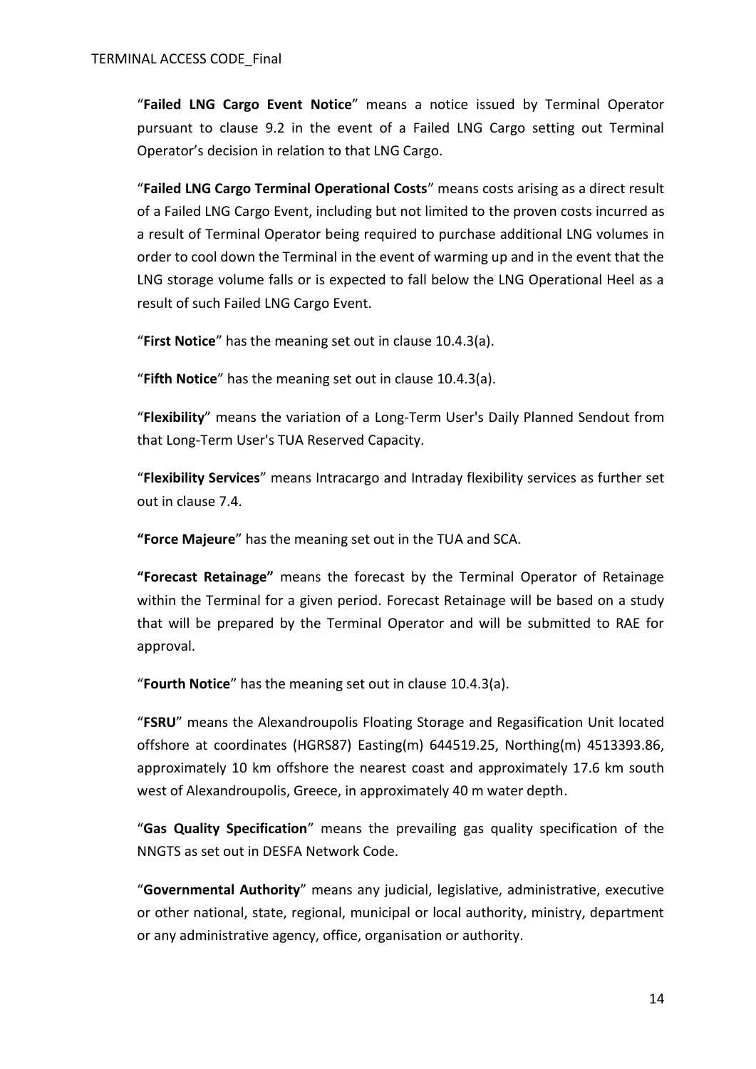"**Failed LNG Cargo Event Notice**" means a notice issued by Terminal Operator pursuant to clause 9.2 in the event of a Failed LNG Cargo setting out Terminal Operator's decision in relation to that LNG Cargo.

"**Failed LNG Cargo Terminal Operational Costs**" means costs arising as a direct result of a Failed LNG Cargo Event, including but not limited to the proven costs incurred as a result of Terminal Operator being required to purchase additional LNG volumes in order to cool down the Terminal in the event of warming up and in the event that the LNG storage volume falls or is expected to fall below the LNG Operational Heel as a result of such Failed LNG Cargo Event.

"**First Notice**" has the meaning set out in clause 10.4.3(a).

"**Fifth Notice**" has the meaning set out in clause 10.4.3(a).

"**Flexibility**" means the variation of a Long-Term User's Daily Planned Sendout from that Long-Term User's TUA Reserved Capacity.

"**Flexibility Services**" means Intracargo and Intraday flexibility services as further set out in clause 7.4.

**"Force Majeure**" has the meaning set out in the TUA and SCA.

**"Forecast Retainage"** means the forecast by the Terminal Operator of Retainage within the Terminal for a given period. Forecast Retainage will be based on a study that will be prepared by the Terminal Operator and will be submitted to RAE for approval.

"**Fourth Notice**" has the meaning set out in clause 10.4.3(a).

"**FSRU**" means the Alexandroupolis Floating Storage and Regasification Unit located offshore at coordinates (HGRS87) Easting(m) 644519.25, Northing(m) 4513393.86, approximately 10 km offshore the nearest coast and approximately 17.6 km south west of Alexandroupolis, Greece, in approximately 40 m water depth.

"**Gas Quality Specification**" means the prevailing gas quality specification of the NNGTS as set out in DESFA Network Code.

"**Governmental Authority**" means any judicial, legislative, administrative, executive or other national, state, regional, municipal or local authority, ministry, department or any administrative agency, office, organisation or authority.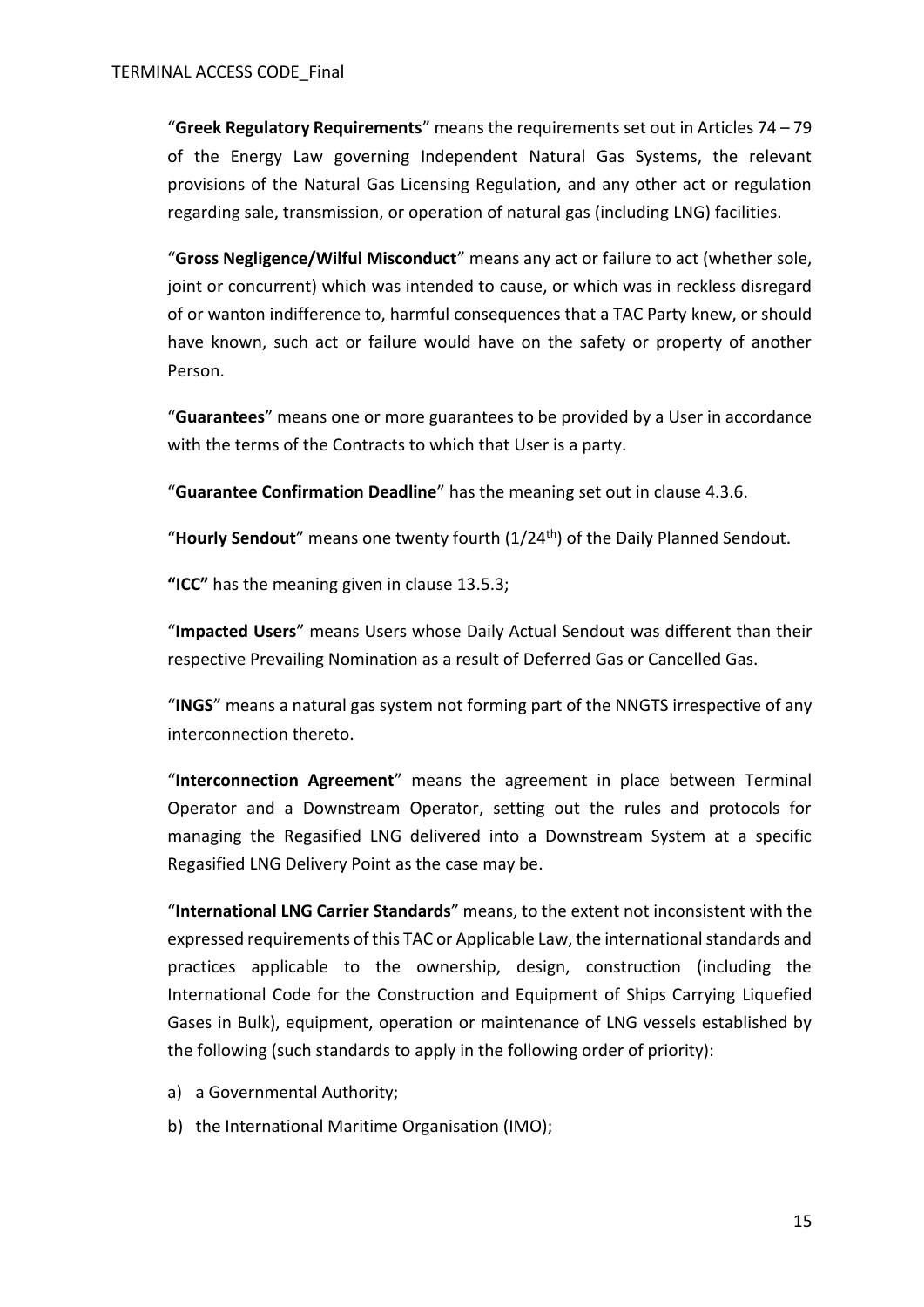"**Greek Regulatory Requirements**" means the requirements set out in Articles 74 – 79 of the Energy Law governing Independent Natural Gas Systems, the relevant provisions of the Natural Gas Licensing Regulation, and any other act or regulation regarding sale, transmission, or operation of natural gas (including LNG) facilities.

"**Gross Negligence/Wilful Misconduct**" means any act or failure to act (whether sole, joint or concurrent) which was intended to cause, or which was in reckless disregard of or wanton indifference to, harmful consequences that a TAC Party knew, or should have known, such act or failure would have on the safety or property of another Person.

"**Guarantees**" means one or more guarantees to be provided by a User in accordance with the terms of the Contracts to which that User is a party.

"**Guarantee Confirmation Deadline**" has the meaning set out in clause 4.3.6.

"**Hourly Sendout**" means one twenty fourth (1/24th) of the Daily Planned Sendout.

**"ICC"** has the meaning given in clause 13.5.3;

"**Impacted Users**" means Users whose Daily Actual Sendout was different than their respective Prevailing Nomination as a result of Deferred Gas or Cancelled Gas.

"**INGS**" means a natural gas system not forming part of the NNGTS irrespective of any interconnection thereto.

"**Interconnection Agreement**" means the agreement in place between Terminal Operator and a Downstream Operator, setting out the rules and protocols for managing the Regasified LNG delivered into a Downstream System at a specific Regasified LNG Delivery Point as the case may be.

"**International LNG Carrier Standards**" means, to the extent not inconsistent with the expressed requirements of this TAC or Applicable Law, the international standards and practices applicable to the ownership, design, construction (including the International Code for the Construction and Equipment of Ships Carrying Liquefied Gases in Bulk), equipment, operation or maintenance of LNG vessels established by the following (such standards to apply in the following order of priority):

a) a Governmental Authority;
b) the International Maritime Organisation (IMO);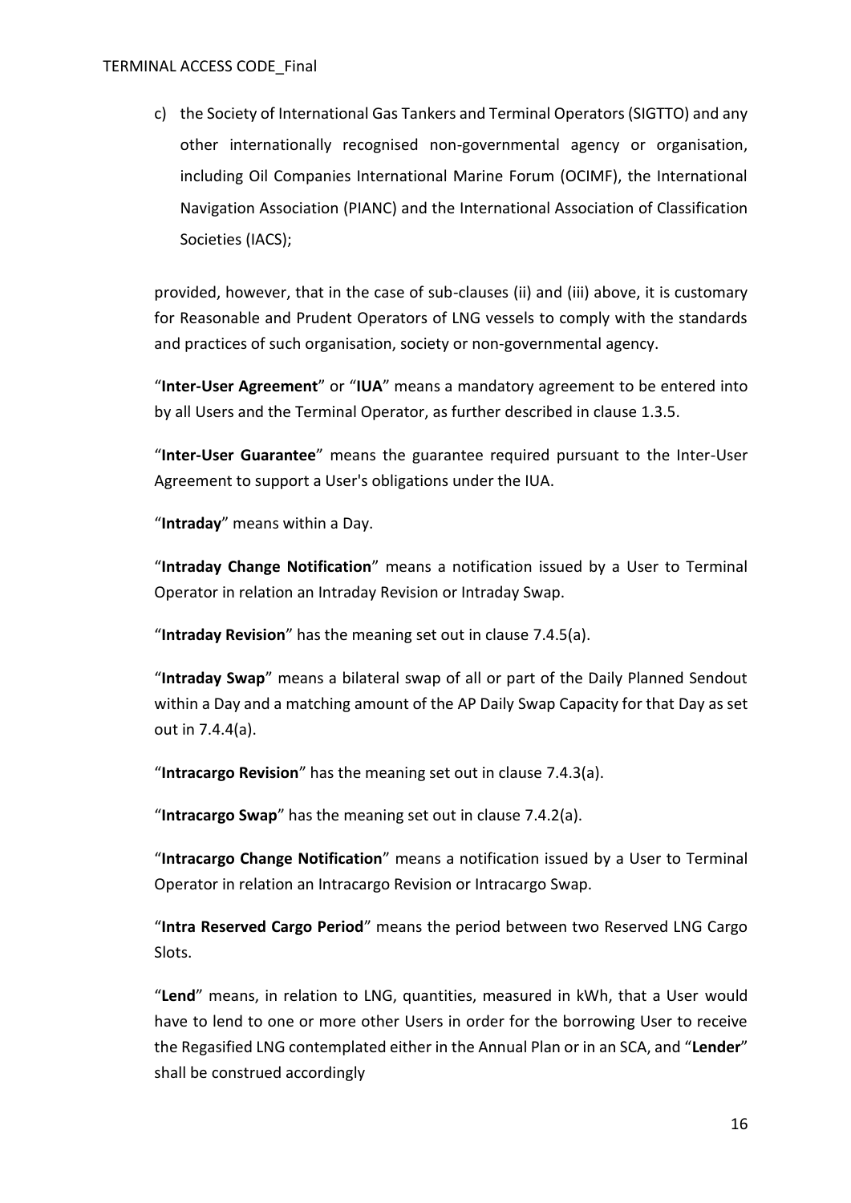c) the Society of International Gas Tankers and Terminal Operators (SIGTTO) and any other internationally recognised non-governmental agency or organisation, including Oil Companies International Marine Forum (OCIMF), the International Navigation Association (PIANC) and the International Association of Classification Societies (IACS);

provided, however, that in the case of sub-clauses (ii) and (iii) above, it is customary for Reasonable and Prudent Operators of LNG vessels to comply with the standards and practices of such organisation, society or non-governmental agency.

"**Inter-User Agreement**" or "**IUA**" means a mandatory agreement to be entered into by all Users and the Terminal Operator, as further described in clause 1.3.5.

"**Inter-User Guarantee**" means the guarantee required pursuant to the Inter-User Agreement to support a User's obligations under the IUA.

"**Intraday**" means within a Day.

"**Intraday Change Notification**" means a notification issued by a User to Terminal Operator in relation an Intraday Revision or Intraday Swap.

"**Intraday Revision**" has the meaning set out in clause 7.4.5(a).

"**Intraday Swap**" means a bilateral swap of all or part of the Daily Planned Sendout within a Day and a matching amount of the AP Daily Swap Capacity for that Day as set out in 7.4.4(a).

"**Intracargo Revision**" has the meaning set out in clause 7.4.3(a).

"**Intracargo Swap**" has the meaning set out in clause 7.4.2(a).

"**Intracargo Change Notification**" means a notification issued by a User to Terminal Operator in relation an Intracargo Revision or Intracargo Swap.

"**Intra Reserved Cargo Period**" means the period between two Reserved LNG Cargo Slots.

"**Lend**" means, in relation to LNG, quantities, measured in kWh, that a User would have to lend to one or more other Users in order for the borrowing User to receive the Regasified LNG contemplated either in the Annual Plan or in an SCA, and "**Lender**" shall be construed accordingly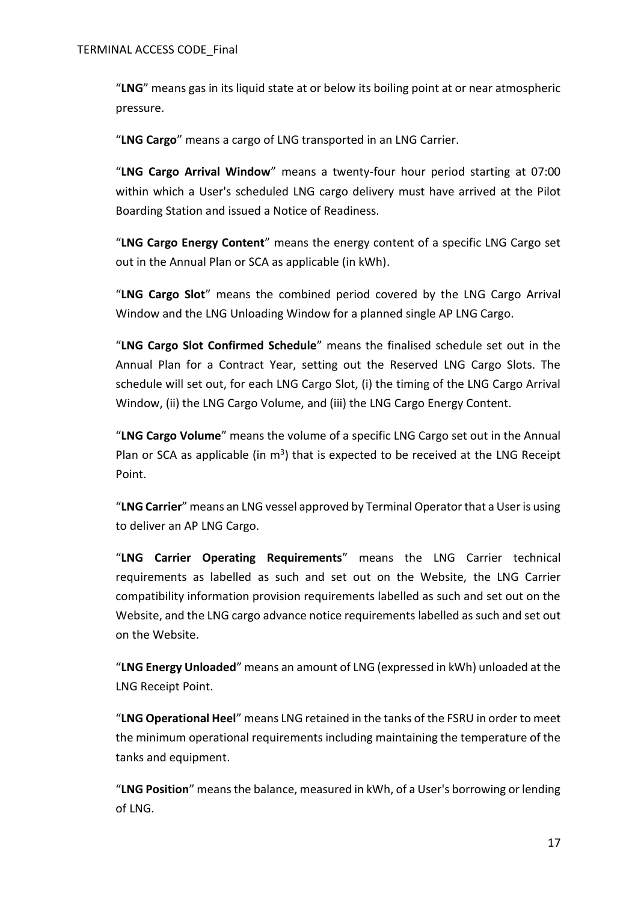"**LNG**" means gas in its liquid state at or below its boiling point at or near atmospheric pressure.

"**LNG Cargo**" means a cargo of LNG transported in an LNG Carrier.

"**LNG Cargo Arrival Window**" means a twenty-four hour period starting at 07:00 within which a User's scheduled LNG cargo delivery must have arrived at the Pilot Boarding Station and issued a Notice of Readiness.

"**LNG Cargo Energy Content**" means the energy content of a specific LNG Cargo set out in the Annual Plan or SCA as applicable (in kWh).

"**LNG Cargo Slot**" means the combined period covered by the LNG Cargo Arrival Window and the LNG Unloading Window for a planned single AP LNG Cargo.

"**LNG Cargo Slot Confirmed Schedule**" means the finalised schedule set out in the Annual Plan for a Contract Year, setting out the Reserved LNG Cargo Slots. The schedule will set out, for each LNG Cargo Slot, (i) the timing of the LNG Cargo Arrival Window, (ii) the LNG Cargo Volume, and (iii) the LNG Cargo Energy Content.

"**LNG Cargo Volume**" means the volume of a specific LNG Cargo set out in the Annual Plan or SCA as applicable (in $m^3$) that is expected to be received at the LNG Receipt Point.

"**LNG Carrier**" means an LNG vessel approved by Terminal Operator that a User is using to deliver an AP LNG Cargo.

"**LNG Carrier Operating Requirements**" means the LNG Carrier technical requirements as labelled as such and set out on the Website, the LNG Carrier compatibility information provision requirements labelled as such and set out on the Website, and the LNG cargo advance notice requirements labelled as such and set out on the Website.

"**LNG Energy Unloaded**" means an amount of LNG (expressed in kWh) unloaded at the LNG Receipt Point.

"**LNG Operational Heel**" means LNG retained in the tanks of the FSRU in order to meet the minimum operational requirements including maintaining the temperature of the tanks and equipment.

"**LNG Position**" means the balance, measured in kWh, of a User's borrowing or lending of LNG.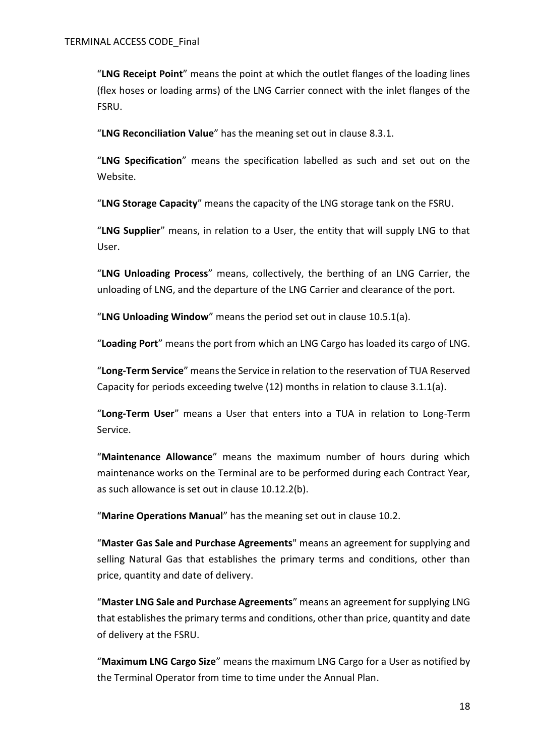"**LNG Receipt Point**" means the point at which the outlet flanges of the loading lines (flex hoses or loading arms) of the LNG Carrier connect with the inlet flanges of the FSRU.

"**LNG Reconciliation Value**" has the meaning set out in clause 8.3.1.

"**LNG Specification**" means the specification labelled as such and set out on the Website.

"**LNG Storage Capacity**" means the capacity of the LNG storage tank on the FSRU.

"**LNG Supplier**" means, in relation to a User, the entity that will supply LNG to that User.

"**LNG Unloading Process**" means, collectively, the berthing of an LNG Carrier, the unloading of LNG, and the departure of the LNG Carrier and clearance of the port.

"**LNG Unloading Window**" means the period set out in clause 10.5.1(a).

"**Loading Port**" means the port from which an LNG Cargo has loaded its cargo of LNG.

"**Long-Term Service**" means the Service in relation to the reservation of TUA Reserved Capacity for periods exceeding twelve (12) months in relation to clause 3.1.1(a).

"**Long-Term User**" means a User that enters into a TUA in relation to Long-Term Service.

"**Maintenance Allowance**" means the maximum number of hours during which maintenance works on the Terminal are to be performed during each Contract Year, as such allowance is set out in clause 10.12.2(b).

"**Marine Operations Manual**" has the meaning set out in clause 10.2.

"**Master Gas Sale and Purchase Agreements**" means an agreement for supplying and selling Natural Gas that establishes the primary terms and conditions, other than price, quantity and date of delivery.

"**Master LNG Sale and Purchase Agreements**" means an agreement for supplying LNG that establishes the primary terms and conditions, other than price, quantity and date of delivery at the FSRU.

"**Maximum LNG Cargo Size**" means the maximum LNG Cargo for a User as notified by the Terminal Operator from time to time under the Annual Plan.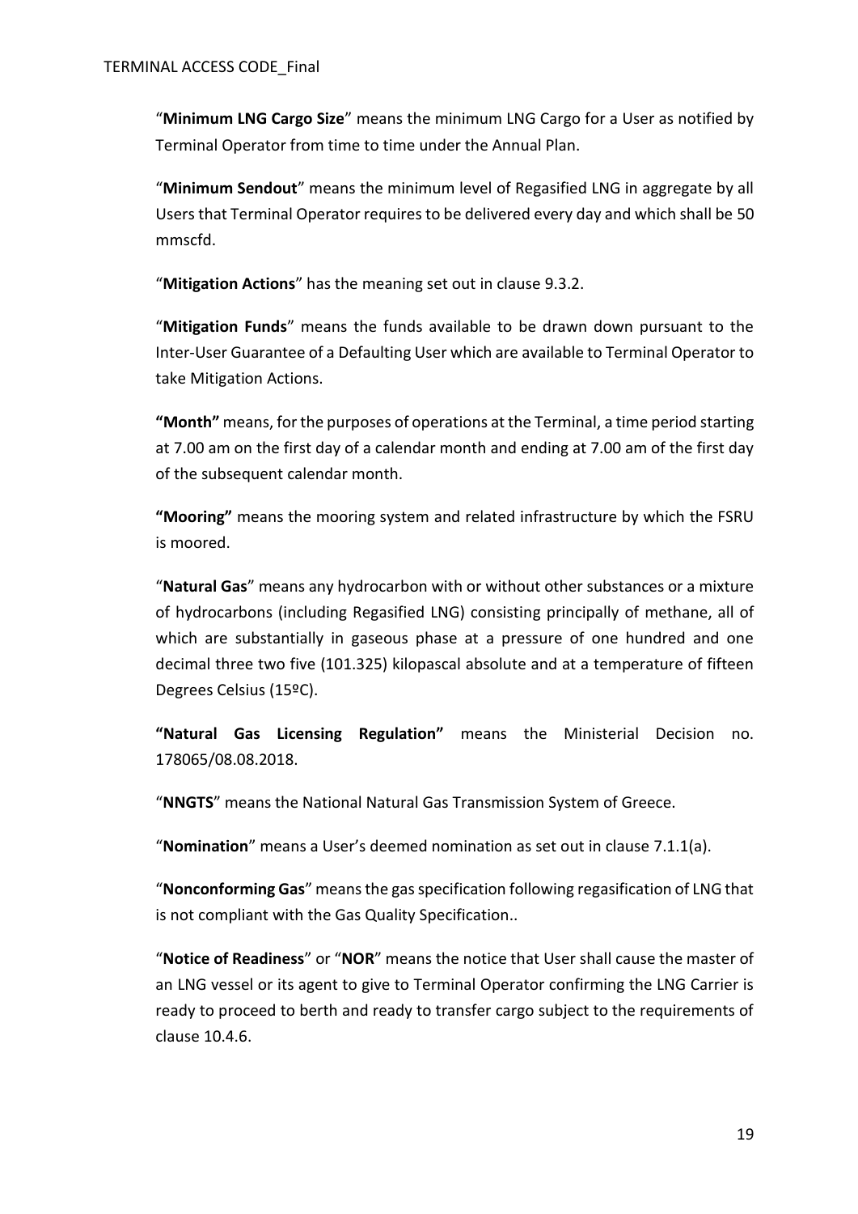"**Minimum LNG Cargo Size**" means the minimum LNG Cargo for a User as notified by Terminal Operator from time to time under the Annual Plan.

"**Minimum Sendout**" means the minimum level of Regasified LNG in aggregate by all Users that Terminal Operator requires to be delivered every day and which shall be 50 mmscfd.

"**Mitigation Actions**" has the meaning set out in clause 9.3.2.

"**Mitigation Funds**" means the funds available to be drawn down pursuant to the Inter-User Guarantee of a Defaulting User which are available to Terminal Operator to take Mitigation Actions.

**"Month"** means, for the purposes of operations at the Terminal, a time period starting at 7.00 am on the first day of a calendar month and ending at 7.00 am of the first day of the subsequent calendar month.

**"Mooring"** means the mooring system and related infrastructure by which the FSRU is moored.

"**Natural Gas**" means any hydrocarbon with or without other substances or a mixture of hydrocarbons (including Regasified LNG) consisting principally of methane, all of which are substantially in gaseous phase at a pressure of one hundred and one decimal three two five (101.325) kilopascal absolute and at a temperature of fifteen Degrees Celsius (15ºC).

**"Natural Gas Licensing Regulation"** means the Ministerial Decision no. 178065/08.08.2018.

"**NNGTS**" means the National Natural Gas Transmission System of Greece.

"**Nomination**" means a User's deemed nomination as set out in clause 7.1.1(a).

"**Nonconforming Gas**" means the gas specification following regasification of LNG that is not compliant with the Gas Quality Specification..

"**Notice of Readiness**" or "**NOR**" means the notice that User shall cause the master of an LNG vessel or its agent to give to Terminal Operator confirming the LNG Carrier is ready to proceed to berth and ready to transfer cargo subject to the requirements of clause 10.4.6.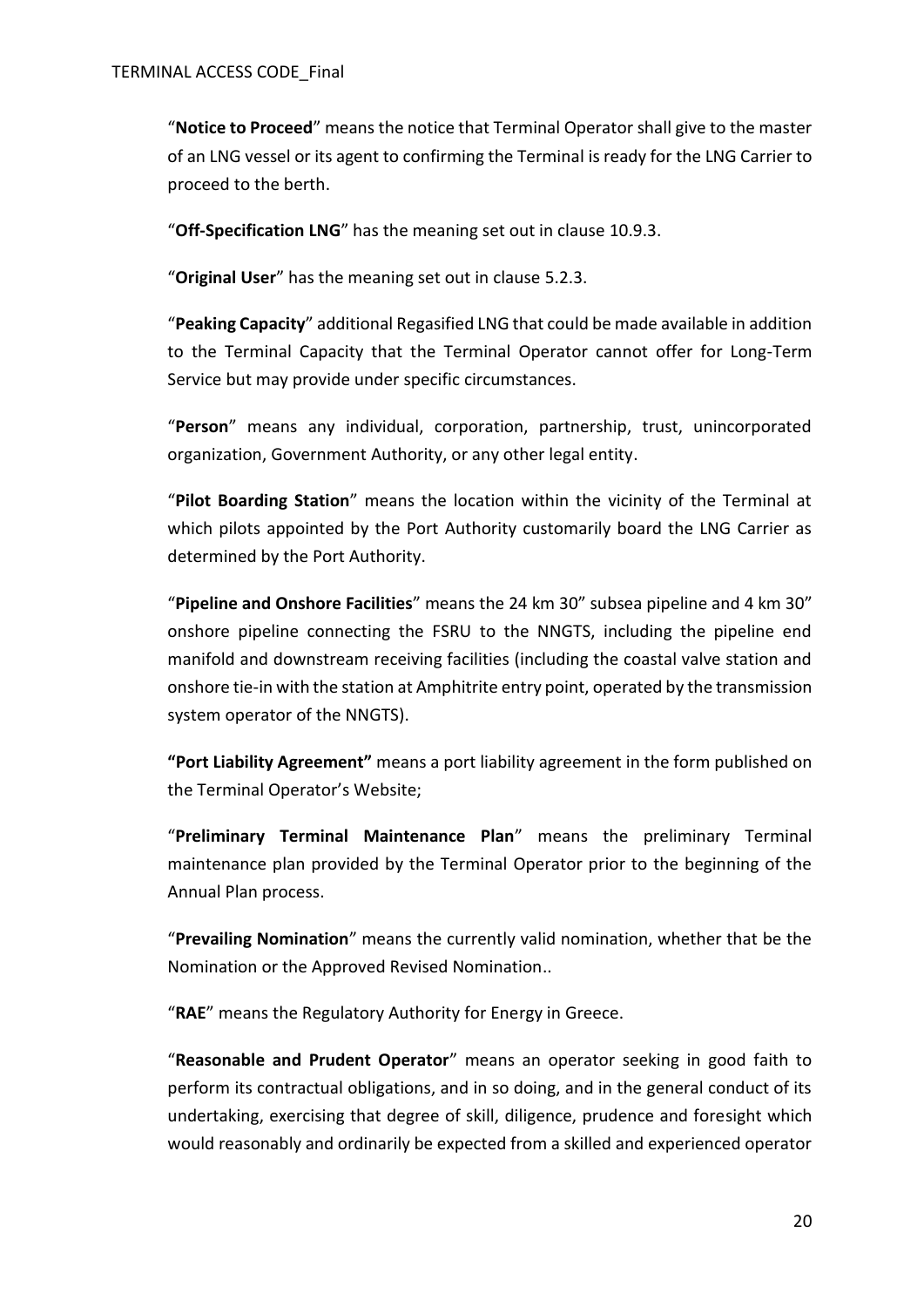"**Notice to Proceed**" means the notice that Terminal Operator shall give to the master of an LNG vessel or its agent to confirming the Terminal is ready for the LNG Carrier to proceed to the berth.

"**Off-Specification LNG**" has the meaning set out in clause 10.9.3.

"**Original User**" has the meaning set out in clause 5.2.3.

"**Peaking Capacity**" additional Regasified LNG that could be made available in addition to the Terminal Capacity that the Terminal Operator cannot offer for Long-Term Service but may provide under specific circumstances.

"**Person**" means any individual, corporation, partnership, trust, unincorporated organization, Government Authority, or any other legal entity.

"**Pilot Boarding Station**" means the location within the vicinity of the Terminal at which pilots appointed by the Port Authority customarily board the LNG Carrier as determined by the Port Authority.

"**Pipeline and Onshore Facilities**" means the 24 km 30" subsea pipeline and 4 km 30" onshore pipeline connecting the FSRU to the NNGTS, including the pipeline end manifold and downstream receiving facilities (including the coastal valve station and onshore tie-in with the station at Amphitrite entry point, operated by the transmission system operator of the NNGTS).

**"Port Liability Agreement"** means a port liability agreement in the form published on the Terminal Operator's Website;

"**Preliminary Terminal Maintenance Plan**" means the preliminary Terminal maintenance plan provided by the Terminal Operator prior to the beginning of the Annual Plan process.

"**Prevailing Nomination**" means the currently valid nomination, whether that be the Nomination or the Approved Revised Nomination..

"**RAE**" means the Regulatory Authority for Energy in Greece.

"**Reasonable and Prudent Operator**" means an operator seeking in good faith to perform its contractual obligations, and in so doing, and in the general conduct of its undertaking, exercising that degree of skill, diligence, prudence and foresight which would reasonably and ordinarily be expected from a skilled and experienced operator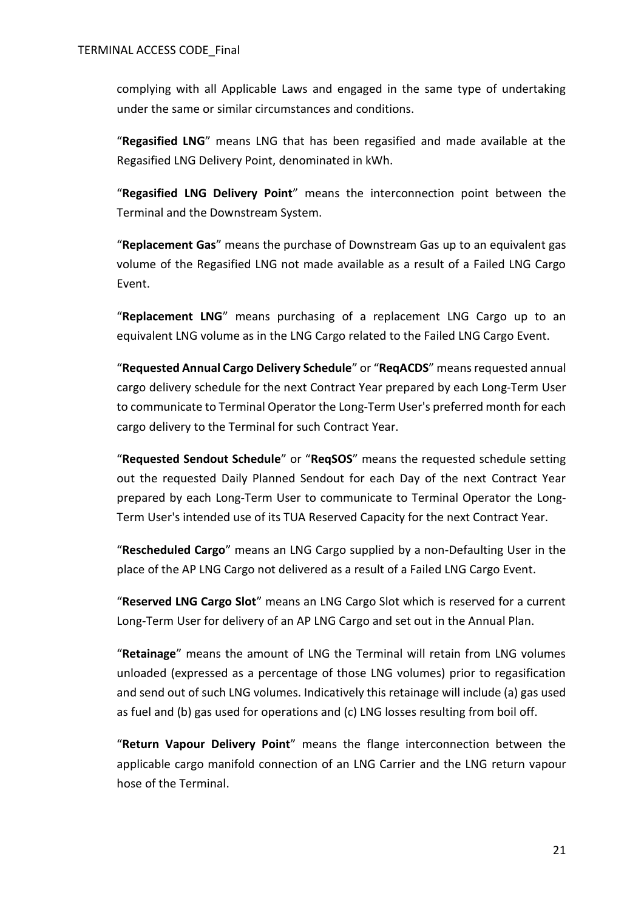complying with all Applicable Laws and engaged in the same type of undertaking under the same or similar circumstances and conditions.

“**Regasified LNG**” means LNG that has been regasified and made available at the Regasified LNG Delivery Point, denominated in kWh.

“**Regasified LNG Delivery Point**” means the interconnection point between the Terminal and the Downstream System.

“**Replacement Gas**” means the purchase of Downstream Gas up to an equivalent gas volume of the Regasified LNG not made available as a result of a Failed LNG Cargo Event.

“**Replacement LNG**” means purchasing of a replacement LNG Cargo up to an equivalent LNG volume as in the LNG Cargo related to the Failed LNG Cargo Event.

“**Requested Annual Cargo Delivery Schedule**” or “**ReqACDS**” means requested annual cargo delivery schedule for the next Contract Year prepared by each Long-Term User to communicate to Terminal Operator the Long-Term User's preferred month for each cargo delivery to the Terminal for such Contract Year.

“**Requested Sendout Schedule**” or “**ReqSOS**” means the requested schedule setting out the requested Daily Planned Sendout for each Day of the next Contract Year prepared by each Long-Term User to communicate to Terminal Operator the Long-Term User's intended use of its TUA Reserved Capacity for the next Contract Year.

“**Rescheduled Cargo**” means an LNG Cargo supplied by a non-Defaulting User in the place of the AP LNG Cargo not delivered as a result of a Failed LNG Cargo Event.

“**Reserved LNG Cargo Slot**” means an LNG Cargo Slot which is reserved for a current Long-Term User for delivery of an AP LNG Cargo and set out in the Annual Plan.

“**Retainage**” means the amount of LNG the Terminal will retain from LNG volumes unloaded (expressed as a percentage of those LNG volumes) prior to regasification and send out of such LNG volumes. Indicatively this retainage will include (a) gas used as fuel and (b) gas used for operations and (c) LNG losses resulting from boil off.

“**Return Vapour Delivery Point**” means the flange interconnection between the applicable cargo manifold connection of an LNG Carrier and the LNG return vapour hose of the Terminal.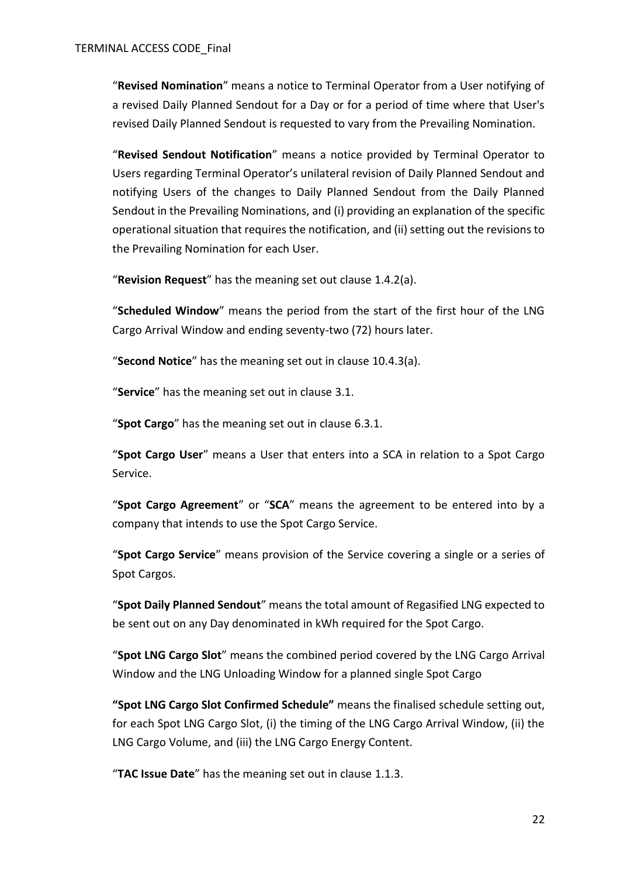"**Revised Nomination**" means a notice to Terminal Operator from a User notifying of a revised Daily Planned Sendout for a Day or for a period of time where that User's revised Daily Planned Sendout is requested to vary from the Prevailing Nomination.

"**Revised Sendout Notification**" means a notice provided by Terminal Operator to Users regarding Terminal Operator's unilateral revision of Daily Planned Sendout and notifying Users of the changes to Daily Planned Sendout from the Daily Planned Sendout in the Prevailing Nominations, and (i) providing an explanation of the specific operational situation that requires the notification, and (ii) setting out the revisions to the Prevailing Nomination for each User.

"**Revision Request**" has the meaning set out clause 1.4.2(a).

"**Scheduled Window**" means the period from the start of the first hour of the LNG Cargo Arrival Window and ending seventy-two (72) hours later.

"**Second Notice**" has the meaning set out in clause 10.4.3(a).

"**Service**" has the meaning set out in clause 3.1.

"**Spot Cargo**" has the meaning set out in clause 6.3.1.

"**Spot Cargo User**" means a User that enters into a SCA in relation to a Spot Cargo Service.

"**Spot Cargo Agreement**" or "**SCA**" means the agreement to be entered into by a company that intends to use the Spot Cargo Service.

"**Spot Cargo Service**" means provision of the Service covering a single or a series of Spot Cargos.

"**Spot Daily Planned Sendout**" means the total amount of Regasified LNG expected to be sent out on any Day denominated in kWh required for the Spot Cargo.

"**Spot LNG Cargo Slot**" means the combined period covered by the LNG Cargo Arrival Window and the LNG Unloading Window for a planned single Spot Cargo

**"Spot LNG Cargo Slot Confirmed Schedule"** means the finalised schedule setting out, for each Spot LNG Cargo Slot, (i) the timing of the LNG Cargo Arrival Window, (ii) the LNG Cargo Volume, and (iii) the LNG Cargo Energy Content.

"**TAC Issue Date**" has the meaning set out in clause 1.1.3.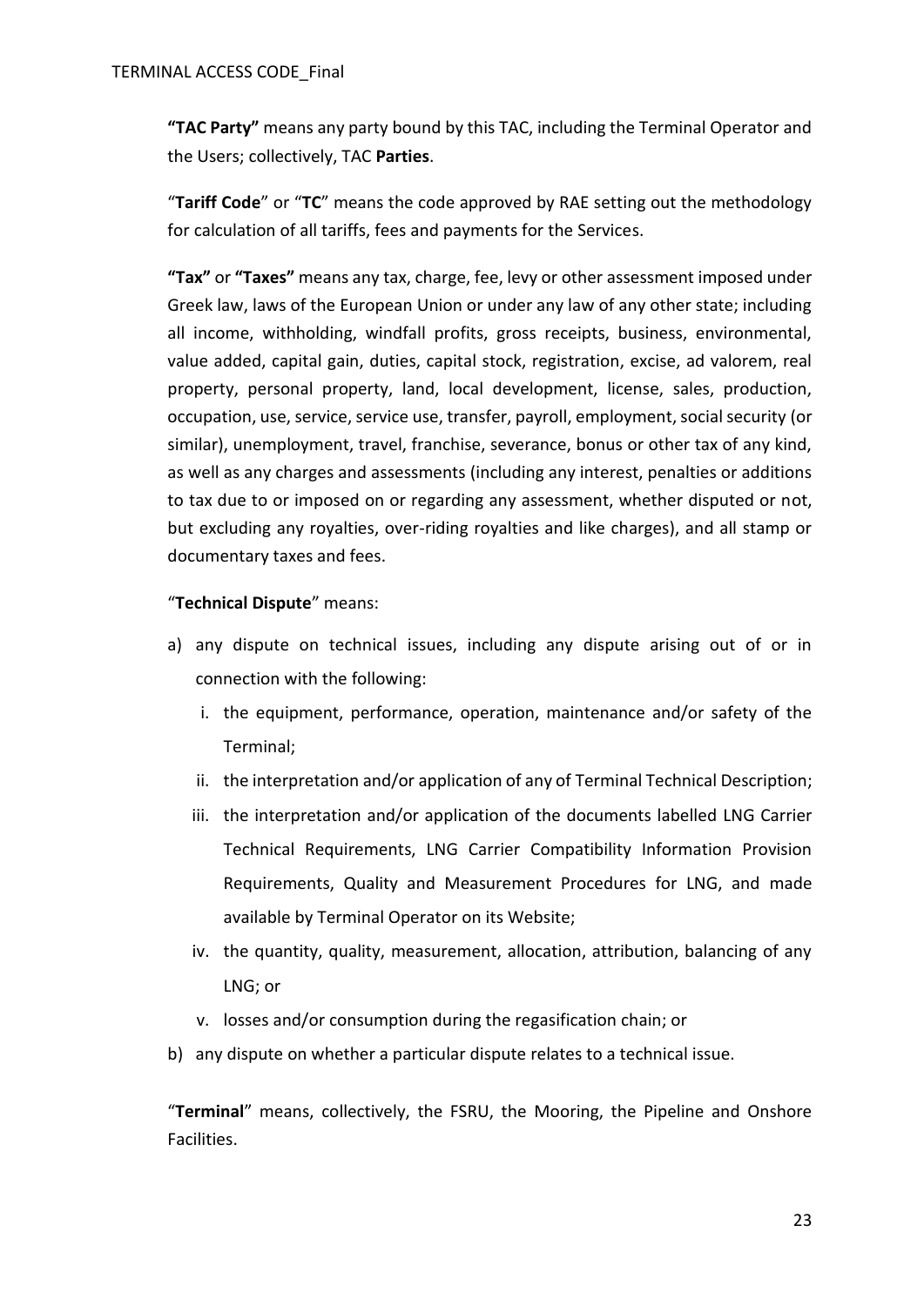**"TAC Party"** means any party bound by this TAC, including the Terminal Operator and the Users; collectively, TAC **Parties**.

"**Tariff Code**" or "**TC**" means the code approved by RAE setting out the methodology for calculation of all tariffs, fees and payments for the Services.

**"Tax"** or **"Taxes"** means any tax, charge, fee, levy or other assessment imposed under Greek law, laws of the European Union or under any law of any other state; including all income, withholding, windfall profits, gross receipts, business, environmental, value added, capital gain, duties, capital stock, registration, excise, ad valorem, real property, personal property, land, local development, license, sales, production, occupation, use, service, service use, transfer, payroll, employment, social security (or similar), unemployment, travel, franchise, severance, bonus or other tax of any kind, as well as any charges and assessments (including any interest, penalties or additions to tax due to or imposed on or regarding any assessment, whether disputed or not, but excluding any royalties, over-riding royalties and like charges), and all stamp or documentary taxes and fees.

"**Technical Dispute**" means:

a) any dispute on technical issues, including any dispute arising out of or in connection with the following:
   i. the equipment, performance, operation, maintenance and/or safety of the Terminal;
   ii. the interpretation and/or application of any of Terminal Technical Description;
   iii. the interpretation and/or application of the documents labelled LNG Carrier Technical Requirements, LNG Carrier Compatibility Information Provision Requirements, Quality and Measurement Procedures for LNG, and made available by Terminal Operator on its Website;
   iv. the quantity, quality, measurement, allocation, attribution, balancing of any LNG; or
   v. losses and/or consumption during the regasification chain; or
b) any dispute on whether a particular dispute relates to a technical issue.

"**Terminal**" means, collectively, the FSRU, the Mooring, the Pipeline and Onshore Facilities.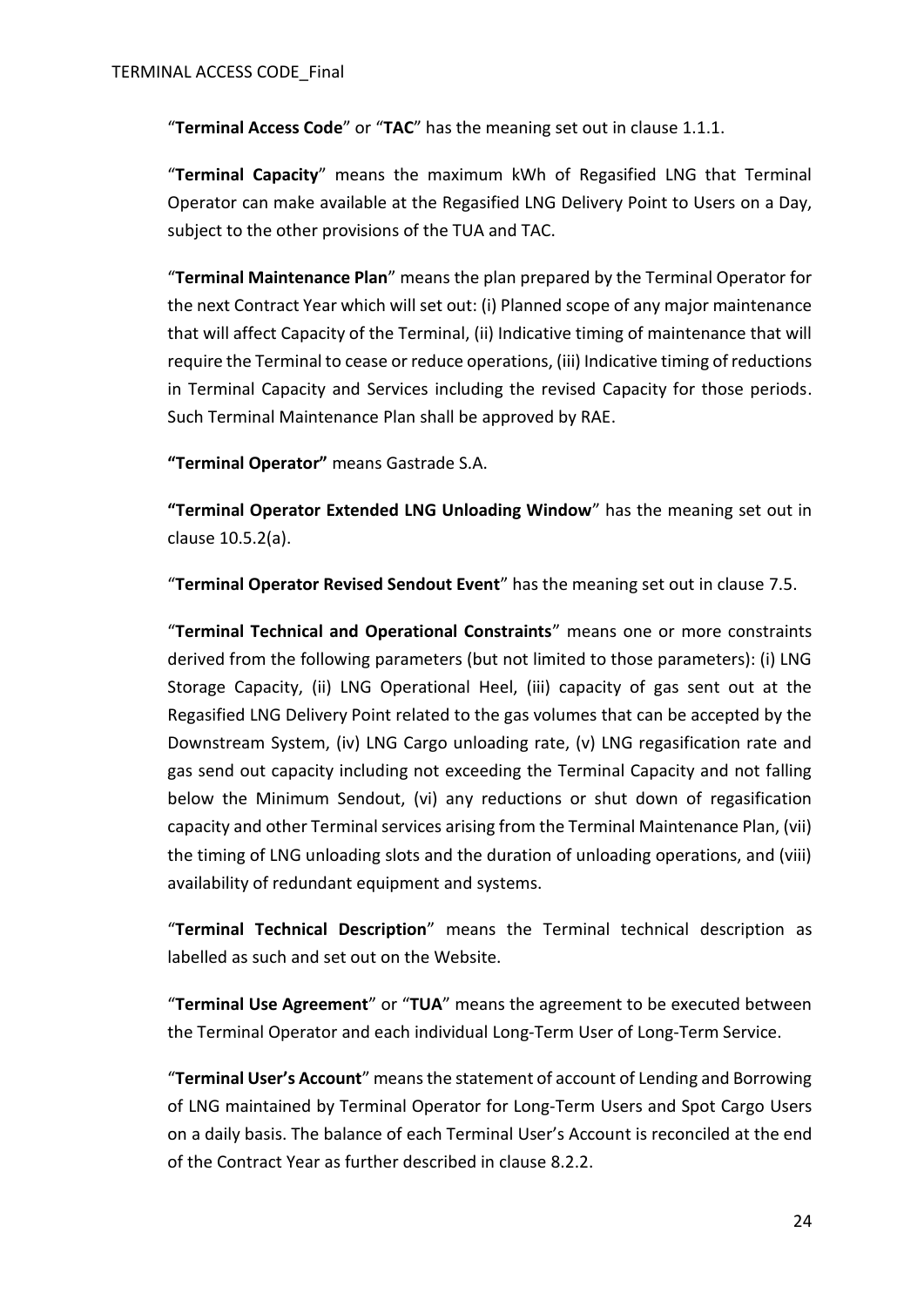"**Terminal Access Code**" or "**TAC**" has the meaning set out in clause 1.1.1.

"**Terminal Capacity**" means the maximum kWh of Regasified LNG that Terminal Operator can make available at the Regasified LNG Delivery Point to Users on a Day, subject to the other provisions of the TUA and TAC.

"**Terminal Maintenance Plan**" means the plan prepared by the Terminal Operator for the next Contract Year which will set out: (i) Planned scope of any major maintenance that will affect Capacity of the Terminal, (ii) Indicative timing of maintenance that will require the Terminal to cease or reduce operations, (iii) Indicative timing of reductions in Terminal Capacity and Services including the revised Capacity for those periods. Such Terminal Maintenance Plan shall be approved by RAE.

**"Terminal Operator"** means Gastrade S.A.

**"Terminal Operator Extended LNG Unloading Window**" has the meaning set out in clause 10.5.2(a).

"**Terminal Operator Revised Sendout Event**" has the meaning set out in clause 7.5.

"**Terminal Technical and Operational Constraints**" means one or more constraints derived from the following parameters (but not limited to those parameters): (i) LNG Storage Capacity, (ii) LNG Operational Heel, (iii) capacity of gas sent out at the Regasified LNG Delivery Point related to the gas volumes that can be accepted by the Downstream System, (iv) LNG Cargo unloading rate, (v) LNG regasification rate and gas send out capacity including not exceeding the Terminal Capacity and not falling below the Minimum Sendout, (vi) any reductions or shut down of regasification capacity and other Terminal services arising from the Terminal Maintenance Plan, (vii) the timing of LNG unloading slots and the duration of unloading operations, and (viii) availability of redundant equipment and systems.

"**Terminal Technical Description**" means the Terminal technical description as labelled as such and set out on the Website.

"**Terminal Use Agreement**" or "**TUA**" means the agreement to be executed between the Terminal Operator and each individual Long-Term User of Long-Term Service.

"**Terminal User's Account**" means the statement of account of Lending and Borrowing of LNG maintained by Terminal Operator for Long-Term Users and Spot Cargo Users on a daily basis. The balance of each Terminal User's Account is reconciled at the end of the Contract Year as further described in clause 8.2.2.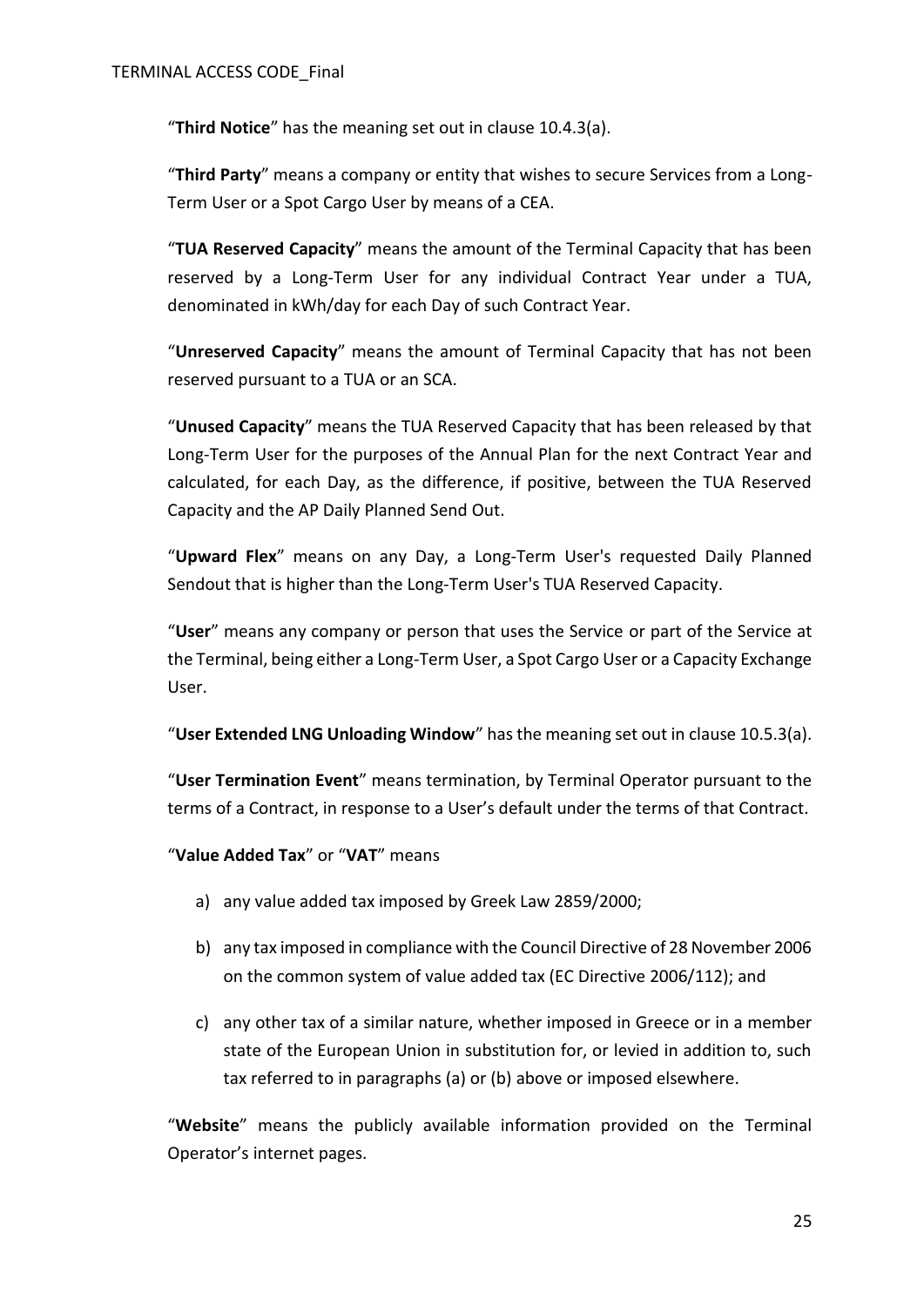“**Third Notice**” has the meaning set out in clause 10.4.3(a).

“**Third Party**” means a company or entity that wishes to secure Services from a Long-Term User or a Spot Cargo User by means of a CEA.

“**TUA Reserved Capacity**” means the amount of the Terminal Capacity that has been reserved by a Long-Term User for any individual Contract Year under a TUA, denominated in kWh/day for each Day of such Contract Year.

“**Unreserved Capacity**” means the amount of Terminal Capacity that has not been reserved pursuant to a TUA or an SCA.

“**Unused Capacity**” means the TUA Reserved Capacity that has been released by that Long-Term User for the purposes of the Annual Plan for the next Contract Year and calculated, for each Day, as the difference, if positive, between the TUA Reserved Capacity and the AP Daily Planned Send Out.

“**Upward Flex**” means on any Day, a Long-Term User's requested Daily Planned Sendout that is higher than the Long-Term User's TUA Reserved Capacity.

“**User**” means any company or person that uses the Service or part of the Service at the Terminal, being either a Long-Term User, a Spot Cargo User or a Capacity Exchange User.

“**User Extended LNG Unloading Window**” has the meaning set out in clause 10.5.3(a).

“**User Termination Event**” means termination, by Terminal Operator pursuant to the terms of a Contract, in response to a User’s default under the terms of that Contract.

“**Value Added Tax**” or “**VAT**” means

a) any value added tax imposed by Greek Law 2859/2000;

b) any tax imposed in compliance with the Council Directive of 28 November 2006 on the common system of value added tax (EC Directive 2006/112); and

c) any other tax of a similar nature, whether imposed in Greece or in a member state of the European Union in substitution for, or levied in addition to, such tax referred to in paragraphs (a) or (b) above or imposed elsewhere.

“**Website**” means the publicly available information provided on the Terminal Operator’s internet pages.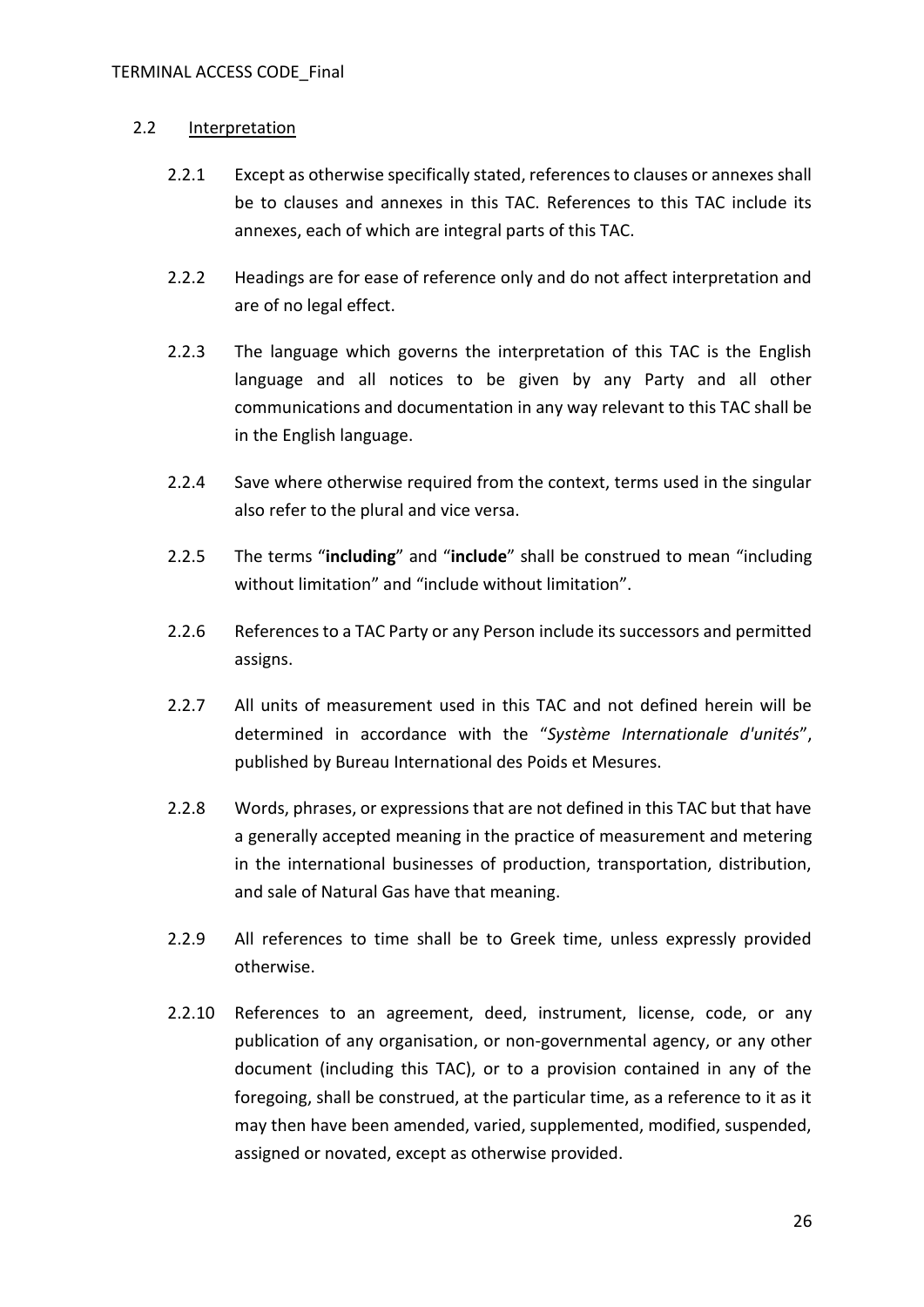## 2.2 Interpretation

2.2.1 Except as otherwise specifically stated, references to clauses or annexes shall be to clauses and annexes in this TAC. References to this TAC include its annexes, each of which are integral parts of this TAC.

2.2.2 Headings are for ease of reference only and do not affect interpretation and are of no legal effect.

2.2.3 The language which governs the interpretation of this TAC is the English language and all notices to be given by any Party and all other communications and documentation in any way relevant to this TAC shall be in the English language.

2.2.4 Save where otherwise required from the context, terms used in the singular also refer to the plural and vice versa.

2.2.5 The terms "**including**" and "**include**" shall be construed to mean "including without limitation" and "include without limitation".

2.2.6 References to a TAC Party or any Person include its successors and permitted assigns.

2.2.7 All units of measurement used in this TAC and not defined herein will be determined in accordance with the "*Système Internationale d'unités*", published by Bureau International des Poids et Mesures.

2.2.8 Words, phrases, or expressions that are not defined in this TAC but that have a generally accepted meaning in the practice of measurement and metering in the international businesses of production, transportation, distribution, and sale of Natural Gas have that meaning.

2.2.9 All references to time shall be to Greek time, unless expressly provided otherwise.

2.2.10 References to an agreement, deed, instrument, license, code, or any publication of any organisation, or non-governmental agency, or any other document (including this TAC), or to a provision contained in any of the foregoing, shall be construed, at the particular time, as a reference to it as it may then have been amended, varied, supplemented, modified, suspended, assigned or novated, except as otherwise provided.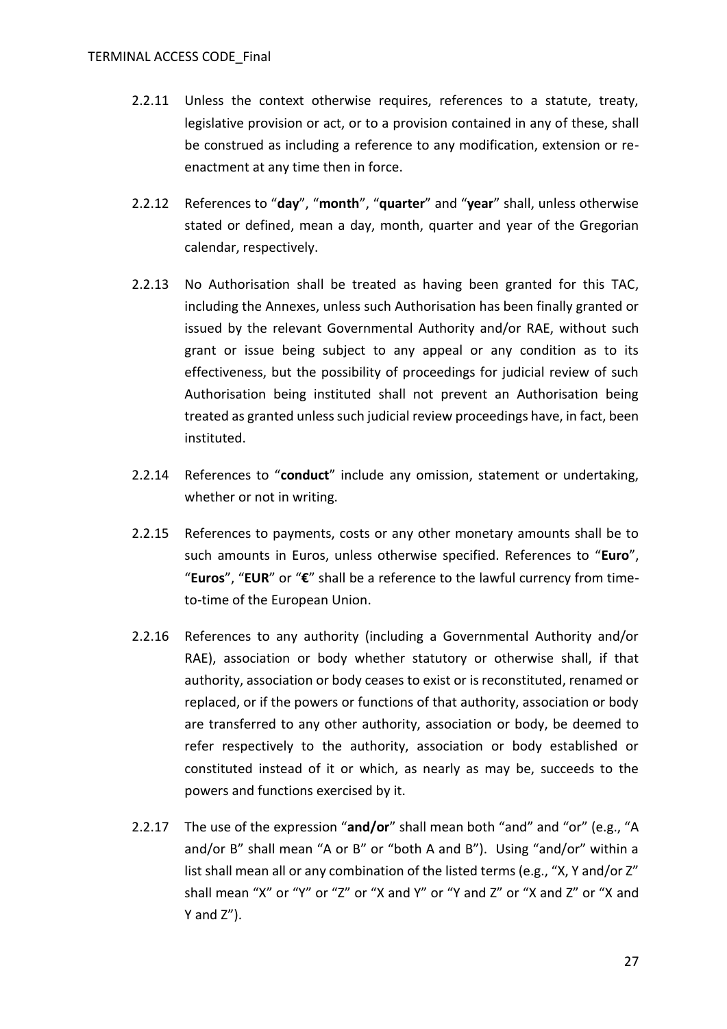2.2.11 Unless the context otherwise requires, references to a statute, treaty, legislative provision or act, or to a provision contained in any of these, shall be construed as including a reference to any modification, extension or re-enactment at any time then in force.

2.2.12 References to "**day**", "**month**", "**quarter**" and "**year**" shall, unless otherwise stated or defined, mean a day, month, quarter and year of the Gregorian calendar, respectively.

2.2.13 No Authorisation shall be treated as having been granted for this TAC, including the Annexes, unless such Authorisation has been finally granted or issued by the relevant Governmental Authority and/or RAE, without such grant or issue being subject to any appeal or any condition as to its effectiveness, but the possibility of proceedings for judicial review of such Authorisation being instituted shall not prevent an Authorisation being treated as granted unless such judicial review proceedings have, in fact, been instituted.

2.2.14 References to "**conduct**" include any omission, statement or undertaking, whether or not in writing.

2.2.15 References to payments, costs or any other monetary amounts shall be to such amounts in Euros, unless otherwise specified. References to "**Euro**", "**Euros**", "**EUR**" or "**€**" shall be a reference to the lawful currency from time-to-time of the European Union.

2.2.16 References to any authority (including a Governmental Authority and/or RAE), association or body whether statutory or otherwise shall, if that authority, association or body ceases to exist or is reconstituted, renamed or replaced, or if the powers or functions of that authority, association or body are transferred to any other authority, association or body, be deemed to refer respectively to the authority, association or body established or constituted instead of it or which, as nearly as may be, succeeds to the powers and functions exercised by it.

2.2.17 The use of the expression "**and/or**" shall mean both "and" and "or" (e.g., "A and/or B" shall mean "A or B" or "both A and B"). Using "and/or" within a list shall mean all or any combination of the listed terms (e.g., "X, Y and/or Z" shall mean "X" or "Y" or "Z" or "X and Y" or "Y and Z" or "X and Z" or "X and Y and Z").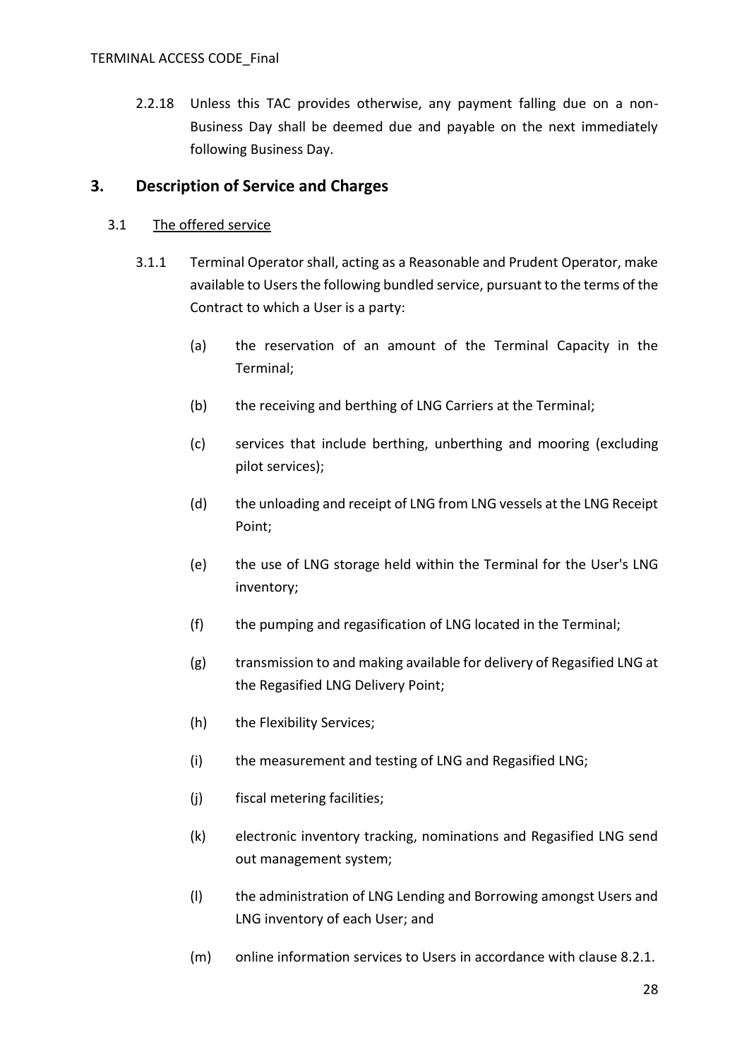2.2.18 Unless this TAC provides otherwise, any payment falling due on a non-Business Day shall be deemed due and payable on the next immediately following Business Day.

## 3. Description of Service and Charges

### 3.1 The offered service

3.1.1 Terminal Operator shall, acting as a Reasonable and Prudent Operator, make available to Users the following bundled service, pursuant to the terms of the Contract to which a User is a party:

(a) the reservation of an amount of the Terminal Capacity in the Terminal;

(b) the receiving and berthing of LNG Carriers at the Terminal;

(c) services that include berthing, unberthing and mooring (excluding pilot services);

(d) the unloading and receipt of LNG from LNG vessels at the LNG Receipt Point;

(e) the use of LNG storage held within the Terminal for the User's LNG inventory;

(f) the pumping and regasification of LNG located in the Terminal;

(g) transmission to and making available for delivery of Regasified LNG at the Regasified LNG Delivery Point;

(h) the Flexibility Services;

(i) the measurement and testing of LNG and Regasified LNG;

(j) fiscal metering facilities;

(k) electronic inventory tracking, nominations and Regasified LNG send out management system;

(l) the administration of LNG Lending and Borrowing amongst Users and LNG inventory of each User; and

(m) online information services to Users in accordance with clause 8.2.1.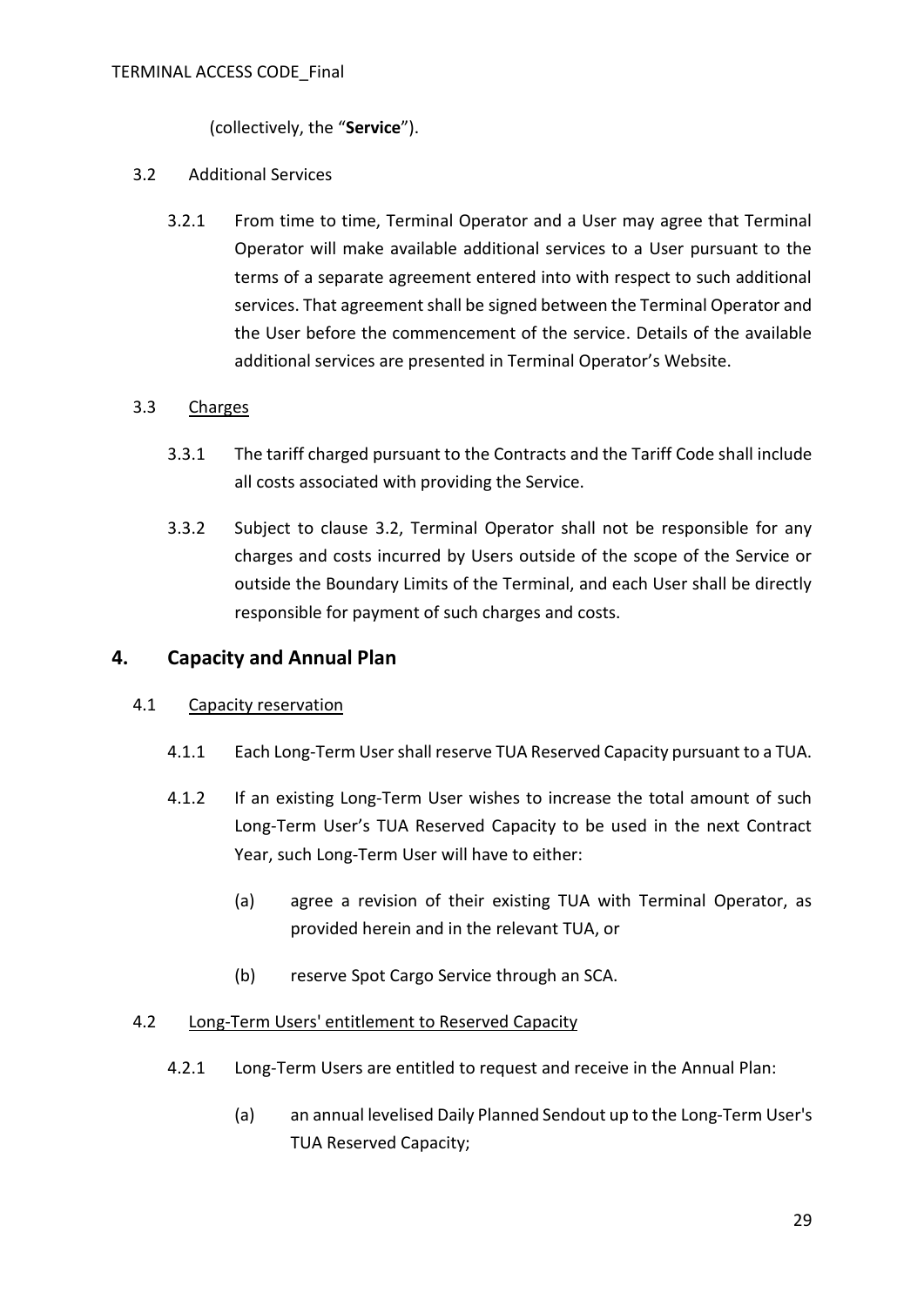(collectively, the "**Service**").

3.2 Additional Services

3.2.1 From time to time, Terminal Operator and a User may agree that Terminal Operator will make available additional services to a User pursuant to the terms of a separate agreement entered into with respect to such additional services. That agreement shall be signed between the Terminal Operator and the User before the commencement of the service. Details of the available additional services are presented in Terminal Operator's Website.

3.3 <u>Charges</u>

3.3.1 The tariff charged pursuant to the Contracts and the Tariff Code shall include all costs associated with providing the Service.

3.3.2 Subject to clause 3.2, Terminal Operator shall not be responsible for any charges and costs incurred by Users outside of the scope of the Service or outside the Boundary Limits of the Terminal, and each User shall be directly responsible for payment of such charges and costs.

## 4. Capacity and Annual Plan

4.1 <u>Capacity reservation</u>

4.1.1 Each Long-Term User shall reserve TUA Reserved Capacity pursuant to a TUA.

4.1.2 If an existing Long-Term User wishes to increase the total amount of such Long-Term User's TUA Reserved Capacity to be used in the next Contract Year, such Long-Term User will have to either:

(a) agree a revision of their existing TUA with Terminal Operator, as provided herein and in the relevant TUA, or

(b) reserve Spot Cargo Service through an SCA.

4.2 <u>Long-Term Users' entitlement to Reserved Capacity</u>

4.2.1 Long-Term Users are entitled to request and receive in the Annual Plan:

(a) an annual levelised Daily Planned Sendout up to the Long-Term User's TUA Reserved Capacity;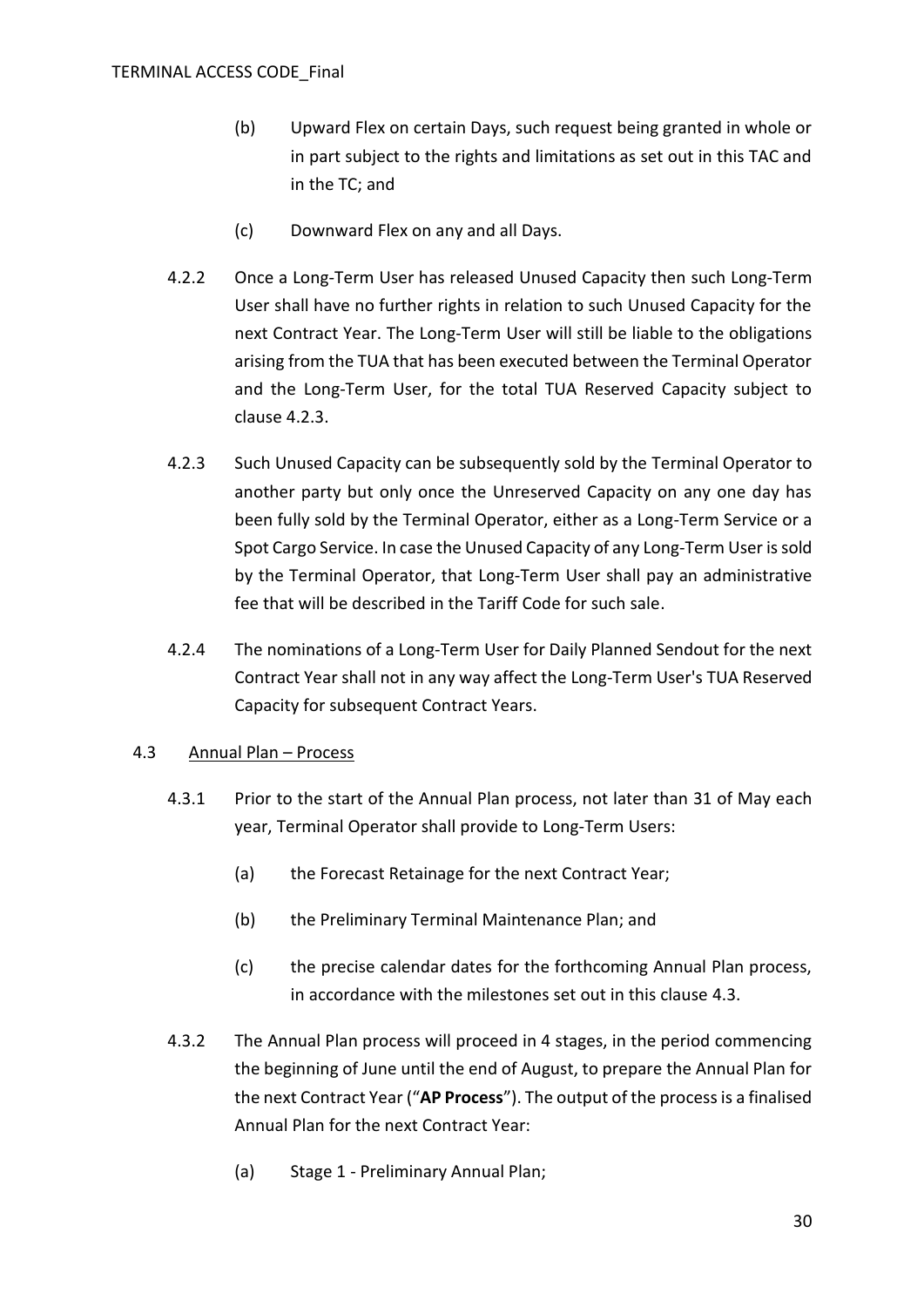(b) Upward Flex on certain Days, such request being granted in whole or in part subject to the rights and limitations as set out in this TAC and in the TC; and

(c) Downward Flex on any and all Days.

4.2.2 Once a Long-Term User has released Unused Capacity then such Long-Term User shall have no further rights in relation to such Unused Capacity for the next Contract Year. The Long-Term User will still be liable to the obligations arising from the TUA that has been executed between the Terminal Operator and the Long-Term User, for the total TUA Reserved Capacity subject to clause 4.2.3.

4.2.3 Such Unused Capacity can be subsequently sold by the Terminal Operator to another party but only once the Unreserved Capacity on any one day has been fully sold by the Terminal Operator, either as a Long-Term Service or a Spot Cargo Service. In case the Unused Capacity of any Long-Term User is sold by the Terminal Operator, that Long-Term User shall pay an administrative fee that will be described in the Tariff Code for such sale.

4.2.4 The nominations of a Long-Term User for Daily Planned Sendout for the next Contract Year shall not in any way affect the Long-Term User's TUA Reserved Capacity for subsequent Contract Years.

4.3 Annual Plan – Process

4.3.1 Prior to the start of the Annual Plan process, not later than 31 of May each year, Terminal Operator shall provide to Long-Term Users:

(a) the Forecast Retainage for the next Contract Year;

(b) the Preliminary Terminal Maintenance Plan; and

(c) the precise calendar dates for the forthcoming Annual Plan process, in accordance with the milestones set out in this clause 4.3.

4.3.2 The Annual Plan process will proceed in 4 stages, in the period commencing the beginning of June until the end of August, to prepare the Annual Plan for the next Contract Year ("**AP Process**"). The output of the process is a finalised Annual Plan for the next Contract Year:

(a) Stage 1 - Preliminary Annual Plan;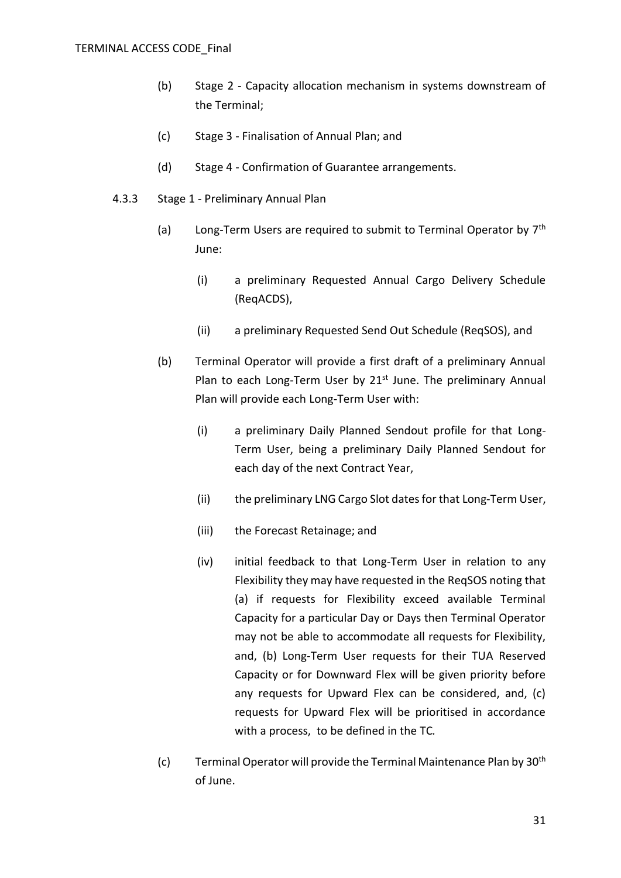(b) Stage 2 - Capacity allocation mechanism in systems downstream of the Terminal;

(c) Stage 3 - Finalisation of Annual Plan; and

(d) Stage 4 - Confirmation of Guarantee arrangements.

4.3.3 Stage 1 - Preliminary Annual Plan

(a) Long-Term Users are required to submit to Terminal Operator by 7th June:

(i) a preliminary Requested Annual Cargo Delivery Schedule (ReqACDS),

(ii) a preliminary Requested Send Out Schedule (ReqSOS), and

(b) Terminal Operator will provide a first draft of a preliminary Annual Plan to each Long-Term User by 21st June. The preliminary Annual Plan will provide each Long-Term User with:

(i) a preliminary Daily Planned Sendout profile for that Long-Term User, being a preliminary Daily Planned Sendout for each day of the next Contract Year,

(ii) the preliminary LNG Cargo Slot dates for that Long-Term User,

(iii) the Forecast Retainage; and

(iv) initial feedback to that Long-Term User in relation to any Flexibility they may have requested in the ReqSOS noting that (a) if requests for Flexibility exceed available Terminal Capacity for a particular Day or Days then Terminal Operator may not be able to accommodate all requests for Flexibility, and, (b) Long-Term User requests for their TUA Reserved Capacity or for Downward Flex will be given priority before any requests for Upward Flex can be considered, and, (c) requests for Upward Flex will be prioritised in accordance with a process, to be defined in the TC.

(c) Terminal Operator will provide the Terminal Maintenance Plan by 30th of June.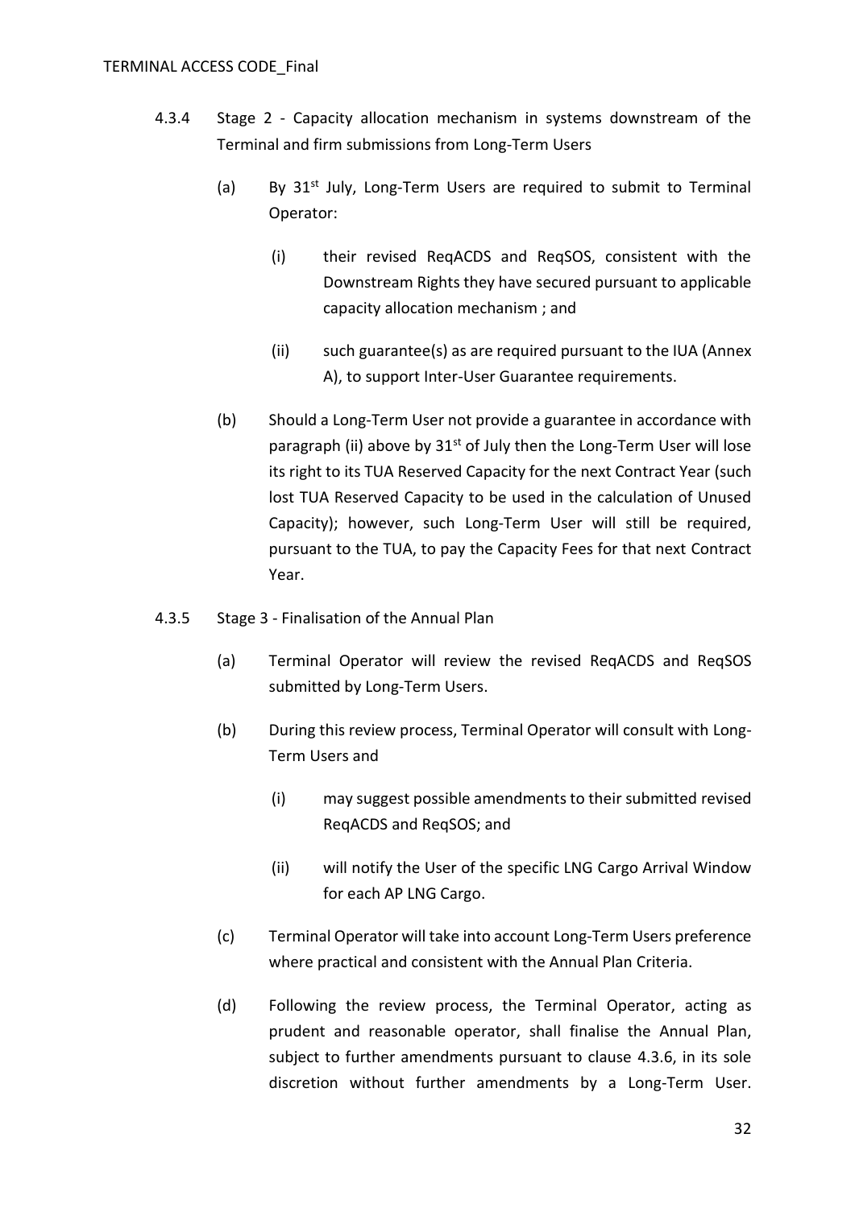4.3.4 Stage 2 - Capacity allocation mechanism in systems downstream of the Terminal and firm submissions from Long-Term Users

(a) By 31st July, Long-Term Users are required to submit to Terminal Operator:

(i) their revised ReqACDS and ReqSOS, consistent with the Downstream Rights they have secured pursuant to applicable capacity allocation mechanism ; and

(ii) such guarantee(s) as are required pursuant to the IUA (Annex A), to support Inter-User Guarantee requirements.

(b) Should a Long-Term User not provide a guarantee in accordance with paragraph (ii) above by 31st of July then the Long-Term User will lose its right to its TUA Reserved Capacity for the next Contract Year (such lost TUA Reserved Capacity to be used in the calculation of Unused Capacity); however, such Long-Term User will still be required, pursuant to the TUA, to pay the Capacity Fees for that next Contract Year.

4.3.5 Stage 3 - Finalisation of the Annual Plan

(a) Terminal Operator will review the revised ReqACDS and ReqSOS submitted by Long-Term Users.

(b) During this review process, Terminal Operator will consult with Long-Term Users and

(i) may suggest possible amendments to their submitted revised ReqACDS and ReqSOS; and

(ii) will notify the User of the specific LNG Cargo Arrival Window for each AP LNG Cargo.

(c) Terminal Operator will take into account Long-Term Users preference where practical and consistent with the Annual Plan Criteria.

(d) Following the review process, the Terminal Operator, acting as prudent and reasonable operator, shall finalise the Annual Plan, subject to further amendments pursuant to clause 4.3.6, in its sole discretion without further amendments by a Long-Term User.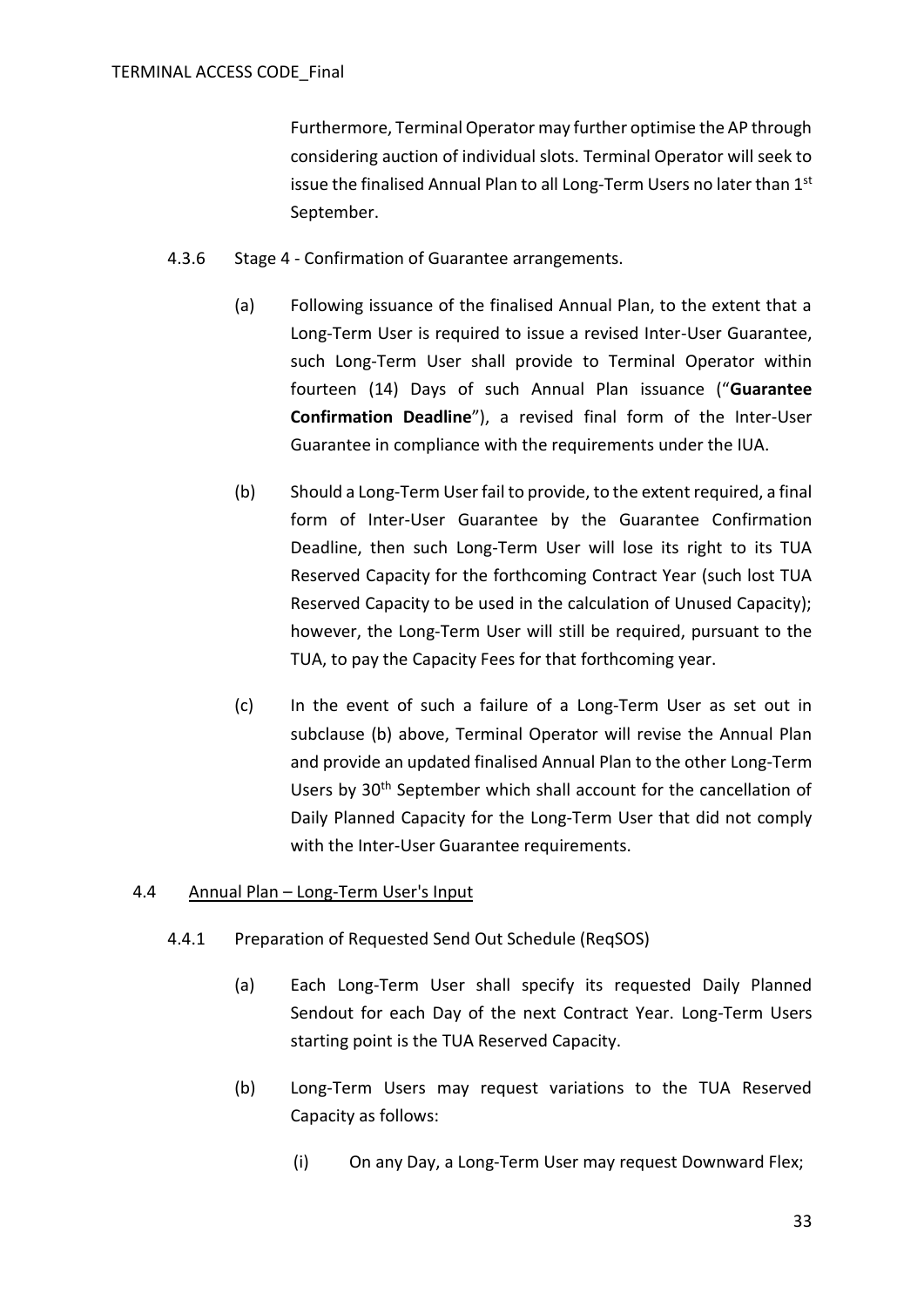Furthermore, Terminal Operator may further optimise the AP through considering auction of individual slots. Terminal Operator will seek to issue the finalised Annual Plan to all Long-Term Users no later than 1st September.

4.3.6 Stage 4 - Confirmation of Guarantee arrangements.

(a) Following issuance of the finalised Annual Plan, to the extent that a Long-Term User is required to issue a revised Inter-User Guarantee, such Long-Term User shall provide to Terminal Operator within fourteen (14) Days of such Annual Plan issuance ("**Guarantee Confirmation Deadline**"), a revised final form of the Inter-User Guarantee in compliance with the requirements under the IUA.

(b) Should a Long-Term User fail to provide, to the extent required, a final form of Inter-User Guarantee by the Guarantee Confirmation Deadline, then such Long-Term User will lose its right to its TUA Reserved Capacity for the forthcoming Contract Year (such lost TUA Reserved Capacity to be used in the calculation of Unused Capacity); however, the Long-Term User will still be required, pursuant to the TUA, to pay the Capacity Fees for that forthcoming year.

(c) In the event of such a failure of a Long-Term User as set out in subclause (b) above, Terminal Operator will revise the Annual Plan and provide an updated finalised Annual Plan to the other Long-Term Users by 30th September which shall account for the cancellation of Daily Planned Capacity for the Long-Term User that did not comply with the Inter-User Guarantee requirements.

4.4 <u>Annual Plan – Long-Term User's Input</u>

4.4.1 Preparation of Requested Send Out Schedule (ReqSOS)

(a) Each Long-Term User shall specify its requested Daily Planned Sendout for each Day of the next Contract Year. Long-Term Users starting point is the TUA Reserved Capacity.

(b) Long-Term Users may request variations to the TUA Reserved Capacity as follows:

(i) On any Day, a Long-Term User may request Downward Flex;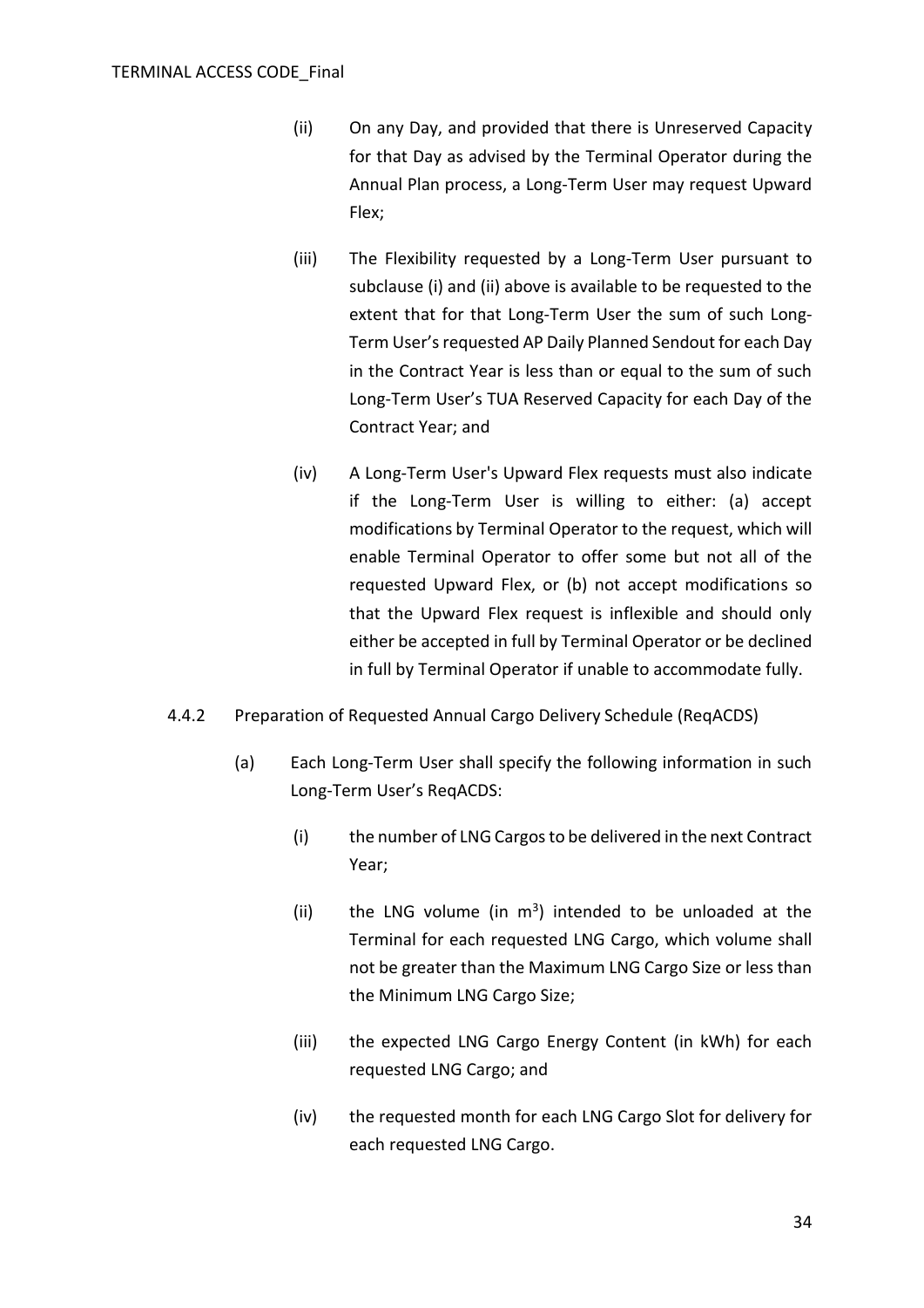(ii) On any Day, and provided that there is Unreserved Capacity for that Day as advised by the Terminal Operator during the Annual Plan process, a Long-Term User may request Upward Flex;

(iii) The Flexibility requested by a Long-Term User pursuant to subclause (i) and (ii) above is available to be requested to the extent that for that Long-Term User the sum of such Long-Term User's requested AP Daily Planned Sendout for each Day in the Contract Year is less than or equal to the sum of such Long-Term User's TUA Reserved Capacity for each Day of the Contract Year; and

(iv) A Long-Term User's Upward Flex requests must also indicate if the Long-Term User is willing to either: (a) accept modifications by Terminal Operator to the request, which will enable Terminal Operator to offer some but not all of the requested Upward Flex, or (b) not accept modifications so that the Upward Flex request is inflexible and should only either be accepted in full by Terminal Operator or be declined in full by Terminal Operator if unable to accommodate fully.

4.4.2 Preparation of Requested Annual Cargo Delivery Schedule (ReqACDS)

(a) Each Long-Term User shall specify the following information in such Long-Term User's ReqACDS:

(i) the number of LNG Cargos to be delivered in the next Contract Year;

(ii) the LNG volume (in $m^3$) intended to be unloaded at the Terminal for each requested LNG Cargo, which volume shall not be greater than the Maximum LNG Cargo Size or less than the Minimum LNG Cargo Size;

(iii) the expected LNG Cargo Energy Content (in kWh) for each requested LNG Cargo; and

(iv) the requested month for each LNG Cargo Slot for delivery for each requested LNG Cargo.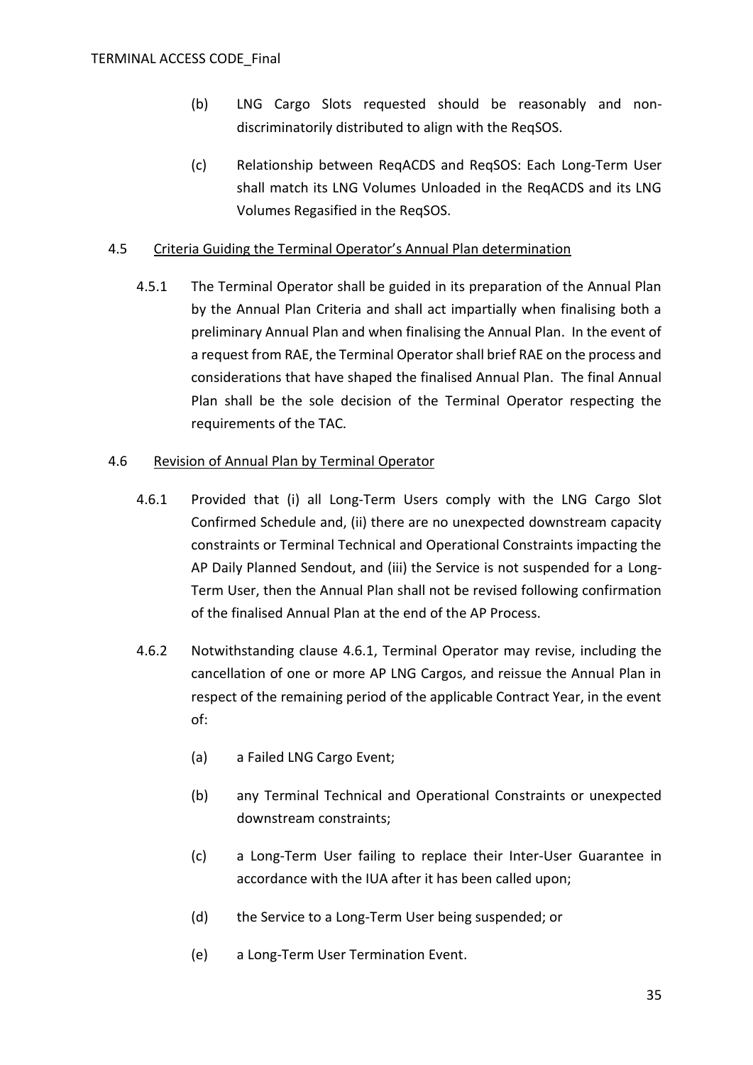(b) LNG Cargo Slots requested should be reasonably and non-discriminatorily distributed to align with the ReqSOS.

(c) Relationship between ReqACDS and ReqSOS: Each Long-Term User shall match its LNG Volumes Unloaded in the ReqACDS and its LNG Volumes Regasified in the ReqSOS.

4.5 <u>Criteria Guiding the Terminal Operator's Annual Plan determination</u>

4.5.1 The Terminal Operator shall be guided in its preparation of the Annual Plan by the Annual Plan Criteria and shall act impartially when finalising both a preliminary Annual Plan and when finalising the Annual Plan. In the event of a request from RAE, the Terminal Operator shall brief RAE on the process and considerations that have shaped the finalised Annual Plan. The final Annual Plan shall be the sole decision of the Terminal Operator respecting the requirements of the TAC.

4.6 <u>Revision of Annual Plan by Terminal Operator</u>

4.6.1 Provided that (i) all Long-Term Users comply with the LNG Cargo Slot Confirmed Schedule and, (ii) there are no unexpected downstream capacity constraints or Terminal Technical and Operational Constraints impacting the AP Daily Planned Sendout, and (iii) the Service is not suspended for a Long-Term User, then the Annual Plan shall not be revised following confirmation of the finalised Annual Plan at the end of the AP Process.

4.6.2 Notwithstanding clause 4.6.1, Terminal Operator may revise, including the cancellation of one or more AP LNG Cargos, and reissue the Annual Plan in respect of the remaining period of the applicable Contract Year, in the event of:

(a) a Failed LNG Cargo Event;

(b) any Terminal Technical and Operational Constraints or unexpected downstream constraints;

(c) a Long-Term User failing to replace their Inter-User Guarantee in accordance with the IUA after it has been called upon;

(d) the Service to a Long-Term User being suspended; or

(e) a Long-Term User Termination Event.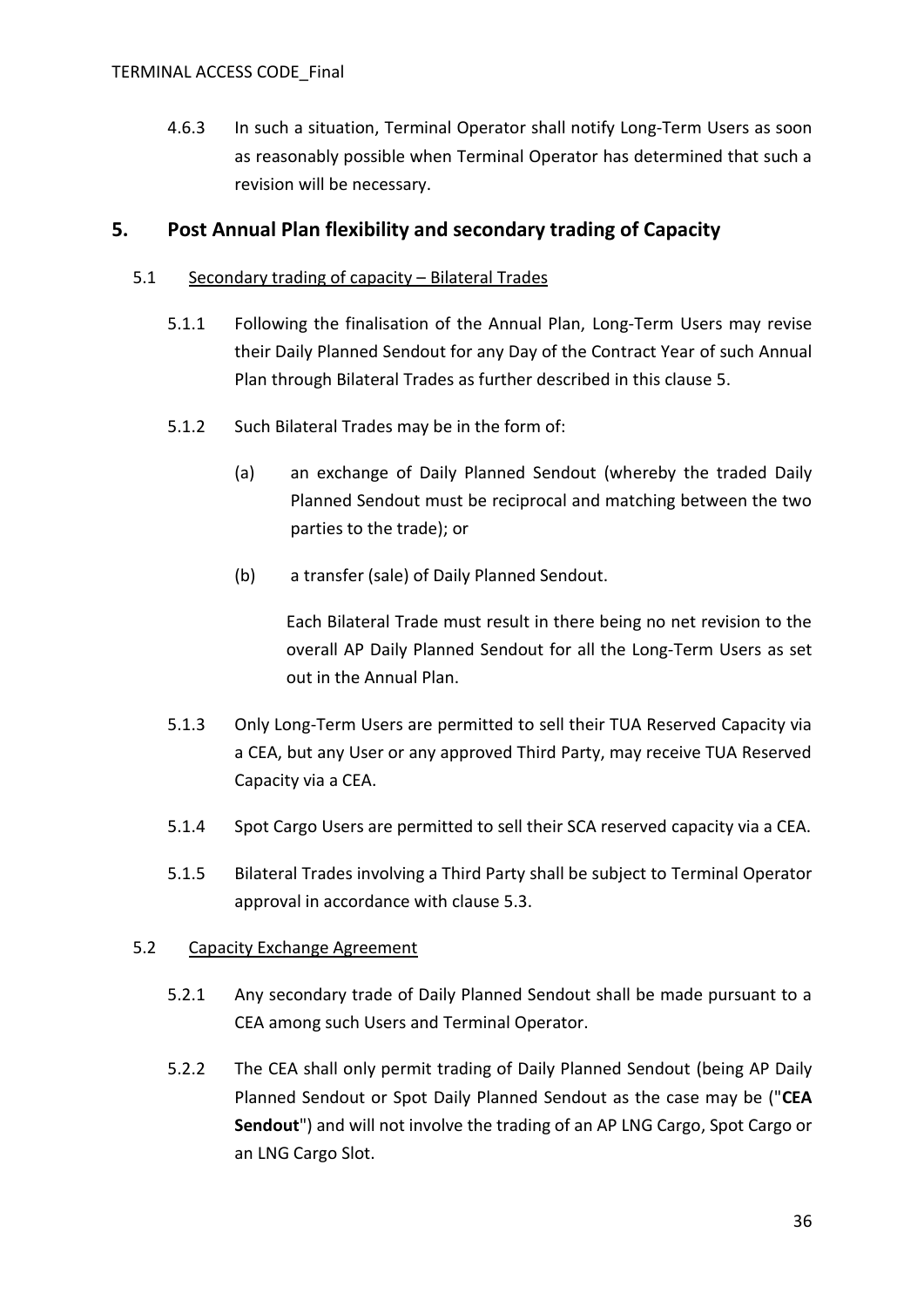4.6.3 In such a situation, Terminal Operator shall notify Long-Term Users as soon as reasonably possible when Terminal Operator has determined that such a revision will be necessary.

## 5. Post Annual Plan flexibility and secondary trading of Capacity

5.1 Secondary trading of capacity – Bilateral Trades

5.1.1 Following the finalisation of the Annual Plan, Long-Term Users may revise their Daily Planned Sendout for any Day of the Contract Year of such Annual Plan through Bilateral Trades as further described in this clause 5.

5.1.2 Such Bilateral Trades may be in the form of:

(a) an exchange of Daily Planned Sendout (whereby the traded Daily Planned Sendout must be reciprocal and matching between the two parties to the trade); or

(b) a transfer (sale) of Daily Planned Sendout.

Each Bilateral Trade must result in there being no net revision to the overall AP Daily Planned Sendout for all the Long-Term Users as set out in the Annual Plan.

5.1.3 Only Long-Term Users are permitted to sell their TUA Reserved Capacity via a CEA, but any User or any approved Third Party, may receive TUA Reserved Capacity via a CEA.

5.1.4 Spot Cargo Users are permitted to sell their SCA reserved capacity via a CEA.

5.1.5 Bilateral Trades involving a Third Party shall be subject to Terminal Operator approval in accordance with clause 5.3.

5.2 Capacity Exchange Agreement

5.2.1 Any secondary trade of Daily Planned Sendout shall be made pursuant to a CEA among such Users and Terminal Operator.

5.2.2 The CEA shall only permit trading of Daily Planned Sendout (being AP Daily Planned Sendout or Spot Daily Planned Sendout as the case may be ("**CEA Sendout**") and will not involve the trading of an AP LNG Cargo, Spot Cargo or an LNG Cargo Slot.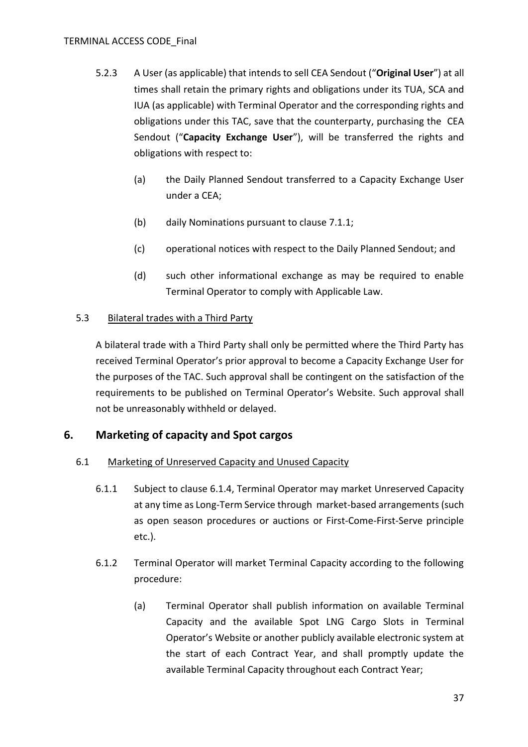5.2.3 A User (as applicable) that intends to sell CEA Sendout ("**Original User**") at all times shall retain the primary rights and obligations under its TUA, SCA and IUA (as applicable) with Terminal Operator and the corresponding rights and obligations under this TAC, save that the counterparty, purchasing the CEA Sendout ("**Capacity Exchange User**"), will be transferred the rights and obligations with respect to:

(a) the Daily Planned Sendout transferred to a Capacity Exchange User under a CEA;

(b) daily Nominations pursuant to clause 7.1.1;

(c) operational notices with respect to the Daily Planned Sendout; and

(d) such other informational exchange as may be required to enable Terminal Operator to comply with Applicable Law.

5.3 <u>Bilateral trades with a Third Party</u>

A bilateral trade with a Third Party shall only be permitted where the Third Party has received Terminal Operator's prior approval to become a Capacity Exchange User for the purposes of the TAC. Such approval shall be contingent on the satisfaction of the requirements to be published on Terminal Operator's Website. Such approval shall not be unreasonably withheld or delayed.

## 6. Marketing of capacity and Spot cargos

6.1 <u>Marketing of Unreserved Capacity and Unused Capacity</u>

6.1.1 Subject to clause 6.1.4, Terminal Operator may market Unreserved Capacity at any time as Long-Term Service through market-based arrangements (such as open season procedures or auctions or First-Come-First-Serve principle etc.).

6.1.2 Terminal Operator will market Terminal Capacity according to the following procedure:

(a) Terminal Operator shall publish information on available Terminal Capacity and the available Spot LNG Cargo Slots in Terminal Operator's Website or another publicly available electronic system at the start of each Contract Year, and shall promptly update the available Terminal Capacity throughout each Contract Year;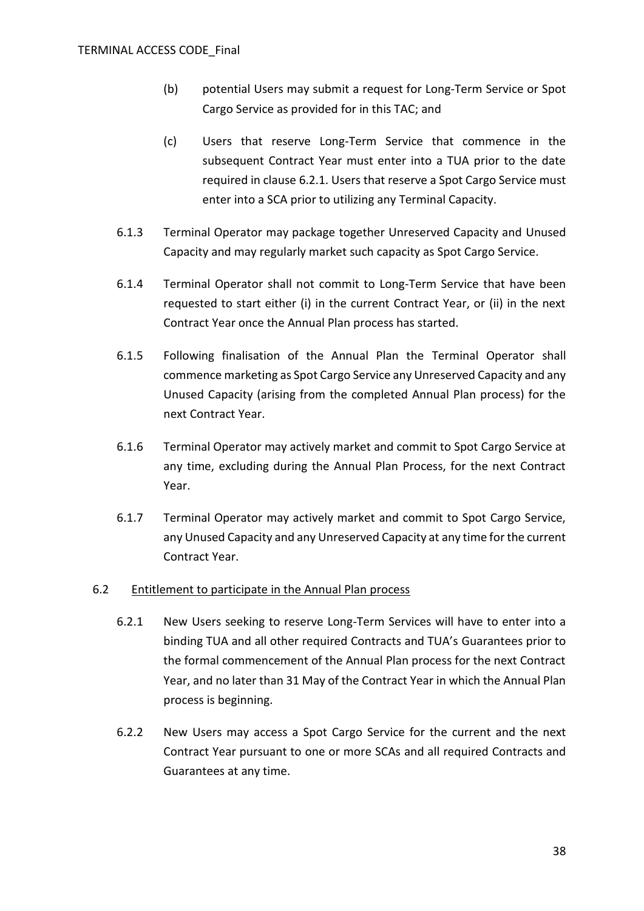(b) potential Users may submit a request for Long-Term Service or Spot Cargo Service as provided for in this TAC; and

(c) Users that reserve Long-Term Service that commence in the subsequent Contract Year must enter into a TUA prior to the date required in clause 6.2.1. Users that reserve a Spot Cargo Service must enter into a SCA prior to utilizing any Terminal Capacity.

6.1.3 Terminal Operator may package together Unreserved Capacity and Unused Capacity and may regularly market such capacity as Spot Cargo Service.

6.1.4 Terminal Operator shall not commit to Long-Term Service that have been requested to start either (i) in the current Contract Year, or (ii) in the next Contract Year once the Annual Plan process has started.

6.1.5 Following finalisation of the Annual Plan the Terminal Operator shall commence marketing as Spot Cargo Service any Unreserved Capacity and any Unused Capacity (arising from the completed Annual Plan process) for the next Contract Year.

6.1.6 Terminal Operator may actively market and commit to Spot Cargo Service at any time, excluding during the Annual Plan Process, for the next Contract Year.

6.1.7 Terminal Operator may actively market and commit to Spot Cargo Service, any Unused Capacity and any Unreserved Capacity at any time for the current Contract Year.

6.2 <u>Entitlement to participate in the Annual Plan process</u>

6.2.1 New Users seeking to reserve Long-Term Services will have to enter into a binding TUA and all other required Contracts and TUA's Guarantees prior to the formal commencement of the Annual Plan process for the next Contract Year, and no later than 31 May of the Contract Year in which the Annual Plan process is beginning.

6.2.2 New Users may access a Spot Cargo Service for the current and the next Contract Year pursuant to one or more SCAs and all required Contracts and Guarantees at any time.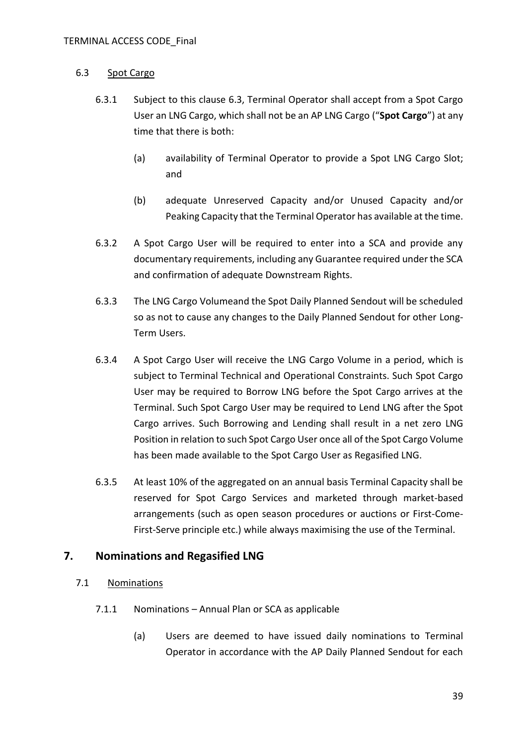6.3 Spot Cargo

6.3.1 Subject to this clause 6.3, Terminal Operator shall accept from a Spot Cargo User an LNG Cargo, which shall not be an AP LNG Cargo ("**Spot Cargo**") at any time that there is both:

(a) availability of Terminal Operator to provide a Spot LNG Cargo Slot; and

(b) adequate Unreserved Capacity and/or Unused Capacity and/or Peaking Capacity that the Terminal Operator has available at the time.

6.3.2 A Spot Cargo User will be required to enter into a SCA and provide any documentary requirements, including any Guarantee required under the SCA and confirmation of adequate Downstream Rights.

6.3.3 The LNG Cargo Volumeand the Spot Daily Planned Sendout will be scheduled so as not to cause any changes to the Daily Planned Sendout for other Long-Term Users.

6.3.4 A Spot Cargo User will receive the LNG Cargo Volume in a period, which is subject to Terminal Technical and Operational Constraints. Such Spot Cargo User may be required to Borrow LNG before the Spot Cargo arrives at the Terminal. Such Spot Cargo User may be required to Lend LNG after the Spot Cargo arrives. Such Borrowing and Lending shall result in a net zero LNG Position in relation to such Spot Cargo User once all of the Spot Cargo Volume has been made available to the Spot Cargo User as Regasified LNG.

6.3.5 At least 10% of the aggregated on an annual basis Terminal Capacity shall be reserved for Spot Cargo Services and marketed through market-based arrangements (such as open season procedures or auctions or First-Come-First-Serve principle etc.) while always maximising the use of the Terminal.

## 7. Nominations and Regasified LNG

7.1 Nominations

7.1.1 Nominations – Annual Plan or SCA as applicable

(a) Users are deemed to have issued daily nominations to Terminal Operator in accordance with the AP Daily Planned Sendout for each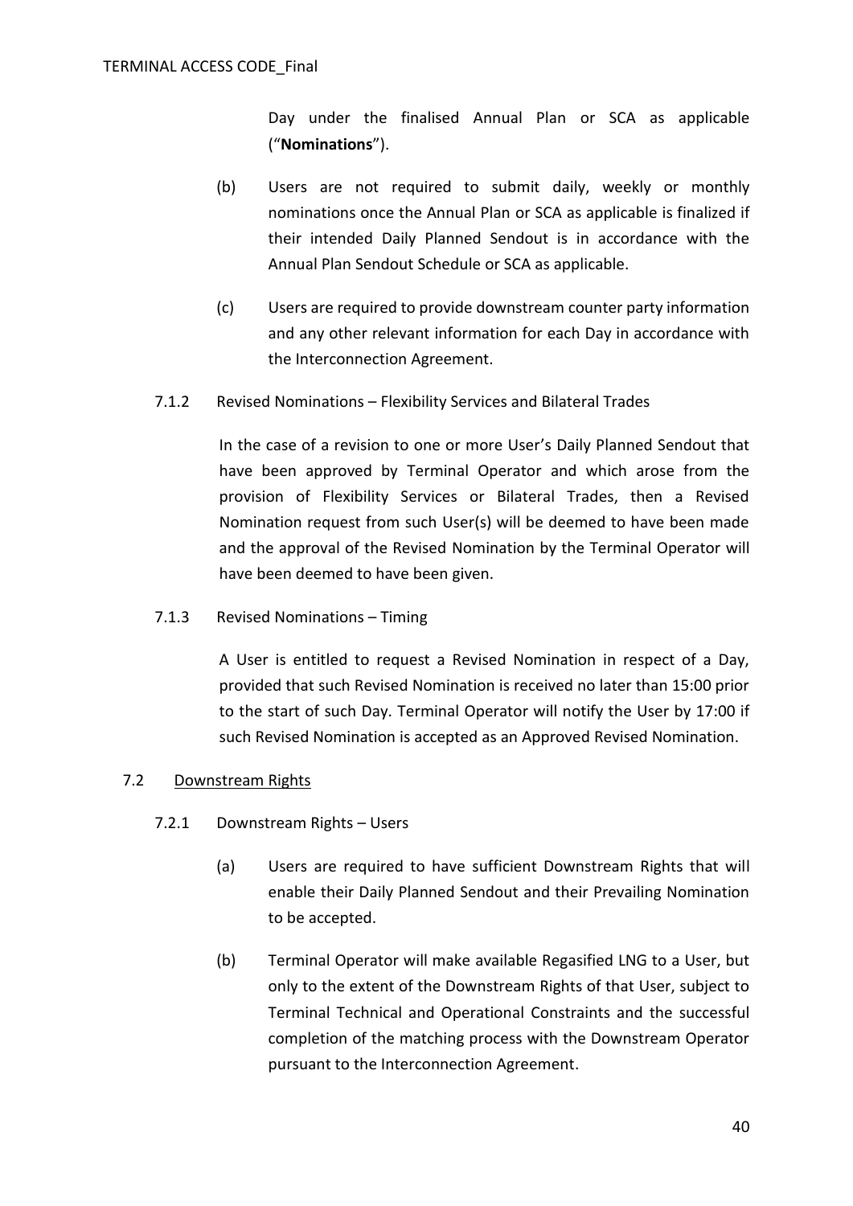Day under the finalised Annual Plan or SCA as applicable ("**Nominations**").

(b) Users are not required to submit daily, weekly or monthly nominations once the Annual Plan or SCA as applicable is finalized if their intended Daily Planned Sendout is in accordance with the Annual Plan Sendout Schedule or SCA as applicable.

(c) Users are required to provide downstream counter party information and any other relevant information for each Day in accordance with the Interconnection Agreement.

7.1.2 Revised Nominations – Flexibility Services and Bilateral Trades

In the case of a revision to one or more User's Daily Planned Sendout that have been approved by Terminal Operator and which arose from the provision of Flexibility Services or Bilateral Trades, then a Revised Nomination request from such User(s) will be deemed to have been made and the approval of the Revised Nomination by the Terminal Operator will have been deemed to have been given.

7.1.3 Revised Nominations – Timing

A User is entitled to request a Revised Nomination in respect of a Day, provided that such Revised Nomination is received no later than 15:00 prior to the start of such Day. Terminal Operator will notify the User by 17:00 if such Revised Nomination is accepted as an Approved Revised Nomination.

7.2 Downstream Rights

7.2.1 Downstream Rights – Users

(a) Users are required to have sufficient Downstream Rights that will enable their Daily Planned Sendout and their Prevailing Nomination to be accepted.

(b) Terminal Operator will make available Regasified LNG to a User, but only to the extent of the Downstream Rights of that User, subject to Terminal Technical and Operational Constraints and the successful completion of the matching process with the Downstream Operator pursuant to the Interconnection Agreement.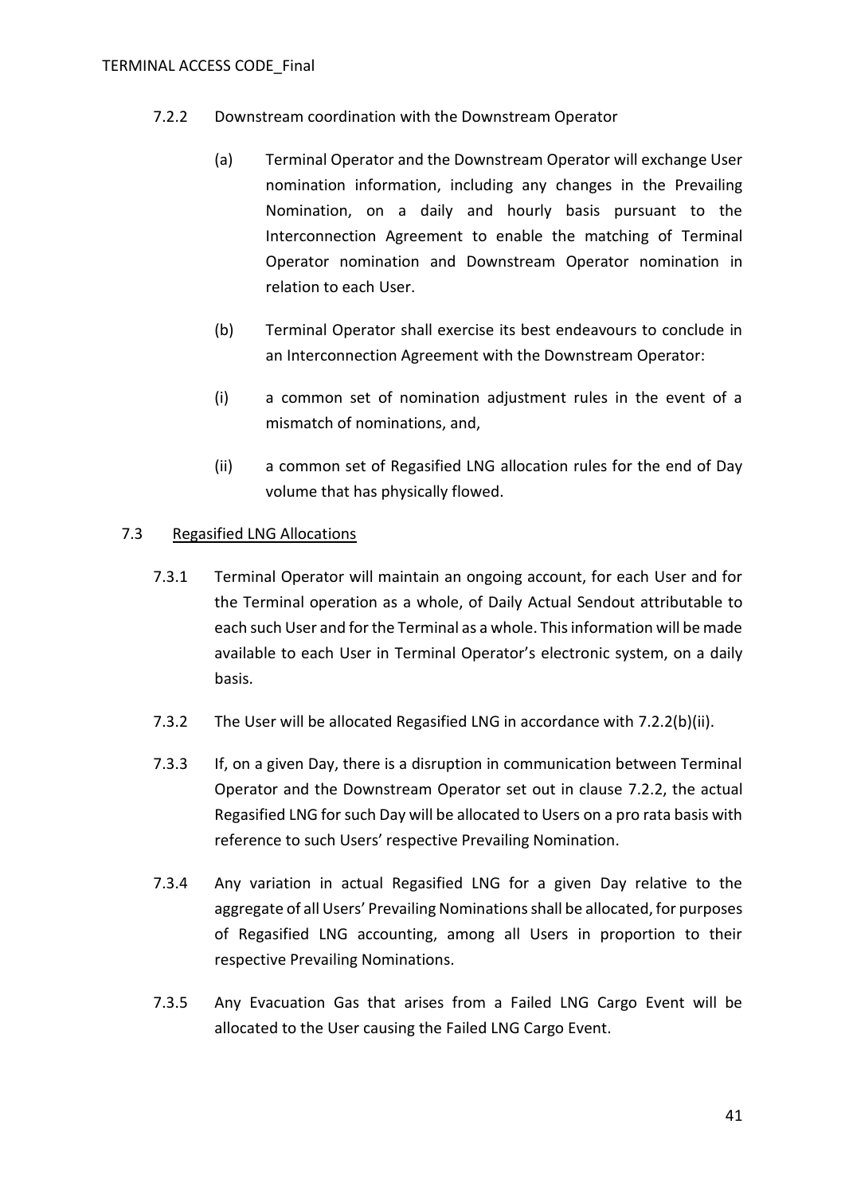7.2.2 Downstream coordination with the Downstream Operator

(a) Terminal Operator and the Downstream Operator will exchange User nomination information, including any changes in the Prevailing Nomination, on a daily and hourly basis pursuant to the Interconnection Agreement to enable the matching of Terminal Operator nomination and Downstream Operator nomination in relation to each User.

(b) Terminal Operator shall exercise its best endeavours to conclude in an Interconnection Agreement with the Downstream Operator:

(i) a common set of nomination adjustment rules in the event of a mismatch of nominations, and,

(ii) a common set of Regasified LNG allocation rules for the end of Day volume that has physically flowed.

7.3 <u>Regasified LNG Allocations</u>

7.3.1 Terminal Operator will maintain an ongoing account, for each User and for the Terminal operation as a whole, of Daily Actual Sendout attributable to each such User and for the Terminal as a whole. This information will be made available to each User in Terminal Operator's electronic system, on a daily basis.

7.3.2 The User will be allocated Regasified LNG in accordance with 7.2.2(b)(ii).

7.3.3 If, on a given Day, there is a disruption in communication between Terminal Operator and the Downstream Operator set out in clause 7.2.2, the actual Regasified LNG for such Day will be allocated to Users on a pro rata basis with reference to such Users' respective Prevailing Nomination.

7.3.4 Any variation in actual Regasified LNG for a given Day relative to the aggregate of all Users' Prevailing Nominations shall be allocated, for purposes of Regasified LNG accounting, among all Users in proportion to their respective Prevailing Nominations.

7.3.5 Any Evacuation Gas that arises from a Failed LNG Cargo Event will be allocated to the User causing the Failed LNG Cargo Event.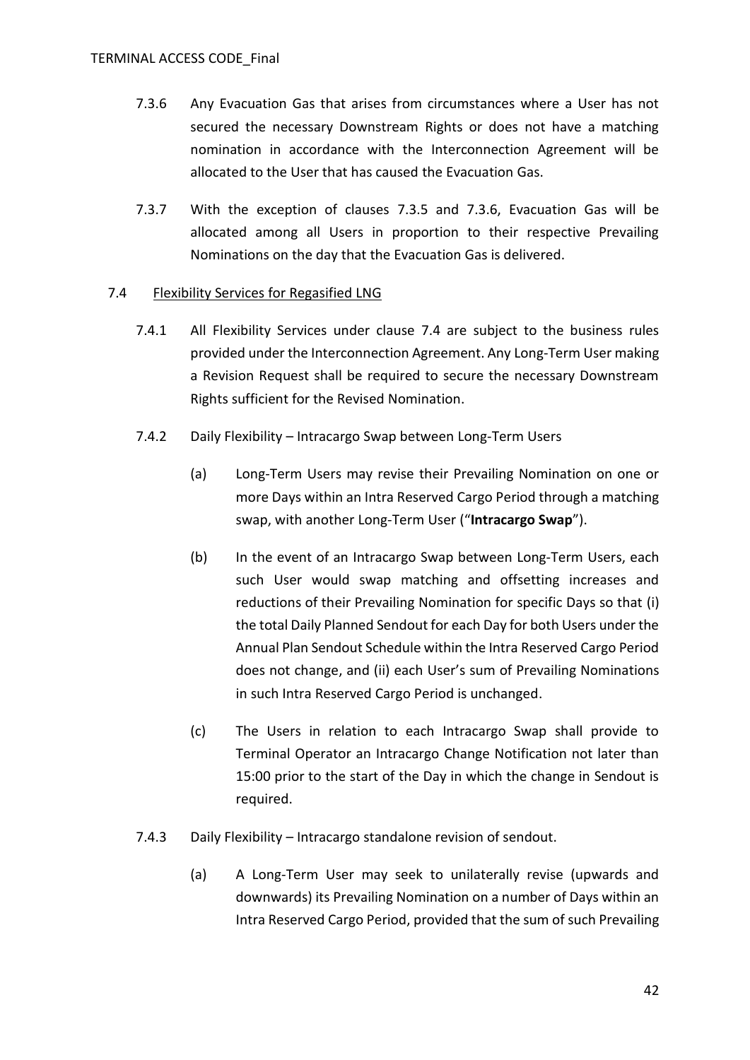7.3.6 Any Evacuation Gas that arises from circumstances where a User has not secured the necessary Downstream Rights or does not have a matching nomination in accordance with the Interconnection Agreement will be allocated to the User that has caused the Evacuation Gas.

7.3.7 With the exception of clauses 7.3.5 and 7.3.6, Evacuation Gas will be allocated among all Users in proportion to their respective Prevailing Nominations on the day that the Evacuation Gas is delivered.

7.4 <u>Flexibility Services for Regasified LNG</u>

7.4.1 All Flexibility Services under clause 7.4 are subject to the business rules provided under the Interconnection Agreement. Any Long-Term User making a Revision Request shall be required to secure the necessary Downstream Rights sufficient for the Revised Nomination.

7.4.2 Daily Flexibility – Intracargo Swap between Long-Term Users

(a) Long-Term Users may revise their Prevailing Nomination on one or more Days within an Intra Reserved Cargo Period through a matching swap, with another Long-Term User ("**Intracargo Swap**").

(b) In the event of an Intracargo Swap between Long-Term Users, each such User would swap matching and offsetting increases and reductions of their Prevailing Nomination for specific Days so that (i) the total Daily Planned Sendout for each Day for both Users under the Annual Plan Sendout Schedule within the Intra Reserved Cargo Period does not change, and (ii) each User's sum of Prevailing Nominations in such Intra Reserved Cargo Period is unchanged.

(c) The Users in relation to each Intracargo Swap shall provide to Terminal Operator an Intracargo Change Notification not later than 15:00 prior to the start of the Day in which the change in Sendout is required.

7.4.3 Daily Flexibility – Intracargo standalone revision of sendout.

(a) A Long-Term User may seek to unilaterally revise (upwards and downwards) its Prevailing Nomination on a number of Days within an Intra Reserved Cargo Period, provided that the sum of such Prevailing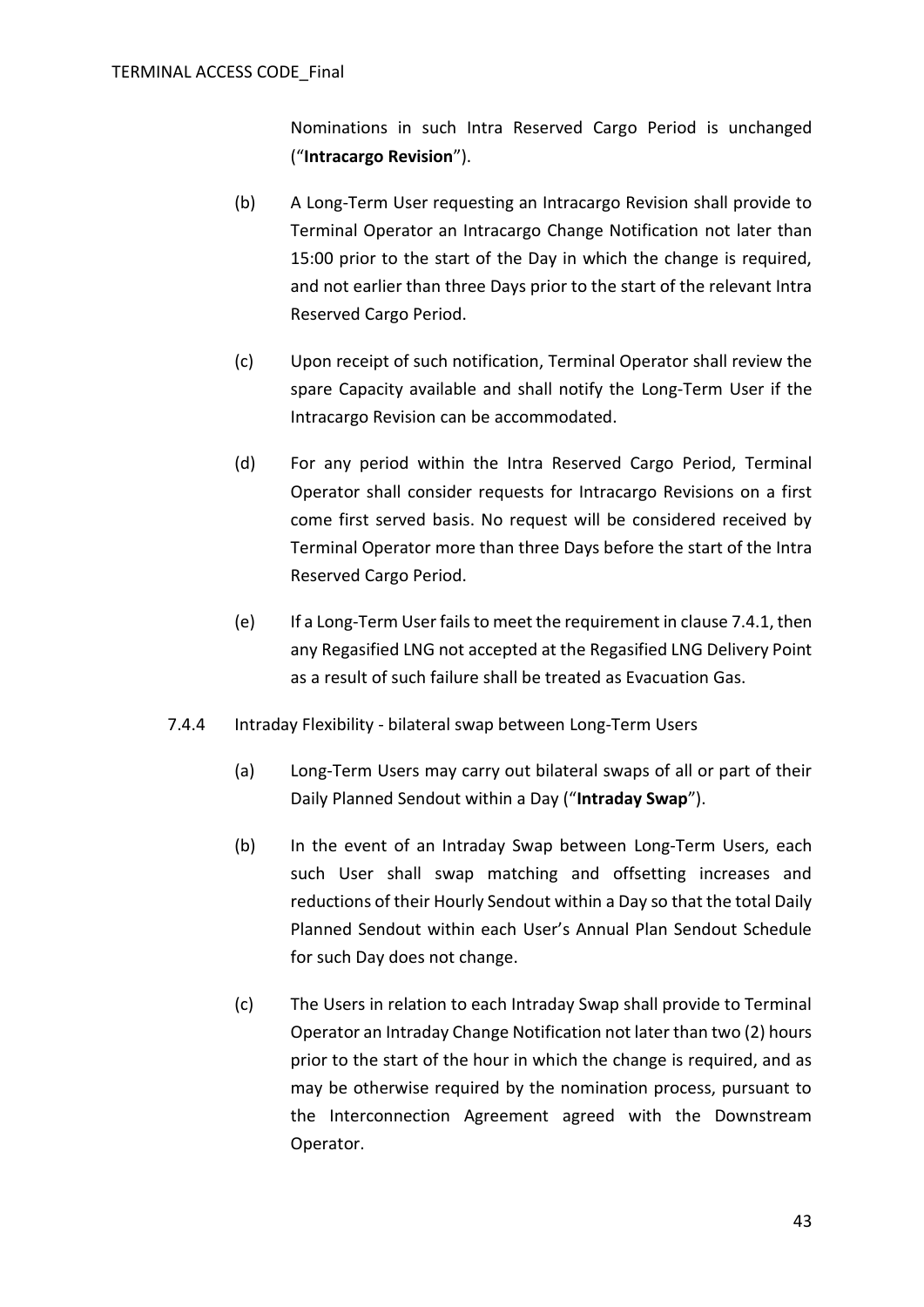Nominations in such Intra Reserved Cargo Period is unchanged ("**Intracargo Revision**").

(b) A Long-Term User requesting an Intracargo Revision shall provide to Terminal Operator an Intracargo Change Notification not later than 15:00 prior to the start of the Day in which the change is required, and not earlier than three Days prior to the start of the relevant Intra Reserved Cargo Period.

(c) Upon receipt of such notification, Terminal Operator shall review the spare Capacity available and shall notify the Long-Term User if the Intracargo Revision can be accommodated.

(d) For any period within the Intra Reserved Cargo Period, Terminal Operator shall consider requests for Intracargo Revisions on a first come first served basis. No request will be considered received by Terminal Operator more than three Days before the start of the Intra Reserved Cargo Period.

(e) If a Long-Term User fails to meet the requirement in clause 7.4.1, then any Regasified LNG not accepted at the Regasified LNG Delivery Point as a result of such failure shall be treated as Evacuation Gas.

7.4.4 Intraday Flexibility - bilateral swap between Long-Term Users

(a) Long-Term Users may carry out bilateral swaps of all or part of their Daily Planned Sendout within a Day ("**Intraday Swap**").

(b) In the event of an Intraday Swap between Long-Term Users, each such User shall swap matching and offsetting increases and reductions of their Hourly Sendout within a Day so that the total Daily Planned Sendout within each User's Annual Plan Sendout Schedule for such Day does not change.

(c) The Users in relation to each Intraday Swap shall provide to Terminal Operator an Intraday Change Notification not later than two (2) hours prior to the start of the hour in which the change is required, and as may be otherwise required by the nomination process, pursuant to the Interconnection Agreement agreed with the Downstream Operator.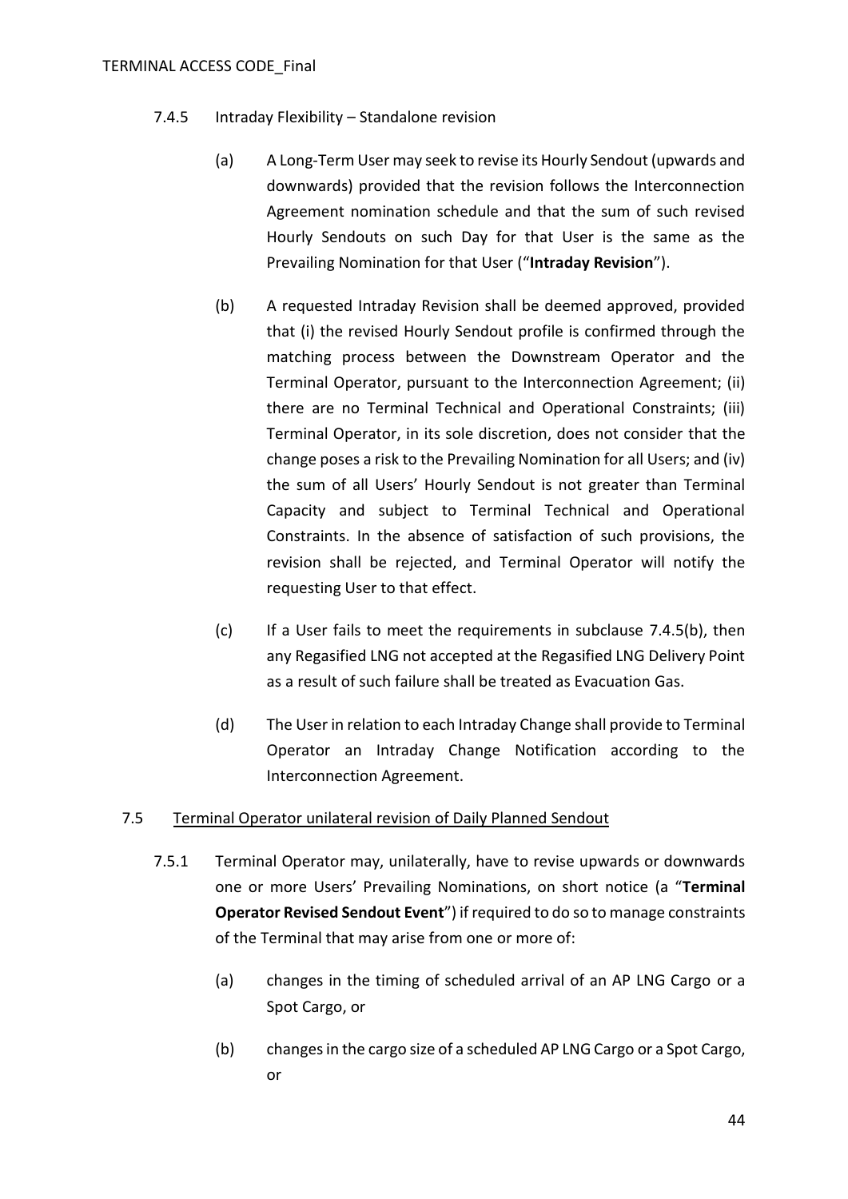7.4.5 Intraday Flexibility – Standalone revision

(a) A Long-Term User may seek to revise its Hourly Sendout (upwards and downwards) provided that the revision follows the Interconnection Agreement nomination schedule and that the sum of such revised Hourly Sendouts on such Day for that User is the same as the Prevailing Nomination for that User ("**Intraday Revision**").

(b) A requested Intraday Revision shall be deemed approved, provided that (i) the revised Hourly Sendout profile is confirmed through the matching process between the Downstream Operator and the Terminal Operator, pursuant to the Interconnection Agreement; (ii) there are no Terminal Technical and Operational Constraints; (iii) Terminal Operator, in its sole discretion, does not consider that the change poses a risk to the Prevailing Nomination for all Users; and (iv) the sum of all Users' Hourly Sendout is not greater than Terminal Capacity and subject to Terminal Technical and Operational Constraints. In the absence of satisfaction of such provisions, the revision shall be rejected, and Terminal Operator will notify the requesting User to that effect.

(c) If a User fails to meet the requirements in subclause 7.4.5(b), then any Regasified LNG not accepted at the Regasified LNG Delivery Point as a result of such failure shall be treated as Evacuation Gas.

(d) The User in relation to each Intraday Change shall provide to Terminal Operator an Intraday Change Notification according to the Interconnection Agreement.

7.5 Terminal Operator unilateral revision of Daily Planned Sendout

7.5.1 Terminal Operator may, unilaterally, have to revise upwards or downwards one or more Users' Prevailing Nominations, on short notice (a "**Terminal Operator Revised Sendout Event**") if required to do so to manage constraints of the Terminal that may arise from one or more of:

(a) changes in the timing of scheduled arrival of an AP LNG Cargo or a Spot Cargo, or

(b) changes in the cargo size of a scheduled AP LNG Cargo or a Spot Cargo, or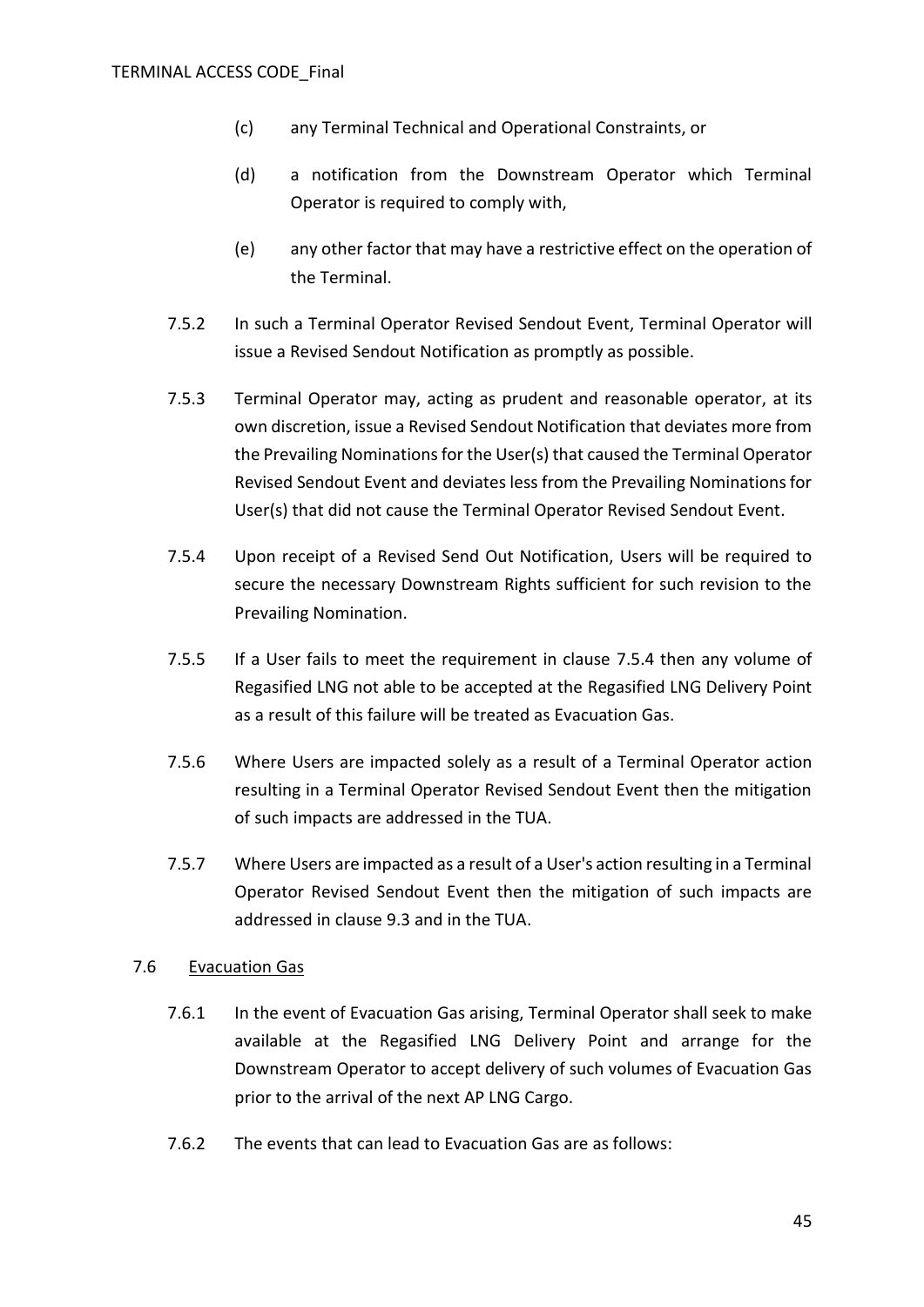(c) any Terminal Technical and Operational Constraints, or

(d) a notification from the Downstream Operator which Terminal Operator is required to comply with,

(e) any other factor that may have a restrictive effect on the operation of the Terminal.

7.5.2 In such a Terminal Operator Revised Sendout Event, Terminal Operator will issue a Revised Sendout Notification as promptly as possible.

7.5.3 Terminal Operator may, acting as prudent and reasonable operator, at its own discretion, issue a Revised Sendout Notification that deviates more from the Prevailing Nominations for the User(s) that caused the Terminal Operator Revised Sendout Event and deviates less from the Prevailing Nominations for User(s) that did not cause the Terminal Operator Revised Sendout Event.

7.5.4 Upon receipt of a Revised Send Out Notification, Users will be required to secure the necessary Downstream Rights sufficient for such revision to the Prevailing Nomination.

7.5.5 If a User fails to meet the requirement in clause 7.5.4 then any volume of Regasified LNG not able to be accepted at the Regasified LNG Delivery Point as a result of this failure will be treated as Evacuation Gas.

7.5.6 Where Users are impacted solely as a result of a Terminal Operator action resulting in a Terminal Operator Revised Sendout Event then the mitigation of such impacts are addressed in the TUA.

7.5.7 Where Users are impacted as a result of a User's action resulting in a Terminal Operator Revised Sendout Event then the mitigation of such impacts are addressed in clause 9.3 and in the TUA.

7.6 Evacuation Gas

7.6.1 In the event of Evacuation Gas arising, Terminal Operator shall seek to make available at the Regasified LNG Delivery Point and arrange for the Downstream Operator to accept delivery of such volumes of Evacuation Gas prior to the arrival of the next AP LNG Cargo.

7.6.2 The events that can lead to Evacuation Gas are as follows: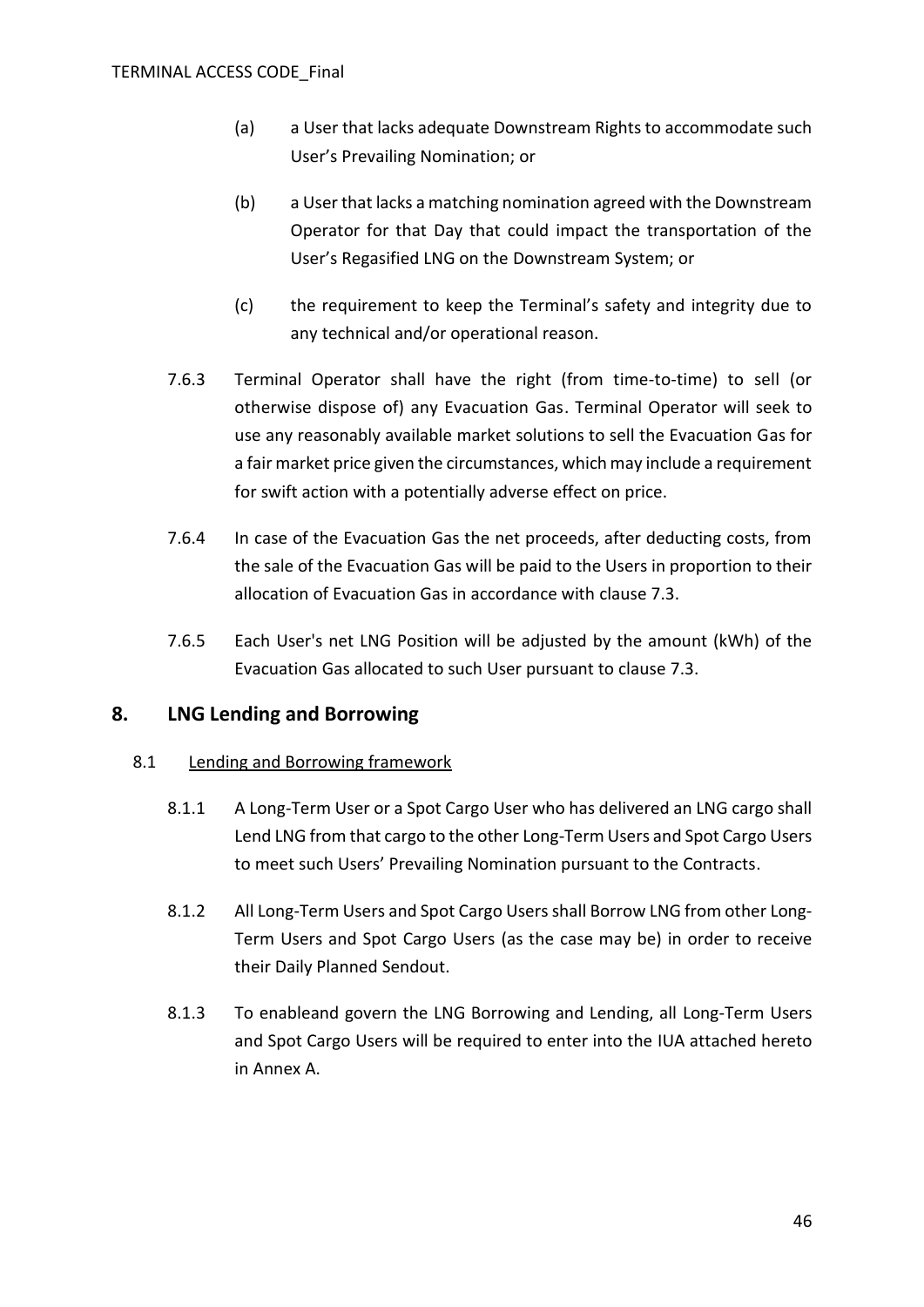(a) a User that lacks adequate Downstream Rights to accommodate such User's Prevailing Nomination; or

(b) a User that lacks a matching nomination agreed with the Downstream Operator for that Day that could impact the transportation of the User's Regasified LNG on the Downstream System; or

(c) the requirement to keep the Terminal's safety and integrity due to any technical and/or operational reason.

7.6.3 Terminal Operator shall have the right (from time-to-time) to sell (or otherwise dispose of) any Evacuation Gas. Terminal Operator will seek to use any reasonably available market solutions to sell the Evacuation Gas for a fair market price given the circumstances, which may include a requirement for swift action with a potentially adverse effect on price.

7.6.4 In case of the Evacuation Gas the net proceeds, after deducting costs, from the sale of the Evacuation Gas will be paid to the Users in proportion to their allocation of Evacuation Gas in accordance with clause 7.3.

7.6.5 Each User's net LNG Position will be adjusted by the amount (kWh) of the Evacuation Gas allocated to such User pursuant to clause 7.3.

## 8. LNG Lending and Borrowing

### 8.1 Lending and Borrowing framework

8.1.1 A Long-Term User or a Spot Cargo User who has delivered an LNG cargo shall Lend LNG from that cargo to the other Long-Term Users and Spot Cargo Users to meet such Users' Prevailing Nomination pursuant to the Contracts.

8.1.2 All Long-Term Users and Spot Cargo Users shall Borrow LNG from other Long-Term Users and Spot Cargo Users (as the case may be) in order to receive their Daily Planned Sendout.

8.1.3 To enableand govern the LNG Borrowing and Lending, all Long-Term Users and Spot Cargo Users will be required to enter into the IUA attached hereto in Annex A.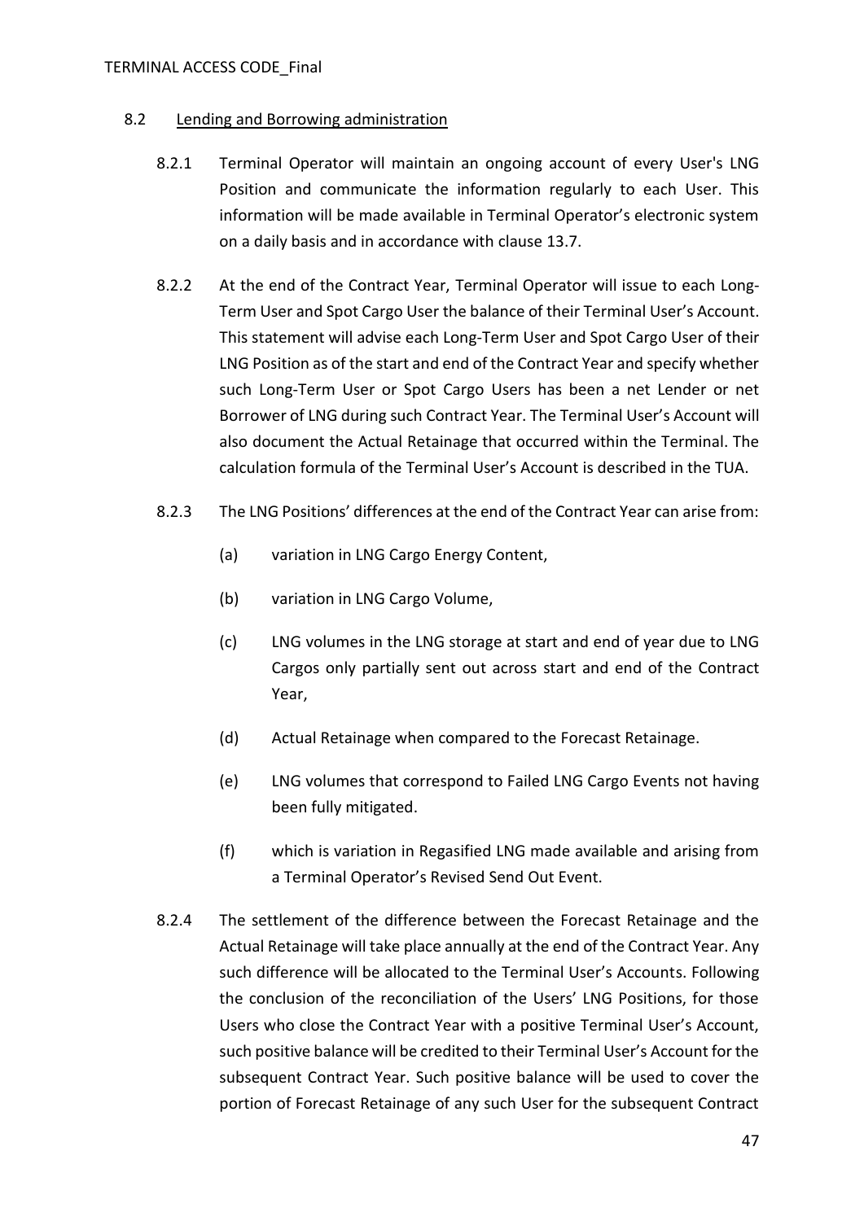### 8.2 Lending and Borrowing administration

8.2.1 Terminal Operator will maintain an ongoing account of every User's LNG Position and communicate the information regularly to each User. This information will be made available in Terminal Operator's electronic system on a daily basis and in accordance with clause 13.7.

8.2.2 At the end of the Contract Year, Terminal Operator will issue to each Long-Term User and Spot Cargo User the balance of their Terminal User's Account. This statement will advise each Long-Term User and Spot Cargo User of their LNG Position as of the start and end of the Contract Year and specify whether such Long-Term User or Spot Cargo Users has been a net Lender or net Borrower of LNG during such Contract Year. The Terminal User's Account will also document the Actual Retainage that occurred within the Terminal. The calculation formula of the Terminal User's Account is described in the TUA.

8.2.3 The LNG Positions' differences at the end of the Contract Year can arise from:

(a) variation in LNG Cargo Energy Content,

(b) variation in LNG Cargo Volume,

(c) LNG volumes in the LNG storage at start and end of year due to LNG Cargos only partially sent out across start and end of the Contract Year,

(d) Actual Retainage when compared to the Forecast Retainage.

(e) LNG volumes that correspond to Failed LNG Cargo Events not having been fully mitigated.

(f) which is variation in Regasified LNG made available and arising from a Terminal Operator's Revised Send Out Event.

8.2.4 The settlement of the difference between the Forecast Retainage and the Actual Retainage will take place annually at the end of the Contract Year. Any such difference will be allocated to the Terminal User's Accounts. Following the conclusion of the reconciliation of the Users' LNG Positions, for those Users who close the Contract Year with a positive Terminal User's Account, such positive balance will be credited to their Terminal User's Account for the subsequent Contract Year. Such positive balance will be used to cover the portion of Forecast Retainage of any such User for the subsequent Contract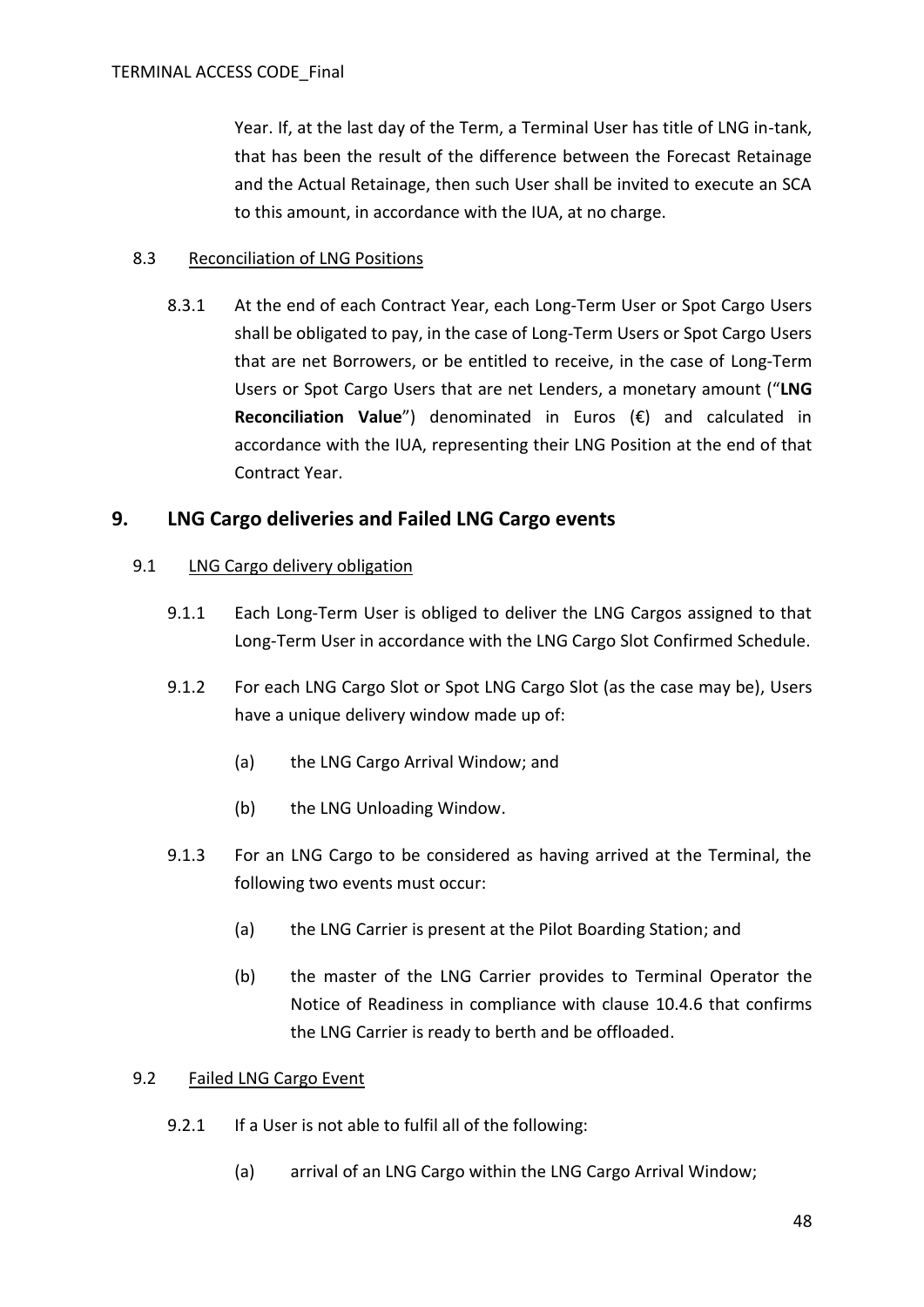Year. If, at the last day of the Term, a Terminal User has title of LNG in-tank, that has been the result of the difference between the Forecast Retainage and the Actual Retainage, then such User shall be invited to execute an SCA to this amount, in accordance with the IUA, at no charge.

8.3 Reconciliation of LNG Positions

8.3.1 At the end of each Contract Year, each Long-Term User or Spot Cargo Users shall be obligated to pay, in the case of Long-Term Users or Spot Cargo Users that are net Borrowers, or be entitled to receive, in the case of Long-Term Users or Spot Cargo Users that are net Lenders, a monetary amount ("**LNG Reconciliation Value**") denominated in Euros (€) and calculated in accordance with the IUA, representing their LNG Position at the end of that Contract Year.

## 9. LNG Cargo deliveries and Failed LNG Cargo events

9.1 LNG Cargo delivery obligation

9.1.1 Each Long-Term User is obliged to deliver the LNG Cargos assigned to that Long-Term User in accordance with the LNG Cargo Slot Confirmed Schedule.

9.1.2 For each LNG Cargo Slot or Spot LNG Cargo Slot (as the case may be), Users have a unique delivery window made up of:

(a) the LNG Cargo Arrival Window; and

(b) the LNG Unloading Window.

9.1.3 For an LNG Cargo to be considered as having arrived at the Terminal, the following two events must occur:

(a) the LNG Carrier is present at the Pilot Boarding Station; and

(b) the master of the LNG Carrier provides to Terminal Operator the Notice of Readiness in compliance with clause 10.4.6 that confirms the LNG Carrier is ready to berth and be offloaded.

9.2 Failed LNG Cargo Event

9.2.1 If a User is not able to fulfil all of the following:

(a) arrival of an LNG Cargo within the LNG Cargo Arrival Window;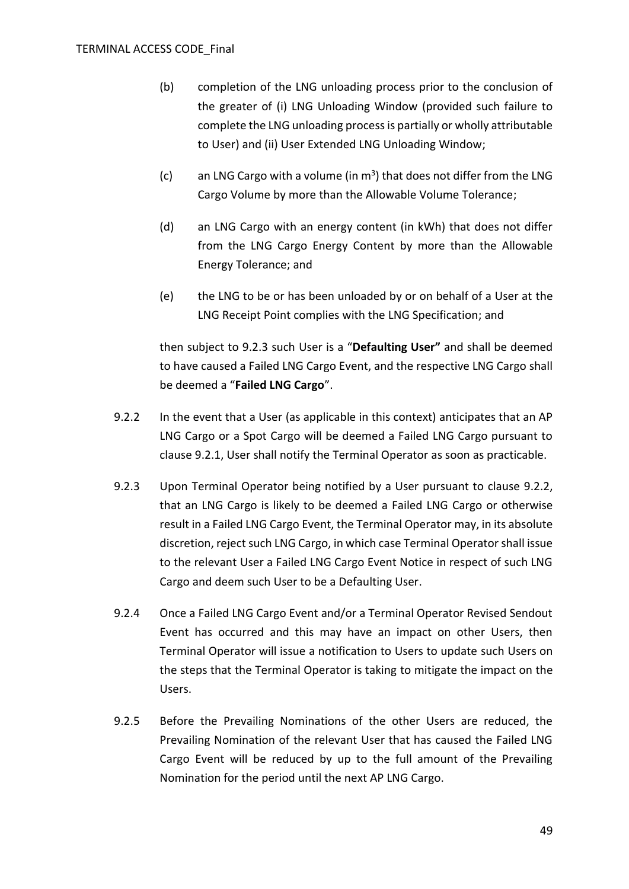(b) completion of the LNG unloading process prior to the conclusion of the greater of (i) LNG Unloading Window (provided such failure to complete the LNG unloading process is partially or wholly attributable to User) and (ii) User Extended LNG Unloading Window;

(c) an LNG Cargo with a volume (in $m^3$) that does not differ from the LNG Cargo Volume by more than the Allowable Volume Tolerance;

(d) an LNG Cargo with an energy content (in kWh) that does not differ from the LNG Cargo Energy Content by more than the Allowable Energy Tolerance; and

(e) the LNG to be or has been unloaded by or on behalf of a User at the LNG Receipt Point complies with the LNG Specification; and

then subject to 9.2.3 such User is a "**Defaulting User"** and shall be deemed to have caused a Failed LNG Cargo Event, and the respective LNG Cargo shall be deemed a "**Failed LNG Cargo**".

9.2.2 In the event that a User (as applicable in this context) anticipates that an AP LNG Cargo or a Spot Cargo will be deemed a Failed LNG Cargo pursuant to clause 9.2.1, User shall notify the Terminal Operator as soon as practicable.

9.2.3 Upon Terminal Operator being notified by a User pursuant to clause 9.2.2, that an LNG Cargo is likely to be deemed a Failed LNG Cargo or otherwise result in a Failed LNG Cargo Event, the Terminal Operator may, in its absolute discretion, reject such LNG Cargo, in which case Terminal Operator shall issue to the relevant User a Failed LNG Cargo Event Notice in respect of such LNG Cargo and deem such User to be a Defaulting User.

9.2.4 Once a Failed LNG Cargo Event and/or a Terminal Operator Revised Sendout Event has occurred and this may have an impact on other Users, then Terminal Operator will issue a notification to Users to update such Users on the steps that the Terminal Operator is taking to mitigate the impact on the Users.

9.2.5 Before the Prevailing Nominations of the other Users are reduced, the Prevailing Nomination of the relevant User that has caused the Failed LNG Cargo Event will be reduced by up to the full amount of the Prevailing Nomination for the period until the next AP LNG Cargo.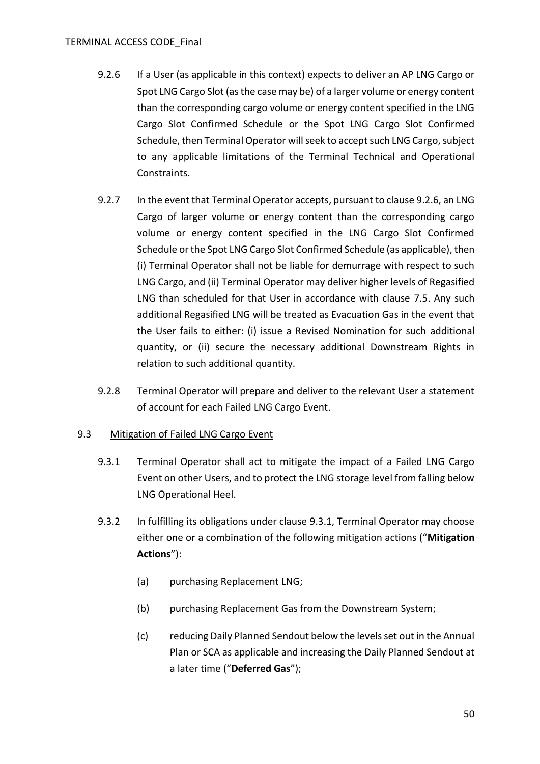9.2.6 If a User (as applicable in this context) expects to deliver an AP LNG Cargo or Spot LNG Cargo Slot (as the case may be) of a larger volume or energy content than the corresponding cargo volume or energy content specified in the LNG Cargo Slot Confirmed Schedule or the Spot LNG Cargo Slot Confirmed Schedule, then Terminal Operator will seek to accept such LNG Cargo, subject to any applicable limitations of the Terminal Technical and Operational Constraints.

9.2.7 In the event that Terminal Operator accepts, pursuant to clause 9.2.6, an LNG Cargo of larger volume or energy content than the corresponding cargo volume or energy content specified in the LNG Cargo Slot Confirmed Schedule or the Spot LNG Cargo Slot Confirmed Schedule (as applicable), then (i) Terminal Operator shall not be liable for demurrage with respect to such LNG Cargo, and (ii) Terminal Operator may deliver higher levels of Regasified LNG than scheduled for that User in accordance with clause 7.5. Any such additional Regasified LNG will be treated as Evacuation Gas in the event that the User fails to either: (i) issue a Revised Nomination for such additional quantity, or (ii) secure the necessary additional Downstream Rights in relation to such additional quantity.

9.2.8 Terminal Operator will prepare and deliver to the relevant User a statement of account for each Failed LNG Cargo Event.

9.3 Mitigation of Failed LNG Cargo Event

9.3.1 Terminal Operator shall act to mitigate the impact of a Failed LNG Cargo Event on other Users, and to protect the LNG storage level from falling below LNG Operational Heel.

9.3.2 In fulfilling its obligations under clause 9.3.1, Terminal Operator may choose either one or a combination of the following mitigation actions ("**Mitigation Actions**"):

(a) purchasing Replacement LNG;

(b) purchasing Replacement Gas from the Downstream System;

(c) reducing Daily Planned Sendout below the levels set out in the Annual Plan or SCA as applicable and increasing the Daily Planned Sendout at a later time ("**Deferred Gas**");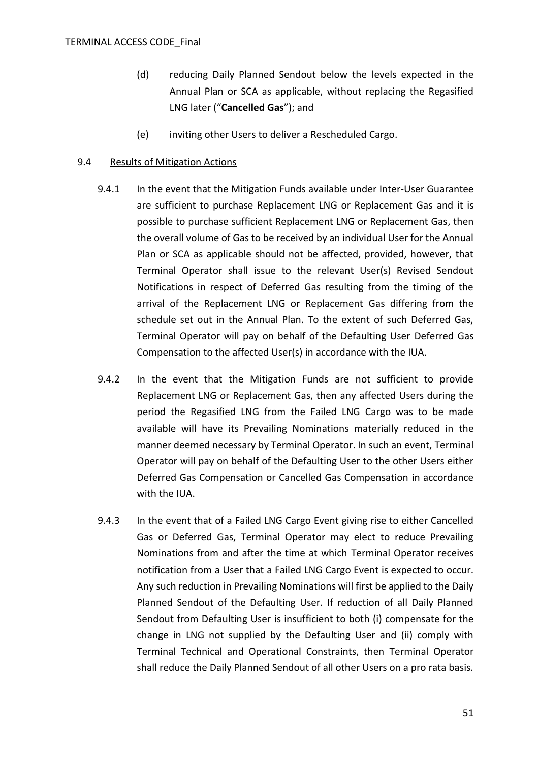(d) reducing Daily Planned Sendout below the levels expected in the Annual Plan or SCA as applicable, without replacing the Regasified LNG later ("**Cancelled Gas**"); and

(e) inviting other Users to deliver a Rescheduled Cargo.

9.4 Results of Mitigation Actions

9.4.1 In the event that the Mitigation Funds available under Inter-User Guarantee are sufficient to purchase Replacement LNG or Replacement Gas and it is possible to purchase sufficient Replacement LNG or Replacement Gas, then the overall volume of Gas to be received by an individual User for the Annual Plan or SCA as applicable should not be affected, provided, however, that Terminal Operator shall issue to the relevant User(s) Revised Sendout Notifications in respect of Deferred Gas resulting from the timing of the arrival of the Replacement LNG or Replacement Gas differing from the schedule set out in the Annual Plan. To the extent of such Deferred Gas, Terminal Operator will pay on behalf of the Defaulting User Deferred Gas Compensation to the affected User(s) in accordance with the IUA.

9.4.2 In the event that the Mitigation Funds are not sufficient to provide Replacement LNG or Replacement Gas, then any affected Users during the period the Regasified LNG from the Failed LNG Cargo was to be made available will have its Prevailing Nominations materially reduced in the manner deemed necessary by Terminal Operator. In such an event, Terminal Operator will pay on behalf of the Defaulting User to the other Users either Deferred Gas Compensation or Cancelled Gas Compensation in accordance with the IUA.

9.4.3 In the event that of a Failed LNG Cargo Event giving rise to either Cancelled Gas or Deferred Gas, Terminal Operator may elect to reduce Prevailing Nominations from and after the time at which Terminal Operator receives notification from a User that a Failed LNG Cargo Event is expected to occur. Any such reduction in Prevailing Nominations will first be applied to the Daily Planned Sendout of the Defaulting User. If reduction of all Daily Planned Sendout from Defaulting User is insufficient to both (i) compensate for the change in LNG not supplied by the Defaulting User and (ii) comply with Terminal Technical and Operational Constraints, then Terminal Operator shall reduce the Daily Planned Sendout of all other Users on a pro rata basis.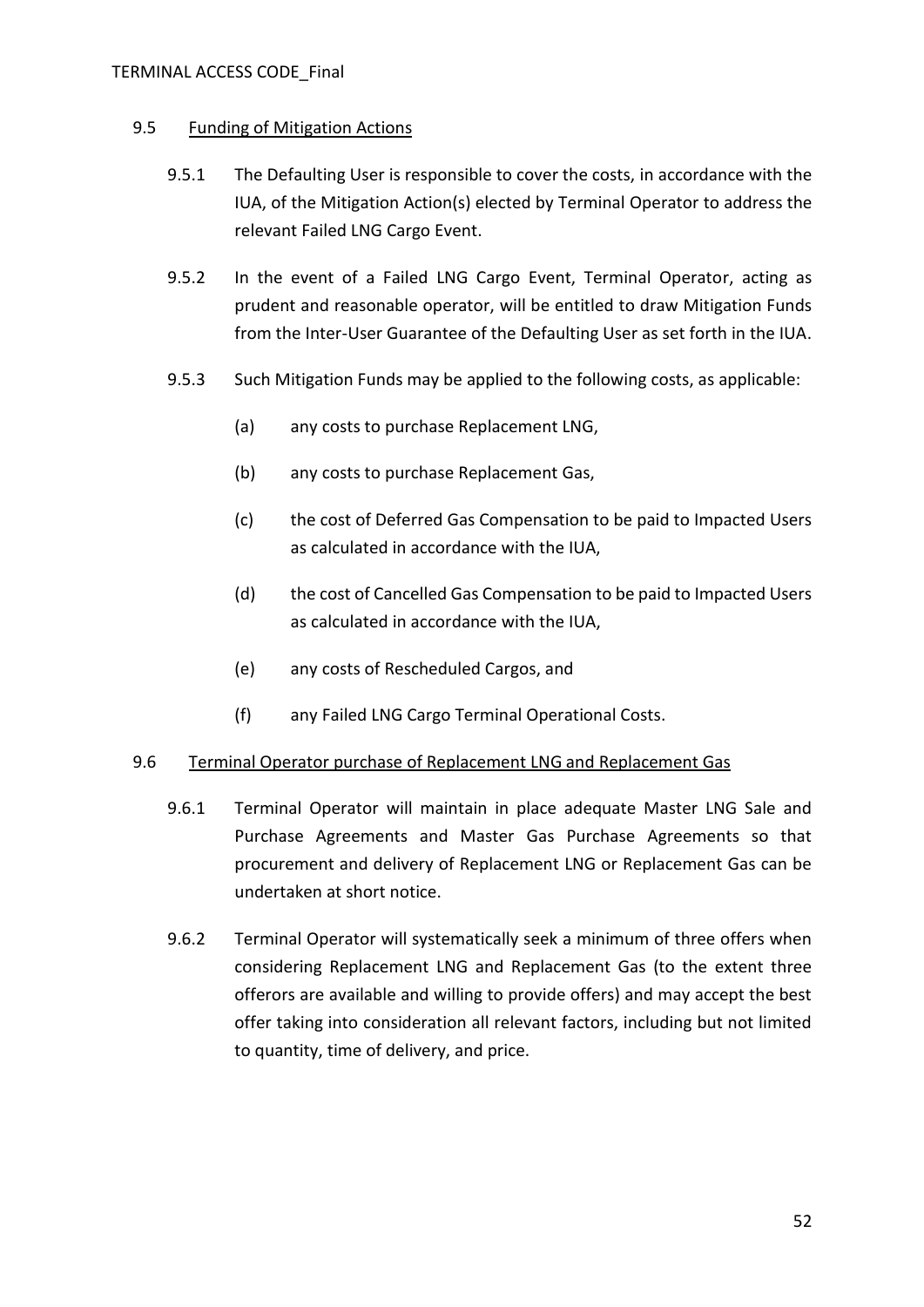### 9.5 Funding of Mitigation Actions

9.5.1 The Defaulting User is responsible to cover the costs, in accordance with the IUA, of the Mitigation Action(s) elected by Terminal Operator to address the relevant Failed LNG Cargo Event.

9.5.2 In the event of a Failed LNG Cargo Event, Terminal Operator, acting as prudent and reasonable operator, will be entitled to draw Mitigation Funds from the Inter-User Guarantee of the Defaulting User as set forth in the IUA.

9.5.3 Such Mitigation Funds may be applied to the following costs, as applicable:

(a) any costs to purchase Replacement LNG,

(b) any costs to purchase Replacement Gas,

(c) the cost of Deferred Gas Compensation to be paid to Impacted Users as calculated in accordance with the IUA,

(d) the cost of Cancelled Gas Compensation to be paid to Impacted Users as calculated in accordance with the IUA,

(e) any costs of Rescheduled Cargos, and

(f) any Failed LNG Cargo Terminal Operational Costs.

### 9.6 Terminal Operator purchase of Replacement LNG and Replacement Gas

9.6.1 Terminal Operator will maintain in place adequate Master LNG Sale and Purchase Agreements and Master Gas Purchase Agreements so that procurement and delivery of Replacement LNG or Replacement Gas can be undertaken at short notice.

9.6.2 Terminal Operator will systematically seek a minimum of three offers when considering Replacement LNG and Replacement Gas (to the extent three offerors are available and willing to provide offers) and may accept the best offer taking into consideration all relevant factors, including but not limited to quantity, time of delivery, and price.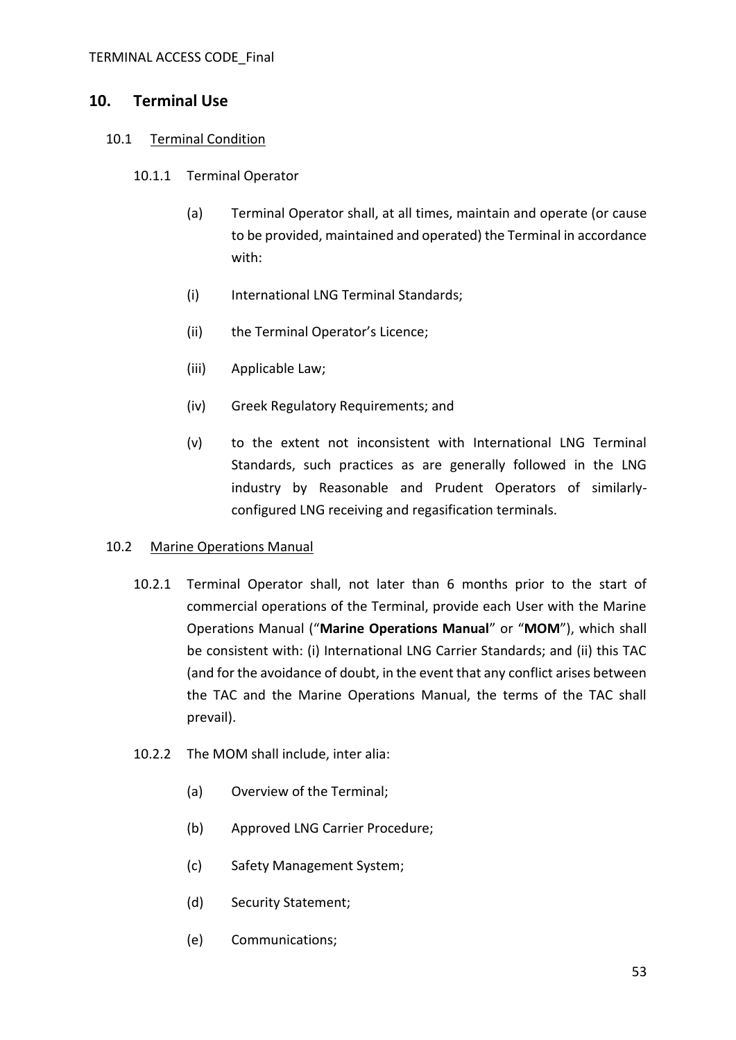## 10. Terminal Use

10.1 Terminal Condition

10.1.1 Terminal Operator

(a) Terminal Operator shall, at all times, maintain and operate (or cause to be provided, maintained and operated) the Terminal in accordance with:

(i) International LNG Terminal Standards;

(ii) the Terminal Operator's Licence;

(iii) Applicable Law;

(iv) Greek Regulatory Requirements; and

(v) to the extent not inconsistent with International LNG Terminal Standards, such practices as are generally followed in the LNG industry by Reasonable and Prudent Operators of similarly-configured LNG receiving and regasification terminals.

10.2 Marine Operations Manual

10.2.1 Terminal Operator shall, not later than 6 months prior to the start of commercial operations of the Terminal, provide each User with the Marine Operations Manual ("**Marine Operations Manual**" or "**MOM**"), which shall be consistent with: (i) International LNG Carrier Standards; and (ii) this TAC (and for the avoidance of doubt, in the event that any conflict arises between the TAC and the Marine Operations Manual, the terms of the TAC shall prevail).

10.2.2 The MOM shall include, inter alia:

(a) Overview of the Terminal;

(b) Approved LNG Carrier Procedure;

(c) Safety Management System;

(d) Security Statement;

(e) Communications;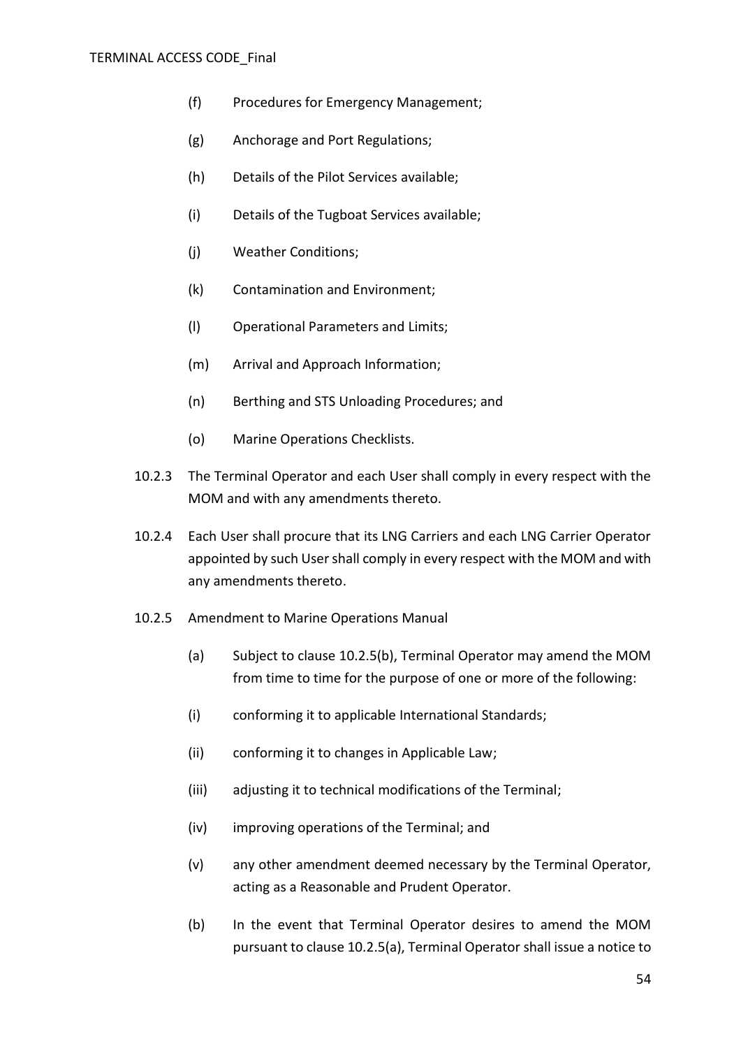(f) Procedures for Emergency Management;

(g) Anchorage and Port Regulations;

(h) Details of the Pilot Services available;

(i) Details of the Tugboat Services available;

(j) Weather Conditions;

(k) Contamination and Environment;

(l) Operational Parameters and Limits;

(m) Arrival and Approach Information;

(n) Berthing and STS Unloading Procedures; and

(o) Marine Operations Checklists.

10.2.3 The Terminal Operator and each User shall comply in every respect with the MOM and with any amendments thereto.

10.2.4 Each User shall procure that its LNG Carriers and each LNG Carrier Operator appointed by such User shall comply in every respect with the MOM and with any amendments thereto.

10.2.5 Amendment to Marine Operations Manual

(a) Subject to clause 10.2.5(b), Terminal Operator may amend the MOM from time to time for the purpose of one or more of the following:

(i) conforming it to applicable International Standards;

(ii) conforming it to changes in Applicable Law;

(iii) adjusting it to technical modifications of the Terminal;

(iv) improving operations of the Terminal; and

(v) any other amendment deemed necessary by the Terminal Operator, acting as a Reasonable and Prudent Operator.

(b) In the event that Terminal Operator desires to amend the MOM pursuant to clause 10.2.5(a), Terminal Operator shall issue a notice to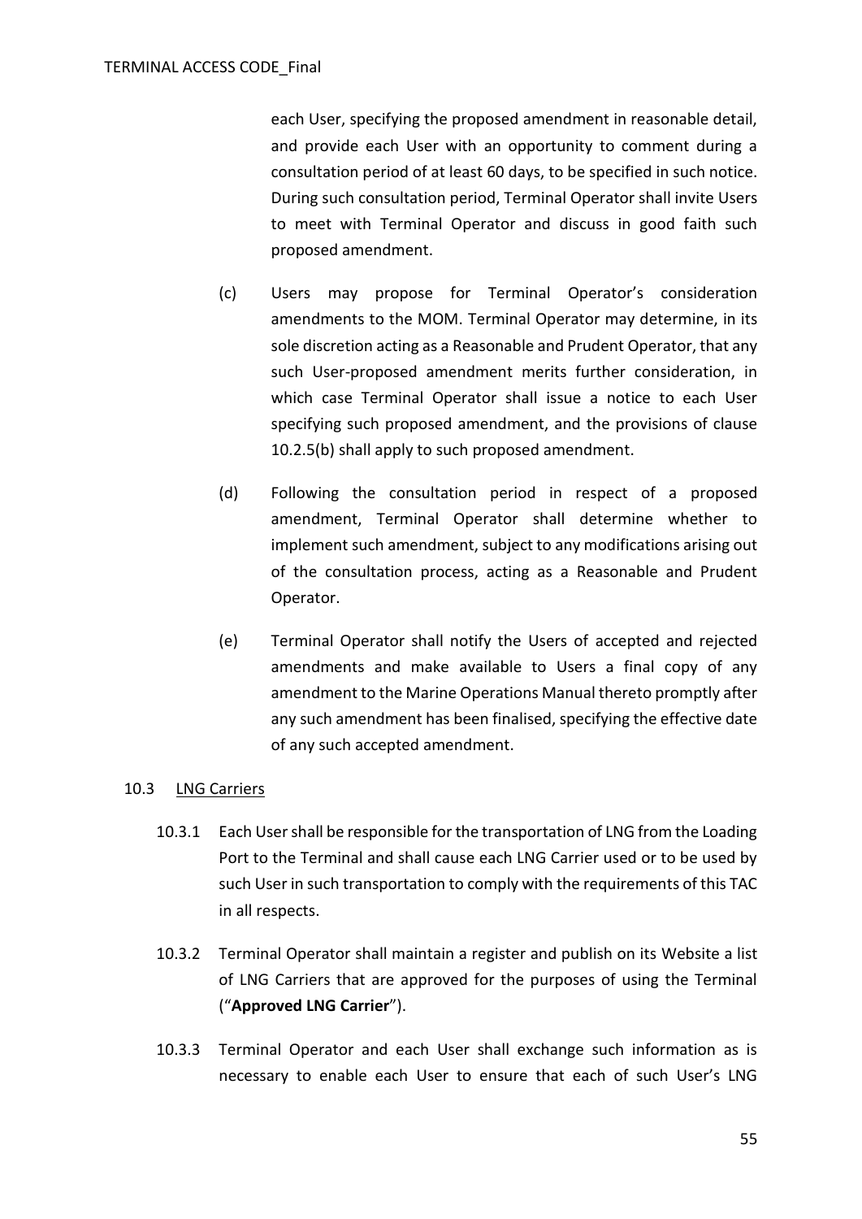each User, specifying the proposed amendment in reasonable detail, and provide each User with an opportunity to comment during a consultation period of at least 60 days, to be specified in such notice. During such consultation period, Terminal Operator shall invite Users to meet with Terminal Operator and discuss in good faith such proposed amendment.

(c) Users may propose for Terminal Operator's consideration amendments to the MOM. Terminal Operator may determine, in its sole discretion acting as a Reasonable and Prudent Operator, that any such User-proposed amendment merits further consideration, in which case Terminal Operator shall issue a notice to each User specifying such proposed amendment, and the provisions of clause 10.2.5(b) shall apply to such proposed amendment.

(d) Following the consultation period in respect of a proposed amendment, Terminal Operator shall determine whether to implement such amendment, subject to any modifications arising out of the consultation process, acting as a Reasonable and Prudent Operator.

(e) Terminal Operator shall notify the Users of accepted and rejected amendments and make available to Users a final copy of any amendment to the Marine Operations Manual thereto promptly after any such amendment has been finalised, specifying the effective date of any such accepted amendment.

10.3 LNG Carriers

10.3.1 Each User shall be responsible for the transportation of LNG from the Loading Port to the Terminal and shall cause each LNG Carrier used or to be used by such User in such transportation to comply with the requirements of this TAC in all respects.

10.3.2 Terminal Operator shall maintain a register and publish on its Website a list of LNG Carriers that are approved for the purposes of using the Terminal ("**Approved LNG Carrier**").

10.3.3 Terminal Operator and each User shall exchange such information as is necessary to enable each User to ensure that each of such User's LNG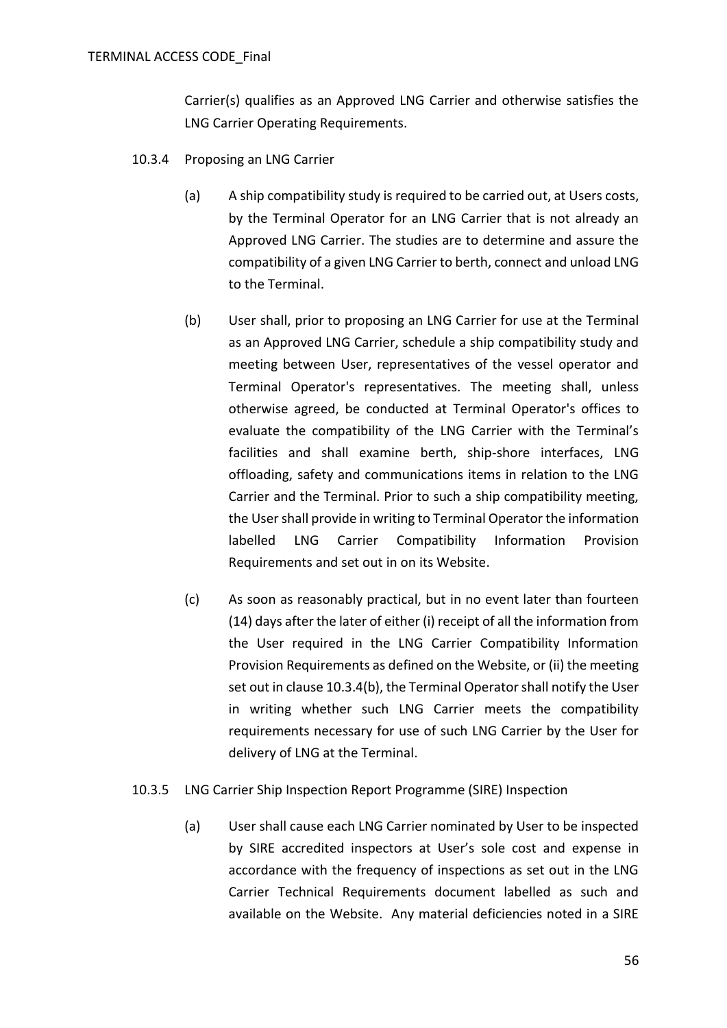Carrier(s) qualifies as an Approved LNG Carrier and otherwise satisfies the LNG Carrier Operating Requirements.

10.3.4 Proposing an LNG Carrier

(a) A ship compatibility study is required to be carried out, at Users costs, by the Terminal Operator for an LNG Carrier that is not already an Approved LNG Carrier. The studies are to determine and assure the compatibility of a given LNG Carrier to berth, connect and unload LNG to the Terminal.

(b) User shall, prior to proposing an LNG Carrier for use at the Terminal as an Approved LNG Carrier, schedule a ship compatibility study and meeting between User, representatives of the vessel operator and Terminal Operator's representatives. The meeting shall, unless otherwise agreed, be conducted at Terminal Operator's offices to evaluate the compatibility of the LNG Carrier with the Terminal's facilities and shall examine berth, ship-shore interfaces, LNG offloading, safety and communications items in relation to the LNG Carrier and the Terminal. Prior to such a ship compatibility meeting, the User shall provide in writing to Terminal Operator the information labelled LNG Carrier Compatibility Information Provision Requirements and set out in on its Website.

(c) As soon as reasonably practical, but in no event later than fourteen (14) days after the later of either (i) receipt of all the information from the User required in the LNG Carrier Compatibility Information Provision Requirements as defined on the Website, or (ii) the meeting set out in clause 10.3.4(b), the Terminal Operator shall notify the User in writing whether such LNG Carrier meets the compatibility requirements necessary for use of such LNG Carrier by the User for delivery of LNG at the Terminal.

10.3.5 LNG Carrier Ship Inspection Report Programme (SIRE) Inspection

(a) User shall cause each LNG Carrier nominated by User to be inspected by SIRE accredited inspectors at User's sole cost and expense in accordance with the frequency of inspections as set out in the LNG Carrier Technical Requirements document labelled as such and available on the Website. Any material deficiencies noted in a SIRE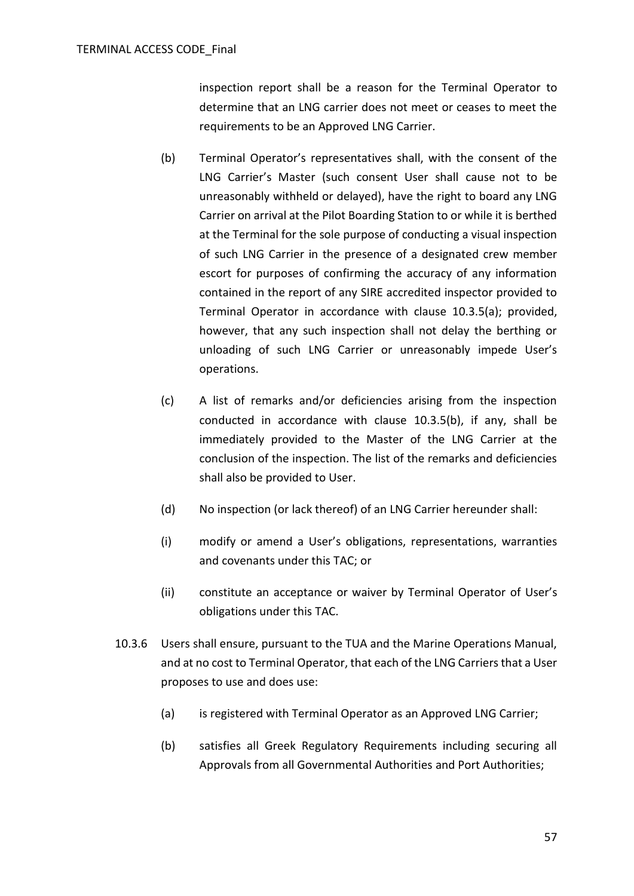inspection report shall be a reason for the Terminal Operator to determine that an LNG carrier does not meet or ceases to meet the requirements to be an Approved LNG Carrier.

(b) Terminal Operator's representatives shall, with the consent of the LNG Carrier's Master (such consent User shall cause not to be unreasonably withheld or delayed), have the right to board any LNG Carrier on arrival at the Pilot Boarding Station to or while it is berthed at the Terminal for the sole purpose of conducting a visual inspection of such LNG Carrier in the presence of a designated crew member escort for purposes of confirming the accuracy of any information contained in the report of any SIRE accredited inspector provided to Terminal Operator in accordance with clause 10.3.5(a); provided, however, that any such inspection shall not delay the berthing or unloading of such LNG Carrier or unreasonably impede User's operations.

(c) A list of remarks and/or deficiencies arising from the inspection conducted in accordance with clause 10.3.5(b), if any, shall be immediately provided to the Master of the LNG Carrier at the conclusion of the inspection. The list of the remarks and deficiencies shall also be provided to User.

(d) No inspection (or lack thereof) of an LNG Carrier hereunder shall:

(i) modify or amend a User's obligations, representations, warranties and covenants under this TAC; or

(ii) constitute an acceptance or waiver by Terminal Operator of User's obligations under this TAC.

10.3.6 Users shall ensure, pursuant to the TUA and the Marine Operations Manual, and at no cost to Terminal Operator, that each of the LNG Carriers that a User proposes to use and does use:

(a) is registered with Terminal Operator as an Approved LNG Carrier;

(b) satisfies all Greek Regulatory Requirements including securing all Approvals from all Governmental Authorities and Port Authorities;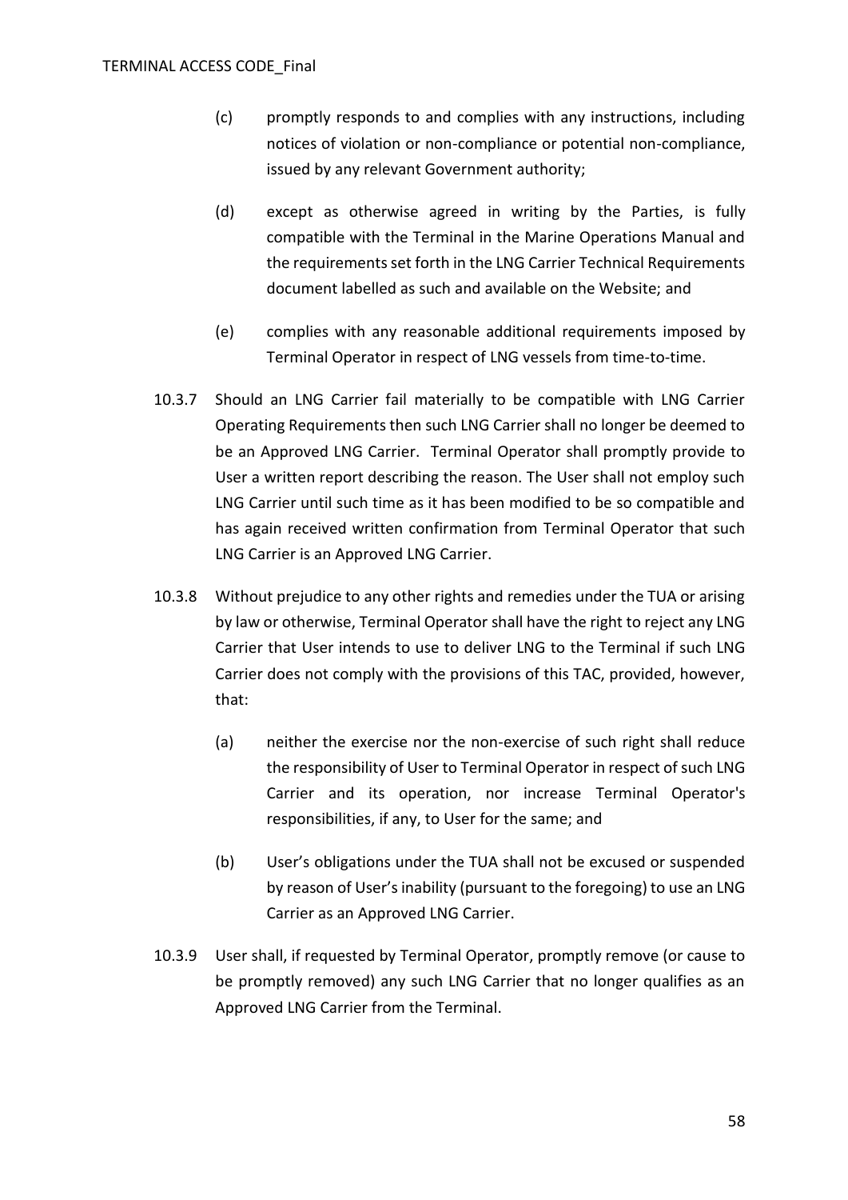(c) promptly responds to and complies with any instructions, including notices of violation or non-compliance or potential non-compliance, issued by any relevant Government authority;

(d) except as otherwise agreed in writing by the Parties, is fully compatible with the Terminal in the Marine Operations Manual and the requirements set forth in the LNG Carrier Technical Requirements document labelled as such and available on the Website; and

(e) complies with any reasonable additional requirements imposed by Terminal Operator in respect of LNG vessels from time-to-time.

10.3.7 Should an LNG Carrier fail materially to be compatible with LNG Carrier Operating Requirements then such LNG Carrier shall no longer be deemed to be an Approved LNG Carrier. Terminal Operator shall promptly provide to User a written report describing the reason. The User shall not employ such LNG Carrier until such time as it has been modified to be so compatible and has again received written confirmation from Terminal Operator that such LNG Carrier is an Approved LNG Carrier.

10.3.8 Without prejudice to any other rights and remedies under the TUA or arising by law or otherwise, Terminal Operator shall have the right to reject any LNG Carrier that User intends to use to deliver LNG to the Terminal if such LNG Carrier does not comply with the provisions of this TAC, provided, however, that:

(a) neither the exercise nor the non-exercise of such right shall reduce the responsibility of User to Terminal Operator in respect of such LNG Carrier and its operation, nor increase Terminal Operator's responsibilities, if any, to User for the same; and

(b) User's obligations under the TUA shall not be excused or suspended by reason of User's inability (pursuant to the foregoing) to use an LNG Carrier as an Approved LNG Carrier.

10.3.9 User shall, if requested by Terminal Operator, promptly remove (or cause to be promptly removed) any such LNG Carrier that no longer qualifies as an Approved LNG Carrier from the Terminal.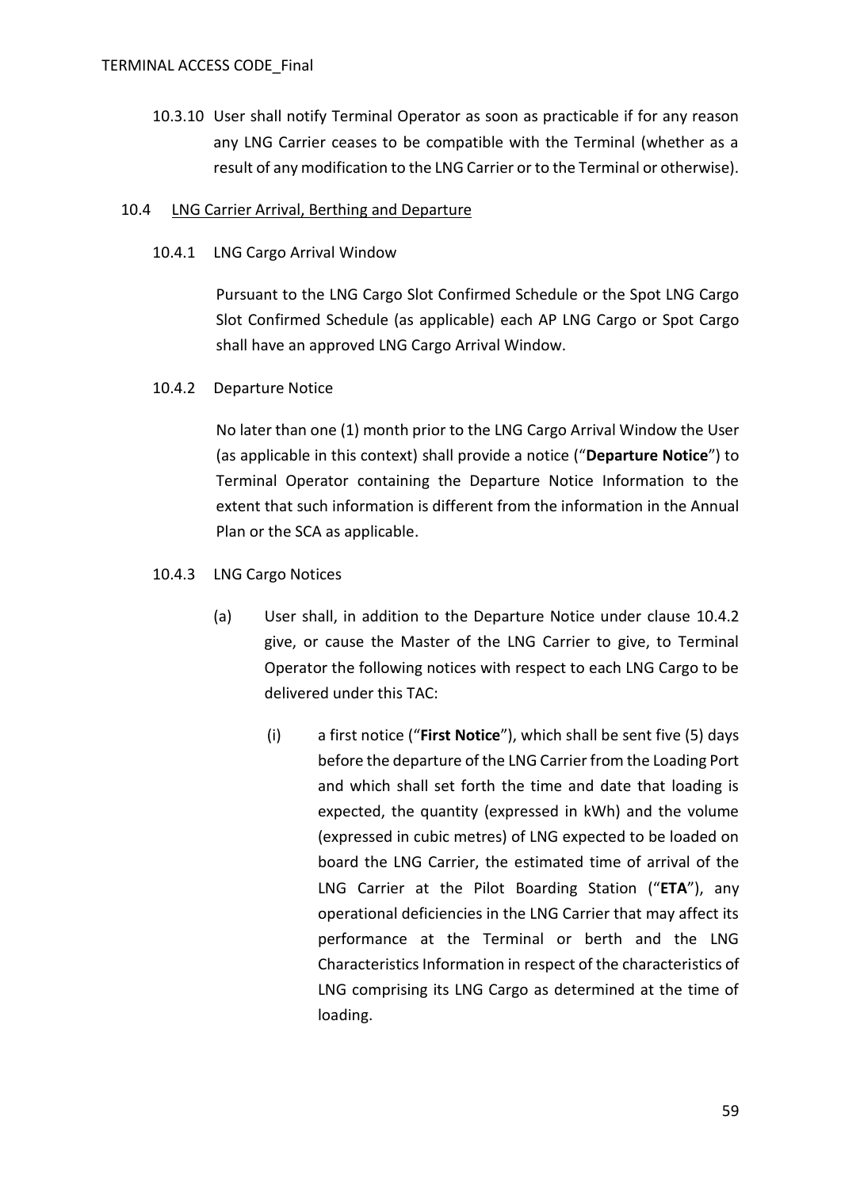10.3.10 User shall notify Terminal Operator as soon as practicable if for any reason any LNG Carrier ceases to be compatible with the Terminal (whether as a result of any modification to the LNG Carrier or to the Terminal or otherwise).

## 10.4 LNG Carrier Arrival, Berthing and Departure

### 10.4.1 LNG Cargo Arrival Window

Pursuant to the LNG Cargo Slot Confirmed Schedule or the Spot LNG Cargo Slot Confirmed Schedule (as applicable) each AP LNG Cargo or Spot Cargo shall have an approved LNG Cargo Arrival Window.

### 10.4.2 Departure Notice

No later than one (1) month prior to the LNG Cargo Arrival Window the User (as applicable in this context) shall provide a notice ("**Departure Notice**") to Terminal Operator containing the Departure Notice Information to the extent that such information is different from the information in the Annual Plan or the SCA as applicable.

### 10.4.3 LNG Cargo Notices

(a) User shall, in addition to the Departure Notice under clause 10.4.2 give, or cause the Master of the LNG Carrier to give, to Terminal Operator the following notices with respect to each LNG Cargo to be delivered under this TAC:

(i) a first notice ("**First Notice**"), which shall be sent five (5) days before the departure of the LNG Carrier from the Loading Port and which shall set forth the time and date that loading is expected, the quantity (expressed in kWh) and the volume (expressed in cubic metres) of LNG expected to be loaded on board the LNG Carrier, the estimated time of arrival of the LNG Carrier at the Pilot Boarding Station ("**ETA**"), any operational deficiencies in the LNG Carrier that may affect its performance at the Terminal or berth and the LNG Characteristics Information in respect of the characteristics of LNG comprising its LNG Cargo as determined at the time of loading.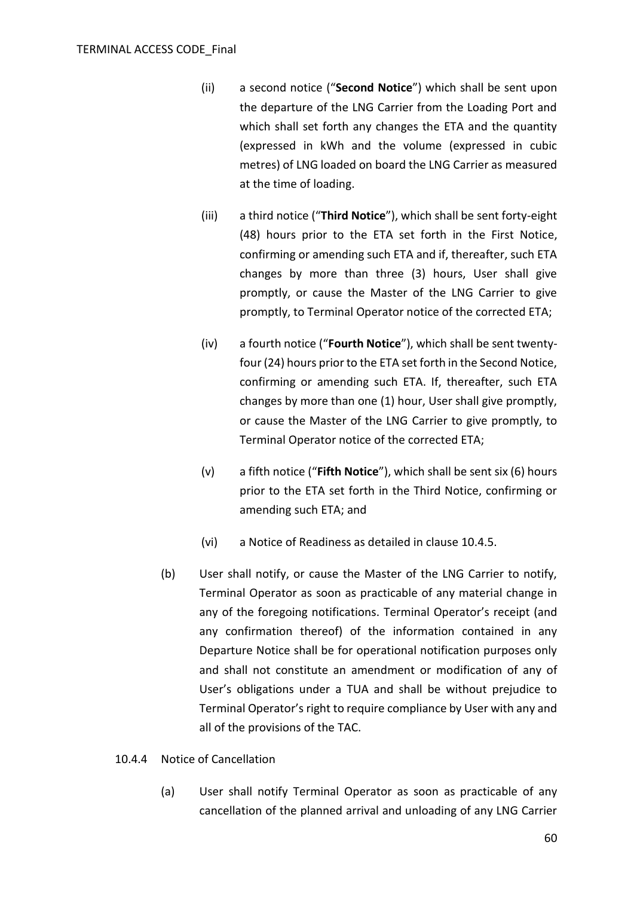(ii) a second notice (“**Second Notice**”) which shall be sent upon the departure of the LNG Carrier from the Loading Port and which shall set forth any changes the ETA and the quantity (expressed in kWh and the volume (expressed in cubic metres) of LNG loaded on board the LNG Carrier as measured at the time of loading.

(iii) a third notice (“**Third Notice**”), which shall be sent forty-eight (48) hours prior to the ETA set forth in the First Notice, confirming or amending such ETA and if, thereafter, such ETA changes by more than three (3) hours, User shall give promptly, or cause the Master of the LNG Carrier to give promptly, to Terminal Operator notice of the corrected ETA;

(iv) a fourth notice (“**Fourth Notice**”), which shall be sent twenty-four (24) hours prior to the ETA set forth in the Second Notice, confirming or amending such ETA. If, thereafter, such ETA changes by more than one (1) hour, User shall give promptly, or cause the Master of the LNG Carrier to give promptly, to Terminal Operator notice of the corrected ETA;

(v) a fifth notice (“**Fifth Notice**”), which shall be sent six (6) hours prior to the ETA set forth in the Third Notice, confirming or amending such ETA; and

(vi) a Notice of Readiness as detailed in clause 10.4.5.

(b) User shall notify, or cause the Master of the LNG Carrier to notify, Terminal Operator as soon as practicable of any material change in any of the foregoing notifications. Terminal Operator’s receipt (and any confirmation thereof) of the information contained in any Departure Notice shall be for operational notification purposes only and shall not constitute an amendment or modification of any of User’s obligations under a TUA and shall be without prejudice to Terminal Operator’s right to require compliance by User with any and all of the provisions of the TAC.

10.4.4 Notice of Cancellation

(a) User shall notify Terminal Operator as soon as practicable of any cancellation of the planned arrival and unloading of any LNG Carrier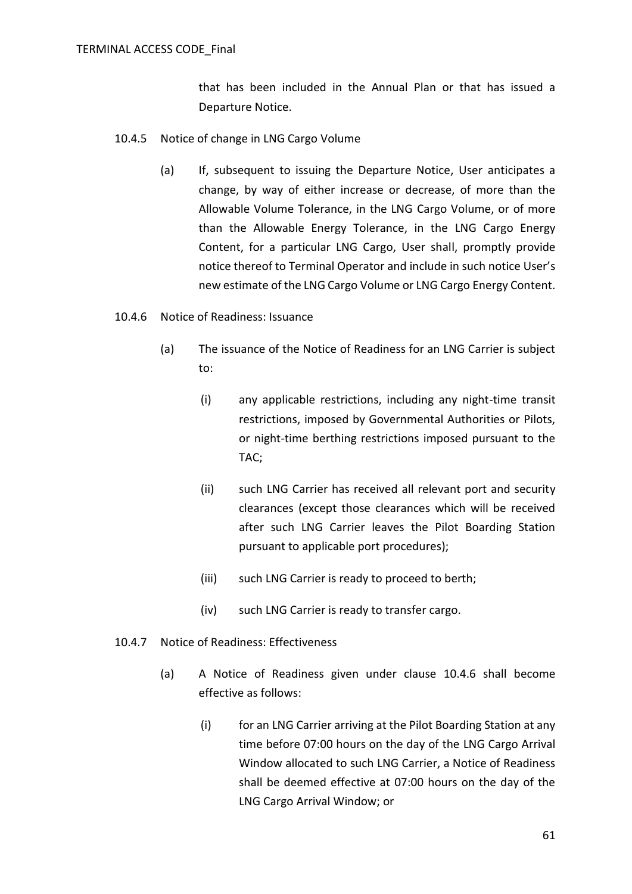that has been included in the Annual Plan or that has issued a Departure Notice.

10.4.5 Notice of change in LNG Cargo Volume

(a) If, subsequent to issuing the Departure Notice, User anticipates a change, by way of either increase or decrease, of more than the Allowable Volume Tolerance, in the LNG Cargo Volume, or of more than the Allowable Energy Tolerance, in the LNG Cargo Energy Content, for a particular LNG Cargo, User shall, promptly provide notice thereof to Terminal Operator and include in such notice User's new estimate of the LNG Cargo Volume or LNG Cargo Energy Content.

10.4.6 Notice of Readiness: Issuance

(a) The issuance of the Notice of Readiness for an LNG Carrier is subject to:

(i) any applicable restrictions, including any night-time transit restrictions, imposed by Governmental Authorities or Pilots, or night-time berthing restrictions imposed pursuant to the TAC;

(ii) such LNG Carrier has received all relevant port and security clearances (except those clearances which will be received after such LNG Carrier leaves the Pilot Boarding Station pursuant to applicable port procedures);

(iii) such LNG Carrier is ready to proceed to berth;

(iv) such LNG Carrier is ready to transfer cargo.

10.4.7 Notice of Readiness: Effectiveness

(a) A Notice of Readiness given under clause 10.4.6 shall become effective as follows:

(i) for an LNG Carrier arriving at the Pilot Boarding Station at any time before 07:00 hours on the day of the LNG Cargo Arrival Window allocated to such LNG Carrier, a Notice of Readiness shall be deemed effective at 07:00 hours on the day of the LNG Cargo Arrival Window; or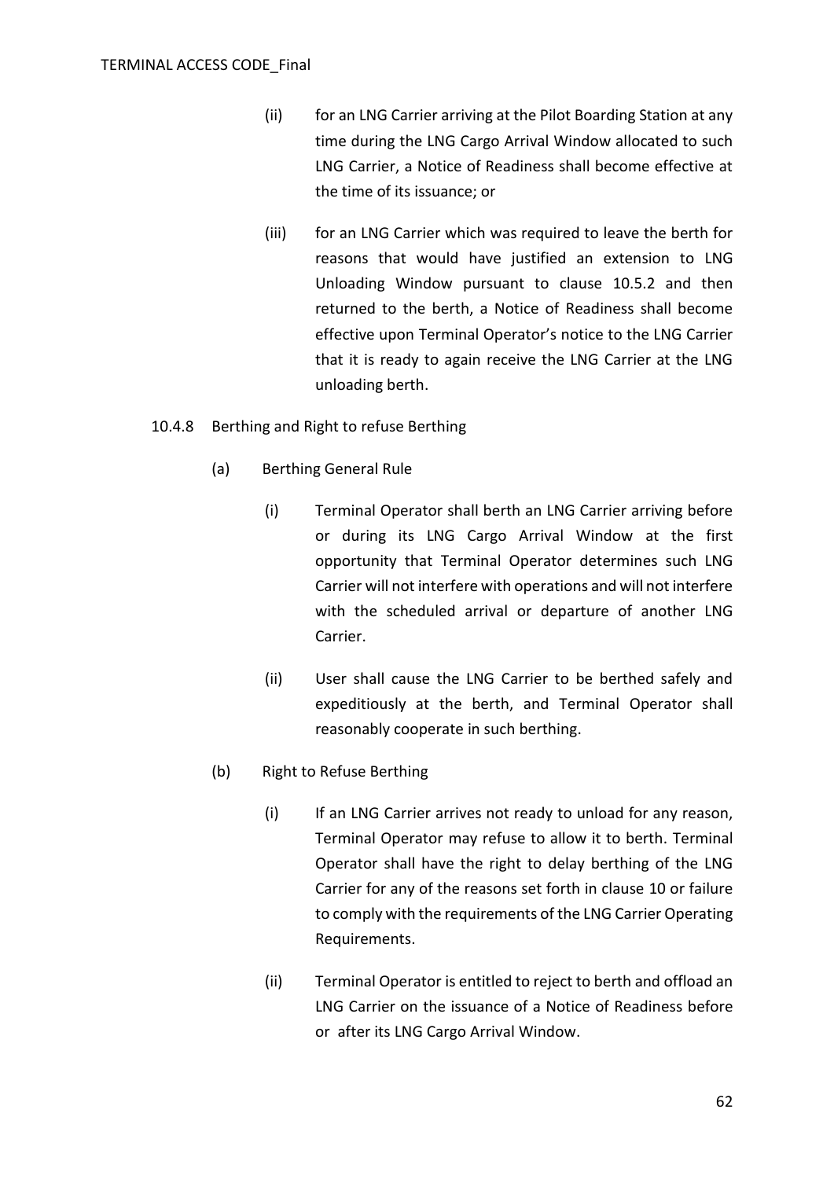(ii) for an LNG Carrier arriving at the Pilot Boarding Station at any time during the LNG Cargo Arrival Window allocated to such LNG Carrier, a Notice of Readiness shall become effective at the time of its issuance; or

(iii) for an LNG Carrier which was required to leave the berth for reasons that would have justified an extension to LNG Unloading Window pursuant to clause 10.5.2 and then returned to the berth, a Notice of Readiness shall become effective upon Terminal Operator's notice to the LNG Carrier that it is ready to again receive the LNG Carrier at the LNG unloading berth.

10.4.8 Berthing and Right to refuse Berthing

(a) Berthing General Rule

(i) Terminal Operator shall berth an LNG Carrier arriving before or during its LNG Cargo Arrival Window at the first opportunity that Terminal Operator determines such LNG Carrier will not interfere with operations and will not interfere with the scheduled arrival or departure of another LNG Carrier.

(ii) User shall cause the LNG Carrier to be berthed safely and expeditiously at the berth, and Terminal Operator shall reasonably cooperate in such berthing.

(b) Right to Refuse Berthing

(i) If an LNG Carrier arrives not ready to unload for any reason, Terminal Operator may refuse to allow it to berth. Terminal Operator shall have the right to delay berthing of the LNG Carrier for any of the reasons set forth in clause 10 or failure to comply with the requirements of the LNG Carrier Operating Requirements.

(ii) Terminal Operator is entitled to reject to berth and offload an LNG Carrier on the issuance of a Notice of Readiness before or after its LNG Cargo Arrival Window.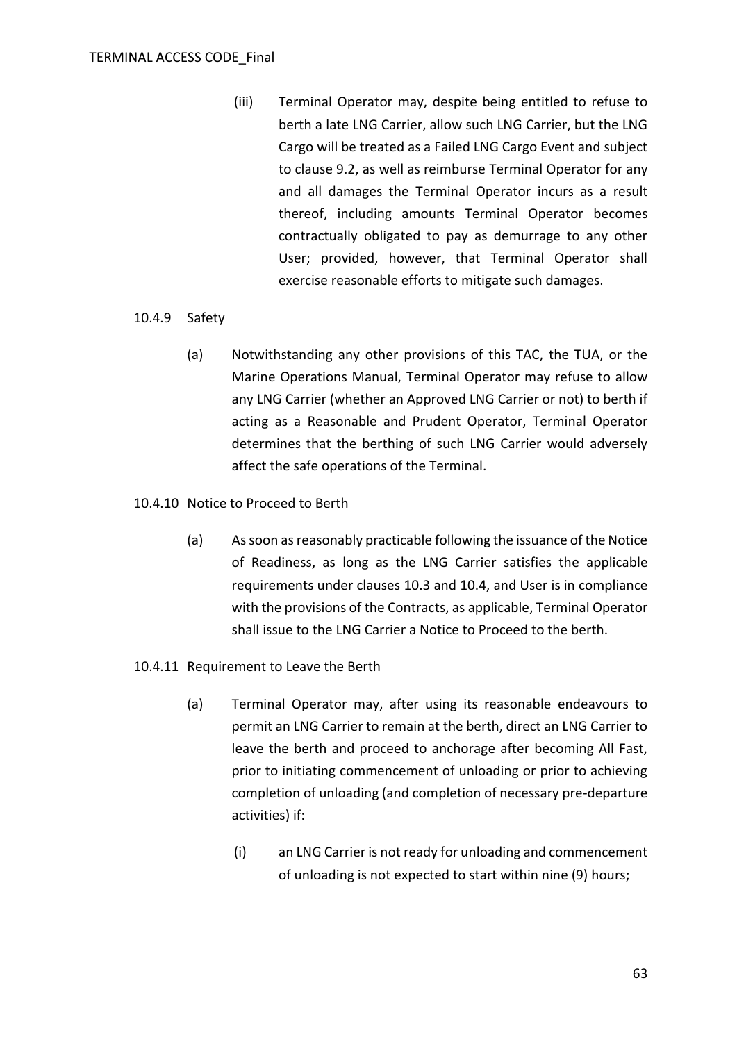(iii) Terminal Operator may, despite being entitled to refuse to berth a late LNG Carrier, allow such LNG Carrier, but the LNG Cargo will be treated as a Failed LNG Cargo Event and subject to clause 9.2, as well as reimburse Terminal Operator for any and all damages the Terminal Operator incurs as a result thereof, including amounts Terminal Operator becomes contractually obligated to pay as demurrage to any other User; provided, however, that Terminal Operator shall exercise reasonable efforts to mitigate such damages.

10.4.9 Safety

(a) Notwithstanding any other provisions of this TAC, the TUA, or the Marine Operations Manual, Terminal Operator may refuse to allow any LNG Carrier (whether an Approved LNG Carrier or not) to berth if acting as a Reasonable and Prudent Operator, Terminal Operator determines that the berthing of such LNG Carrier would adversely affect the safe operations of the Terminal.

10.4.10 Notice to Proceed to Berth

(a) As soon as reasonably practicable following the issuance of the Notice of Readiness, as long as the LNG Carrier satisfies the applicable requirements under clauses 10.3 and 10.4, and User is in compliance with the provisions of the Contracts, as applicable, Terminal Operator shall issue to the LNG Carrier a Notice to Proceed to the berth.

10.4.11 Requirement to Leave the Berth

(a) Terminal Operator may, after using its reasonable endeavours to permit an LNG Carrier to remain at the berth, direct an LNG Carrier to leave the berth and proceed to anchorage after becoming All Fast, prior to initiating commencement of unloading or prior to achieving completion of unloading (and completion of necessary pre-departure activities) if:

(i) an LNG Carrier is not ready for unloading and commencement of unloading is not expected to start within nine (9) hours;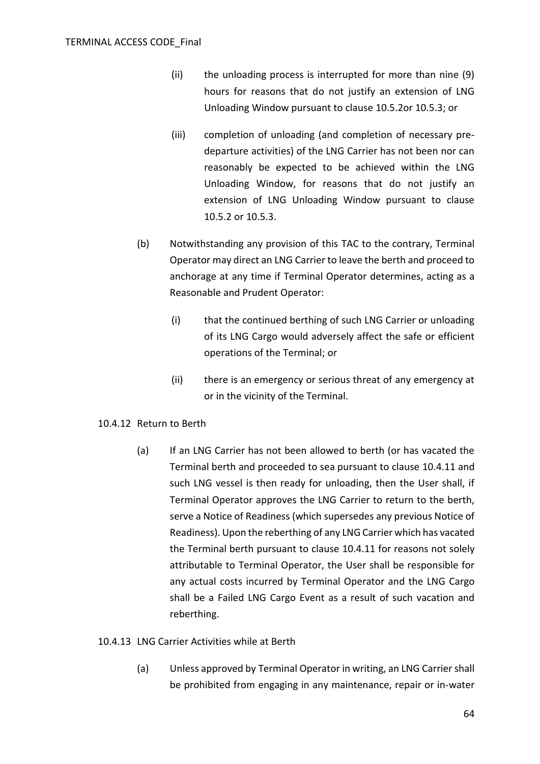(ii) the unloading process is interrupted for more than nine (9) hours for reasons that do not justify an extension of LNG Unloading Window pursuant to clause 10.5.2or 10.5.3; or

(iii) completion of unloading (and completion of necessary pre-departure activities) of the LNG Carrier has not been nor can reasonably be expected to be achieved within the LNG Unloading Window, for reasons that do not justify an extension of LNG Unloading Window pursuant to clause 10.5.2 or 10.5.3.

(b) Notwithstanding any provision of this TAC to the contrary, Terminal Operator may direct an LNG Carrier to leave the berth and proceed to anchorage at any time if Terminal Operator determines, acting as a Reasonable and Prudent Operator:

(i) that the continued berthing of such LNG Carrier or unloading of its LNG Cargo would adversely affect the safe or efficient operations of the Terminal; or

(ii) there is an emergency or serious threat of any emergency at or in the vicinity of the Terminal.

10.4.12 Return to Berth

(a) If an LNG Carrier has not been allowed to berth (or has vacated the Terminal berth and proceeded to sea pursuant to clause 10.4.11 and such LNG vessel is then ready for unloading, then the User shall, if Terminal Operator approves the LNG Carrier to return to the berth, serve a Notice of Readiness (which supersedes any previous Notice of Readiness). Upon the reberthing of any LNG Carrier which has vacated the Terminal berth pursuant to clause 10.4.11 for reasons not solely attributable to Terminal Operator, the User shall be responsible for any actual costs incurred by Terminal Operator and the LNG Cargo shall be a Failed LNG Cargo Event as a result of such vacation and reberthing.

10.4.13 LNG Carrier Activities while at Berth

(a) Unless approved by Terminal Operator in writing, an LNG Carrier shall be prohibited from engaging in any maintenance, repair or in-water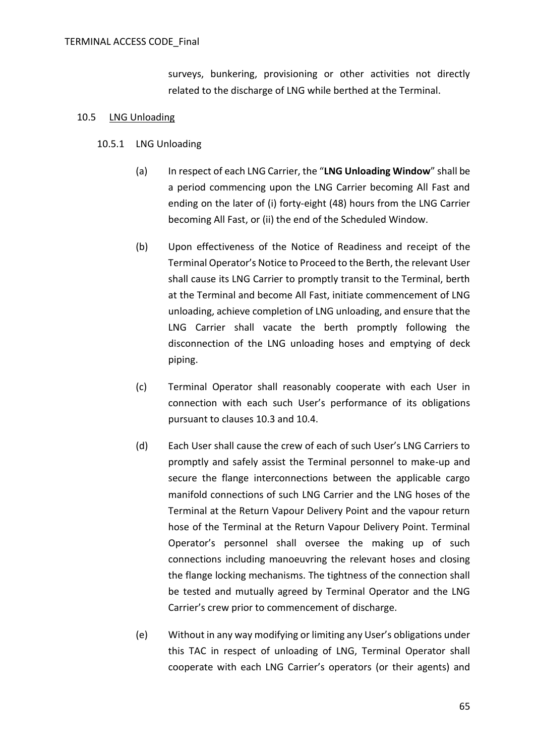surveys, bunkering, provisioning or other activities not directly related to the discharge of LNG while berthed at the Terminal.

10.5 <u>LNG Unloading</u>

10.5.1 LNG Unloading

(a) In respect of each LNG Carrier, the "**LNG Unloading Window**" shall be a period commencing upon the LNG Carrier becoming All Fast and ending on the later of (i) forty-eight (48) hours from the LNG Carrier becoming All Fast, or (ii) the end of the Scheduled Window.

(b) Upon effectiveness of the Notice of Readiness and receipt of the Terminal Operator's Notice to Proceed to the Berth, the relevant User shall cause its LNG Carrier to promptly transit to the Terminal, berth at the Terminal and become All Fast, initiate commencement of LNG unloading, achieve completion of LNG unloading, and ensure that the LNG Carrier shall vacate the berth promptly following the disconnection of the LNG unloading hoses and emptying of deck piping.

(c) Terminal Operator shall reasonably cooperate with each User in connection with each such User's performance of its obligations pursuant to clauses 10.3 and 10.4.

(d) Each User shall cause the crew of each of such User's LNG Carriers to promptly and safely assist the Terminal personnel to make-up and secure the flange interconnections between the applicable cargo manifold connections of such LNG Carrier and the LNG hoses of the Terminal at the Return Vapour Delivery Point and the vapour return hose of the Terminal at the Return Vapour Delivery Point. Terminal Operator's personnel shall oversee the making up of such connections including manoeuvring the relevant hoses and closing the flange locking mechanisms. The tightness of the connection shall be tested and mutually agreed by Terminal Operator and the LNG Carrier's crew prior to commencement of discharge.

(e) Without in any way modifying or limiting any User's obligations under this TAC in respect of unloading of LNG, Terminal Operator shall cooperate with each LNG Carrier's operators (or their agents) and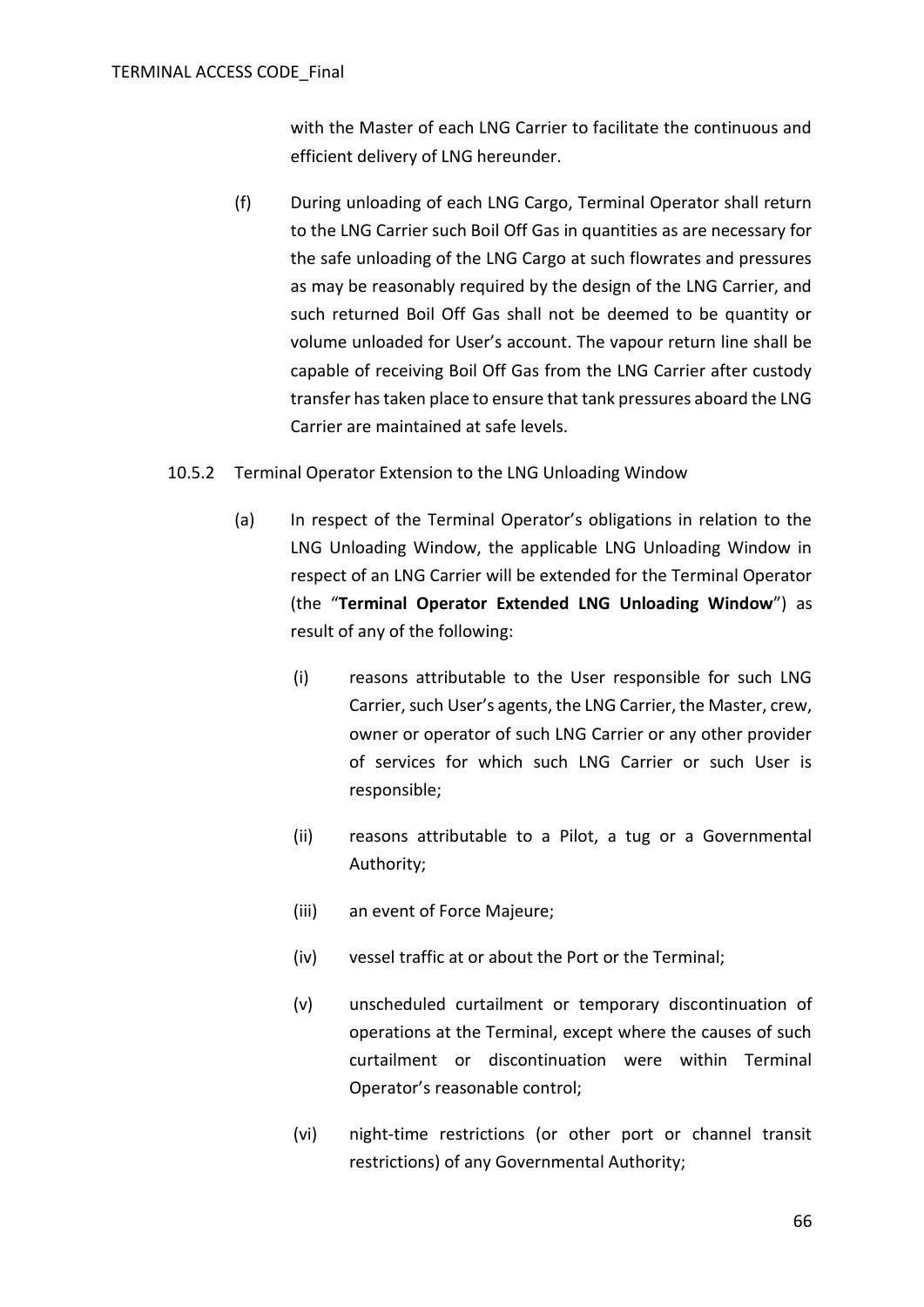with the Master of each LNG Carrier to facilitate the continuous and efficient delivery of LNG hereunder.

(f) During unloading of each LNG Cargo, Terminal Operator shall return to the LNG Carrier such Boil Off Gas in quantities as are necessary for the safe unloading of the LNG Cargo at such flowrates and pressures as may be reasonably required by the design of the LNG Carrier, and such returned Boil Off Gas shall not be deemed to be quantity or volume unloaded for User's account. The vapour return line shall be capable of receiving Boil Off Gas from the LNG Carrier after custody transfer has taken place to ensure that tank pressures aboard the LNG Carrier are maintained at safe levels.

10.5.2 Terminal Operator Extension to the LNG Unloading Window

(a) In respect of the Terminal Operator's obligations in relation to the LNG Unloading Window, the applicable LNG Unloading Window in respect of an LNG Carrier will be extended for the Terminal Operator (the "**Terminal Operator Extended LNG Unloading Window**") as result of any of the following:

(i) reasons attributable to the User responsible for such LNG Carrier, such User's agents, the LNG Carrier, the Master, crew, owner or operator of such LNG Carrier or any other provider of services for which such LNG Carrier or such User is responsible;

(ii) reasons attributable to a Pilot, a tug or a Governmental Authority;

(iii) an event of Force Majeure;

(iv) vessel traffic at or about the Port or the Terminal;

(v) unscheduled curtailment or temporary discontinuation of operations at the Terminal, except where the causes of such curtailment or discontinuation were within Terminal Operator's reasonable control;

(vi) night-time restrictions (or other port or channel transit restrictions) of any Governmental Authority;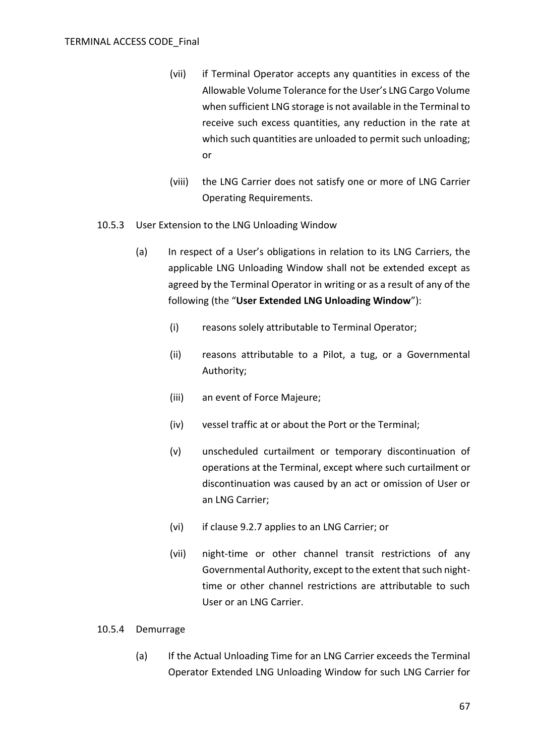(vii) if Terminal Operator accepts any quantities in excess of the Allowable Volume Tolerance for the User's LNG Cargo Volume when sufficient LNG storage is not available in the Terminal to receive such excess quantities, any reduction in the rate at which such quantities are unloaded to permit such unloading; or

(viii) the LNG Carrier does not satisfy one or more of LNG Carrier Operating Requirements.

10.5.3 User Extension to the LNG Unloading Window

(a) In respect of a User's obligations in relation to its LNG Carriers, the applicable LNG Unloading Window shall not be extended except as agreed by the Terminal Operator in writing or as a result of any of the following (the "**User Extended LNG Unloading Window**"):

(i) reasons solely attributable to Terminal Operator;

(ii) reasons attributable to a Pilot, a tug, or a Governmental Authority;

(iii) an event of Force Majeure;

(iv) vessel traffic at or about the Port or the Terminal;

(v) unscheduled curtailment or temporary discontinuation of operations at the Terminal, except where such curtailment or discontinuation was caused by an act or omission of User or an LNG Carrier;

(vi) if clause 9.2.7 applies to an LNG Carrier; or

(vii) night-time or other channel transit restrictions of any Governmental Authority, except to the extent that such night-time or other channel restrictions are attributable to such User or an LNG Carrier.

10.5.4 Demurrage

(a) If the Actual Unloading Time for an LNG Carrier exceeds the Terminal Operator Extended LNG Unloading Window for such LNG Carrier for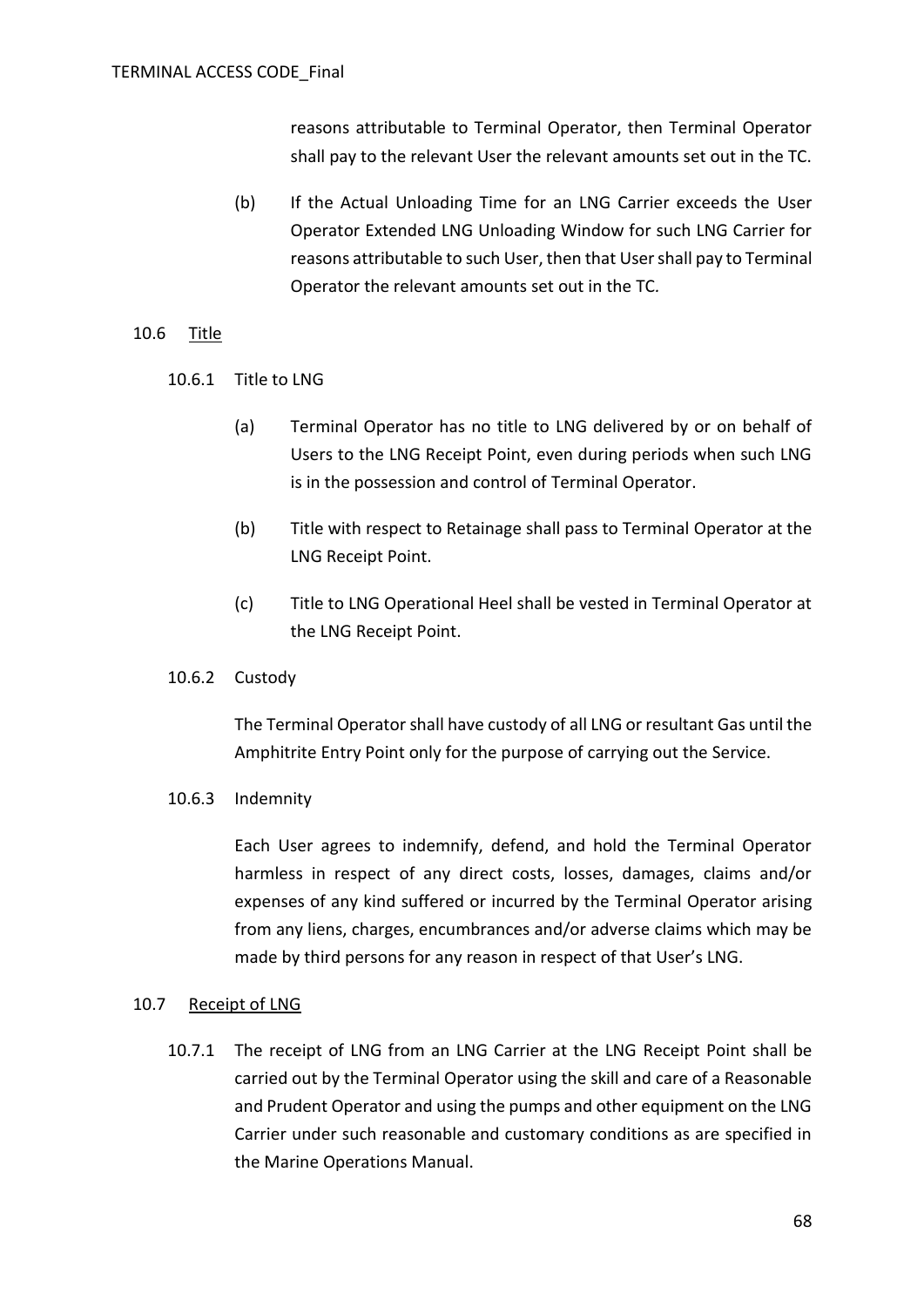reasons attributable to Terminal Operator, then Terminal Operator shall pay to the relevant User the relevant amounts set out in the TC.

(b) If the Actual Unloading Time for an LNG Carrier exceeds the User Operator Extended LNG Unloading Window for such LNG Carrier for reasons attributable to such User, then that User shall pay to Terminal Operator the relevant amounts set out in the TC.

10.6 Title

10.6.1 Title to LNG

(a) Terminal Operator has no title to LNG delivered by or on behalf of Users to the LNG Receipt Point, even during periods when such LNG is in the possession and control of Terminal Operator.

(b) Title with respect to Retainage shall pass to Terminal Operator at the LNG Receipt Point.

(c) Title to LNG Operational Heel shall be vested in Terminal Operator at the LNG Receipt Point.

10.6.2 Custody

The Terminal Operator shall have custody of all LNG or resultant Gas until the Amphitrite Entry Point only for the purpose of carrying out the Service.

10.6.3 Indemnity

Each User agrees to indemnify, defend, and hold the Terminal Operator harmless in respect of any direct costs, losses, damages, claims and/or expenses of any kind suffered or incurred by the Terminal Operator arising from any liens, charges, encumbrances and/or adverse claims which may be made by third persons for any reason in respect of that User's LNG.

10.7 Receipt of LNG

10.7.1 The receipt of LNG from an LNG Carrier at the LNG Receipt Point shall be carried out by the Terminal Operator using the skill and care of a Reasonable and Prudent Operator and using the pumps and other equipment on the LNG Carrier under such reasonable and customary conditions as are specified in the Marine Operations Manual.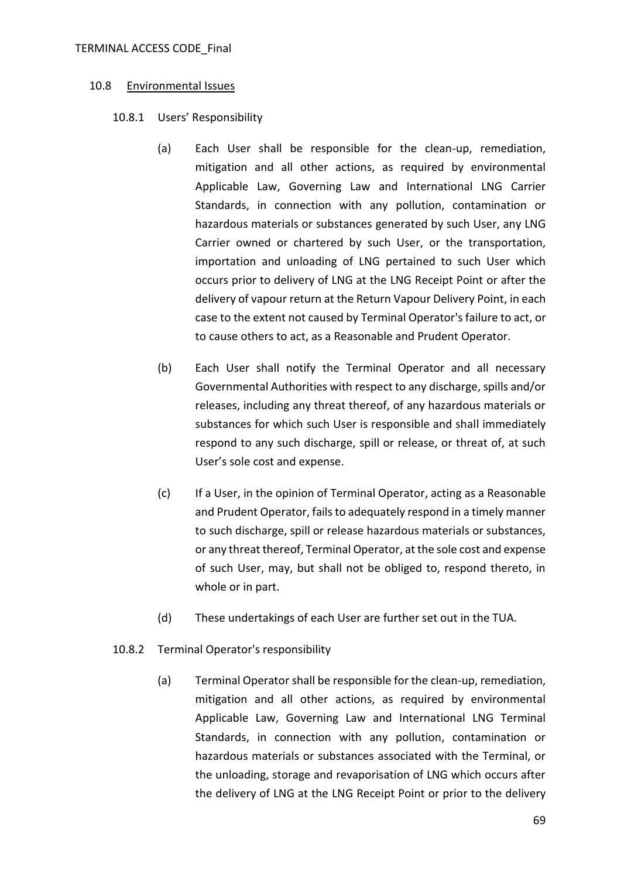## 10.8 Environmental Issues

### 10.8.1 Users' Responsibility

(a) Each User shall be responsible for the clean-up, remediation, mitigation and all other actions, as required by environmental Applicable Law, Governing Law and International LNG Carrier Standards, in connection with any pollution, contamination or hazardous materials or substances generated by such User, any LNG Carrier owned or chartered by such User, or the transportation, importation and unloading of LNG pertained to such User which occurs prior to delivery of LNG at the LNG Receipt Point or after the delivery of vapour return at the Return Vapour Delivery Point, in each case to the extent not caused by Terminal Operator's failure to act, or to cause others to act, as a Reasonable and Prudent Operator.

(b) Each User shall notify the Terminal Operator and all necessary Governmental Authorities with respect to any discharge, spills and/or releases, including any threat thereof, of any hazardous materials or substances for which such User is responsible and shall immediately respond to any such discharge, spill or release, or threat of, at such User's sole cost and expense.

(c) If a User, in the opinion of Terminal Operator, acting as a Reasonable and Prudent Operator, fails to adequately respond in a timely manner to such discharge, spill or release hazardous materials or substances, or any threat thereof, Terminal Operator, at the sole cost and expense of such User, may, but shall not be obliged to, respond thereto, in whole or in part.

(d) These undertakings of each User are further set out in the TUA.

### 10.8.2 Terminal Operator's responsibility

(a) Terminal Operator shall be responsible for the clean-up, remediation, mitigation and all other actions, as required by environmental Applicable Law, Governing Law and International LNG Terminal Standards, in connection with any pollution, contamination or hazardous materials or substances associated with the Terminal, or the unloading, storage and revaporisation of LNG which occurs after the delivery of LNG at the LNG Receipt Point or prior to the delivery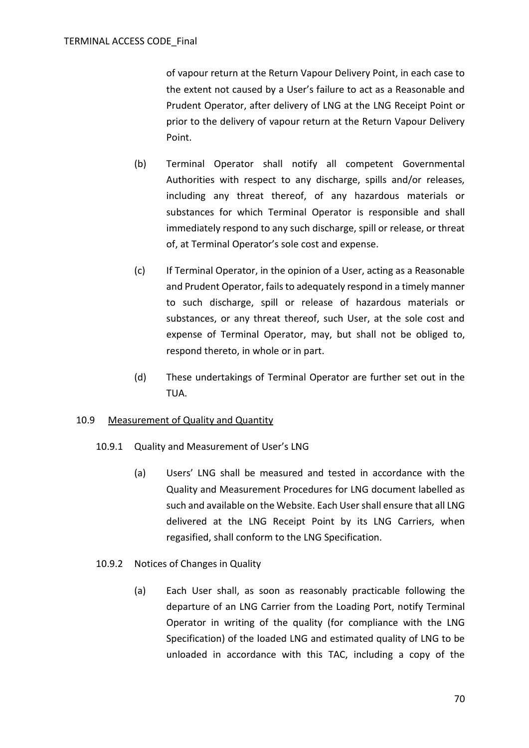of vapour return at the Return Vapour Delivery Point, in each case to the extent not caused by a User's failure to act as a Reasonable and Prudent Operator, after delivery of LNG at the LNG Receipt Point or prior to the delivery of vapour return at the Return Vapour Delivery Point.

(b) Terminal Operator shall notify all competent Governmental Authorities with respect to any discharge, spills and/or releases, including any threat thereof, of any hazardous materials or substances for which Terminal Operator is responsible and shall immediately respond to any such discharge, spill or release, or threat of, at Terminal Operator's sole cost and expense.

(c) If Terminal Operator, in the opinion of a User, acting as a Reasonable and Prudent Operator, fails to adequately respond in a timely manner to such discharge, spill or release of hazardous materials or substances, or any threat thereof, such User, at the sole cost and expense of Terminal Operator, may, but shall not be obliged to, respond thereto, in whole or in part.

(d) These undertakings of Terminal Operator are further set out in the TUA.

10.9 Measurement of Quality and Quantity

10.9.1 Quality and Measurement of User's LNG

(a) Users' LNG shall be measured and tested in accordance with the Quality and Measurement Procedures for LNG document labelled as such and available on the Website. Each User shall ensure that all LNG delivered at the LNG Receipt Point by its LNG Carriers, when regasified, shall conform to the LNG Specification.

10.9.2 Notices of Changes in Quality

(a) Each User shall, as soon as reasonably practicable following the departure of an LNG Carrier from the Loading Port, notify Terminal Operator in writing of the quality (for compliance with the LNG Specification) of the loaded LNG and estimated quality of LNG to be unloaded in accordance with this TAC, including a copy of the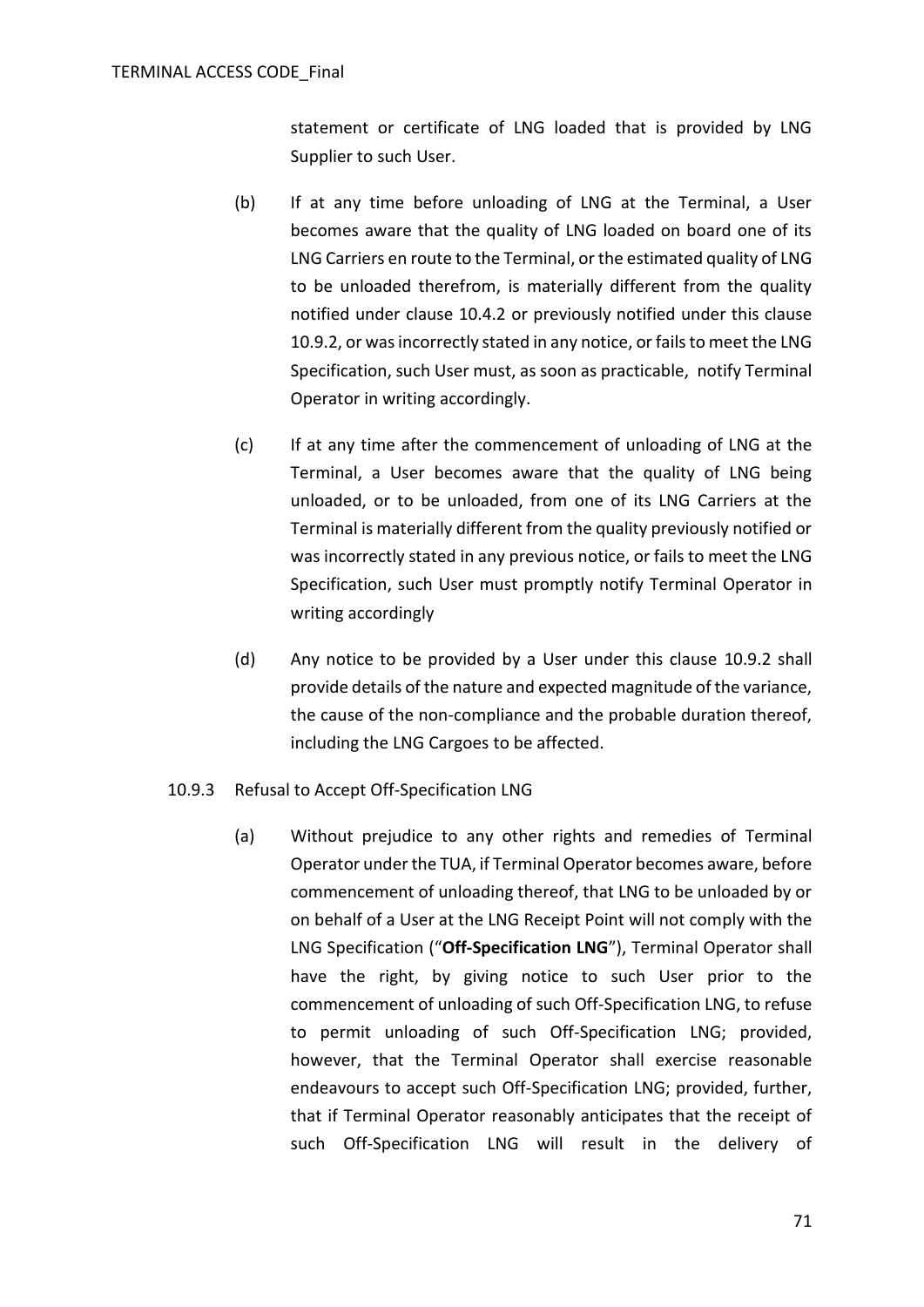statement or certificate of LNG loaded that is provided by LNG Supplier to such User.

(b) If at any time before unloading of LNG at the Terminal, a User becomes aware that the quality of LNG loaded on board one of its LNG Carriers en route to the Terminal, or the estimated quality of LNG to be unloaded therefrom, is materially different from the quality notified under clause 10.4.2 or previously notified under this clause 10.9.2, or was incorrectly stated in any notice, or fails to meet the LNG Specification, such User must, as soon as practicable, notify Terminal Operator in writing accordingly.

(c) If at any time after the commencement of unloading of LNG at the Terminal, a User becomes aware that the quality of LNG being unloaded, or to be unloaded, from one of its LNG Carriers at the Terminal is materially different from the quality previously notified or was incorrectly stated in any previous notice, or fails to meet the LNG Specification, such User must promptly notify Terminal Operator in writing accordingly

(d) Any notice to be provided by a User under this clause 10.9.2 shall provide details of the nature and expected magnitude of the variance, the cause of the non-compliance and the probable duration thereof, including the LNG Cargoes to be affected.

10.9.3 Refusal to Accept Off-Specification LNG

(a) Without prejudice to any other rights and remedies of Terminal Operator under the TUA, if Terminal Operator becomes aware, before commencement of unloading thereof, that LNG to be unloaded by or on behalf of a User at the LNG Receipt Point will not comply with the LNG Specification ("**Off-Specification LNG**"), Terminal Operator shall have the right, by giving notice to such User prior to the commencement of unloading of such Off-Specification LNG, to refuse to permit unloading of such Off-Specification LNG; provided, however, that the Terminal Operator shall exercise reasonable endeavours to accept such Off-Specification LNG; provided, further, that if Terminal Operator reasonably anticipates that the receipt of such Off-Specification LNG will result in the delivery of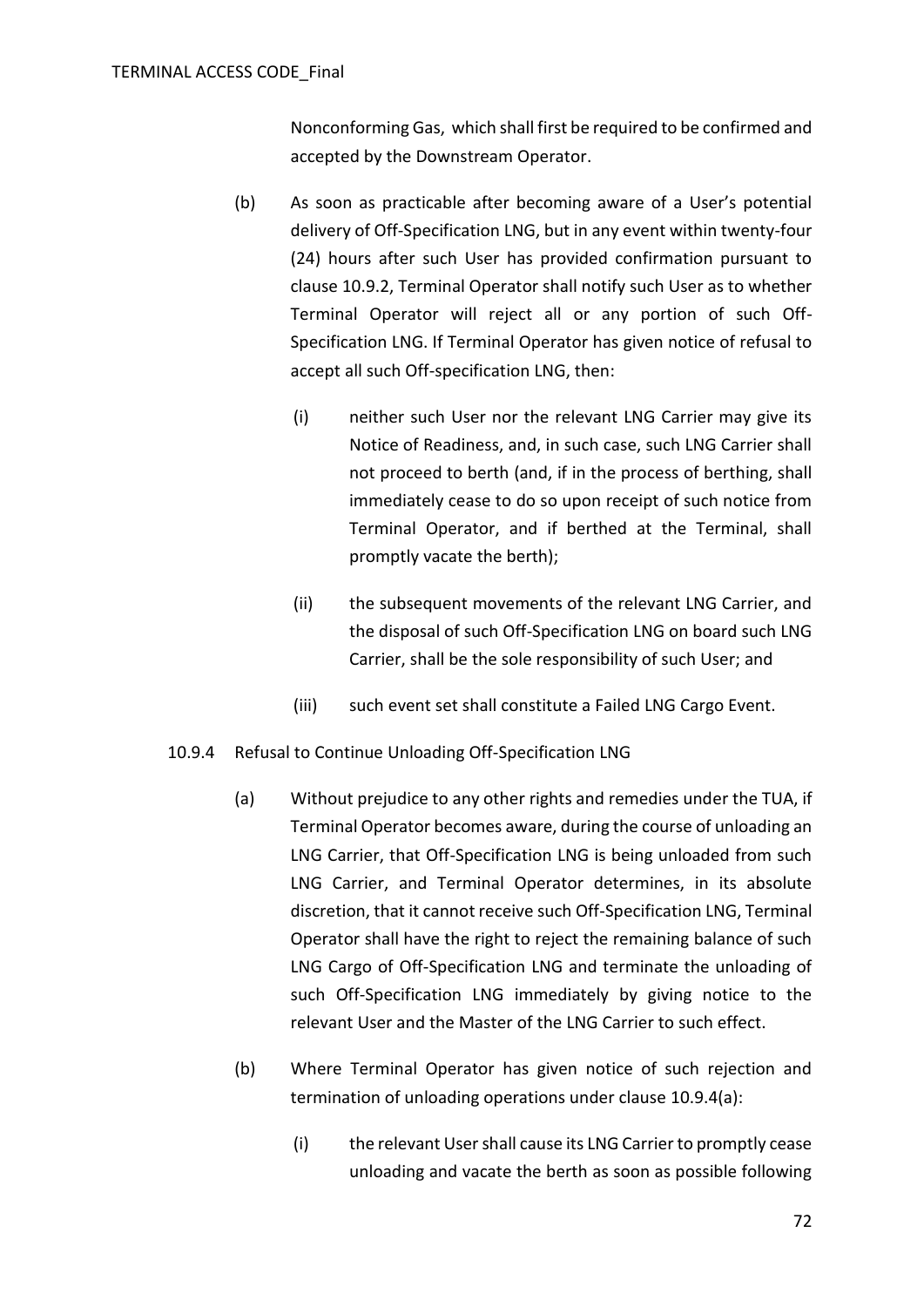Nonconforming Gas, which shall first be required to be confirmed and accepted by the Downstream Operator.

(b) As soon as practicable after becoming aware of a User's potential delivery of Off-Specification LNG, but in any event within twenty-four (24) hours after such User has provided confirmation pursuant to clause 10.9.2, Terminal Operator shall notify such User as to whether Terminal Operator will reject all or any portion of such Off-Specification LNG. If Terminal Operator has given notice of refusal to accept all such Off-specification LNG, then:

(i) neither such User nor the relevant LNG Carrier may give its Notice of Readiness, and, in such case, such LNG Carrier shall not proceed to berth (and, if in the process of berthing, shall immediately cease to do so upon receipt of such notice from Terminal Operator, and if berthed at the Terminal, shall promptly vacate the berth);

(ii) the subsequent movements of the relevant LNG Carrier, and the disposal of such Off-Specification LNG on board such LNG Carrier, shall be the sole responsibility of such User; and

(iii) such event set shall constitute a Failed LNG Cargo Event.

10.9.4 Refusal to Continue Unloading Off-Specification LNG

(a) Without prejudice to any other rights and remedies under the TUA, if Terminal Operator becomes aware, during the course of unloading an LNG Carrier, that Off-Specification LNG is being unloaded from such LNG Carrier, and Terminal Operator determines, in its absolute discretion, that it cannot receive such Off-Specification LNG, Terminal Operator shall have the right to reject the remaining balance of such LNG Cargo of Off-Specification LNG and terminate the unloading of such Off-Specification LNG immediately by giving notice to the relevant User and the Master of the LNG Carrier to such effect.

(b) Where Terminal Operator has given notice of such rejection and termination of unloading operations under clause 10.9.4(a):

(i) the relevant User shall cause its LNG Carrier to promptly cease unloading and vacate the berth as soon as possible following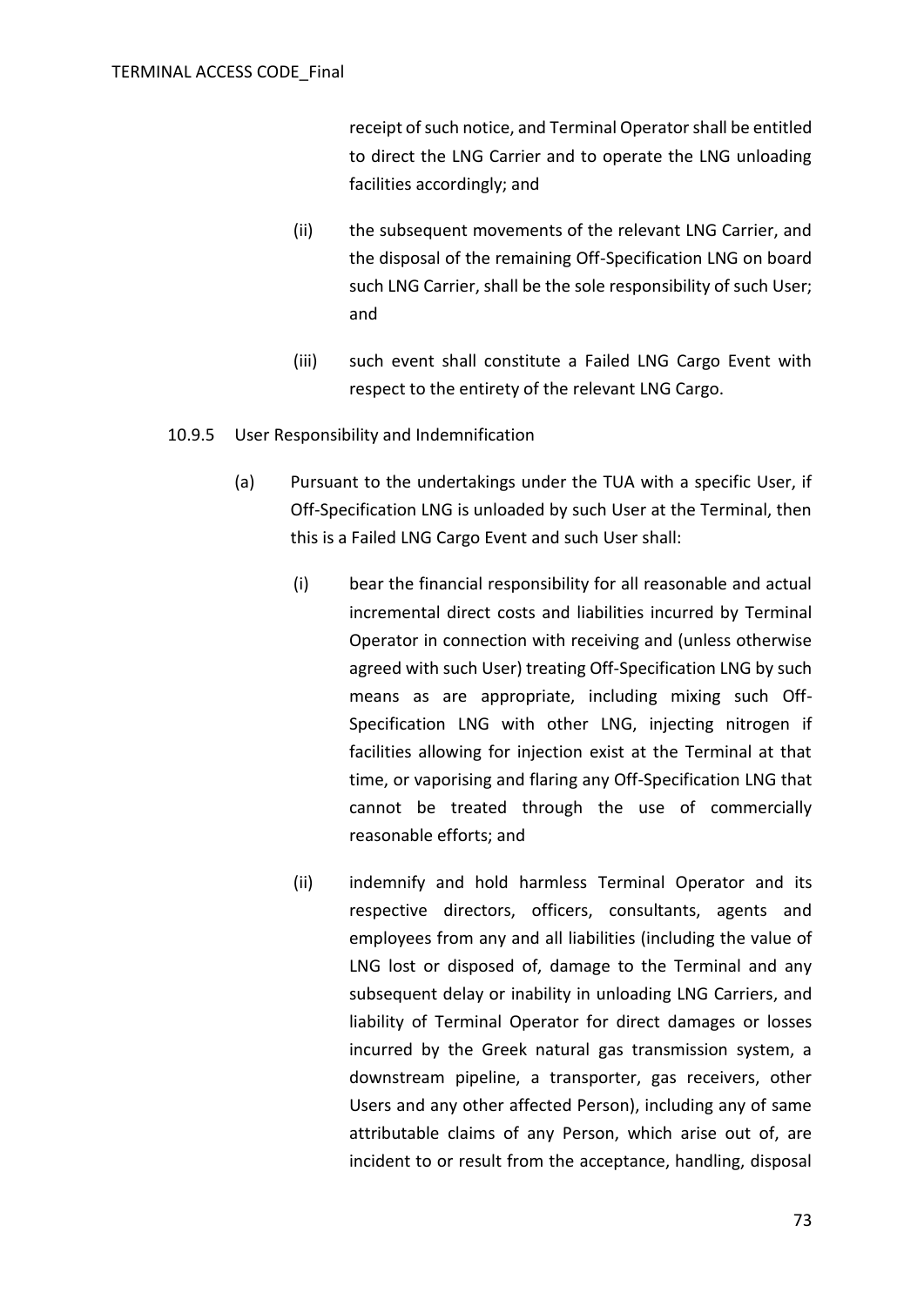receipt of such notice, and Terminal Operator shall be entitled to direct the LNG Carrier and to operate the LNG unloading facilities accordingly; and

(ii) the subsequent movements of the relevant LNG Carrier, and the disposal of the remaining Off-Specification LNG on board such LNG Carrier, shall be the sole responsibility of such User; and

(iii) such event shall constitute a Failed LNG Cargo Event with respect to the entirety of the relevant LNG Cargo.

10.9.5 User Responsibility and Indemnification

(a) Pursuant to the undertakings under the TUA with a specific User, if Off-Specification LNG is unloaded by such User at the Terminal, then this is a Failed LNG Cargo Event and such User shall:

(i) bear the financial responsibility for all reasonable and actual incremental direct costs and liabilities incurred by Terminal Operator in connection with receiving and (unless otherwise agreed with such User) treating Off-Specification LNG by such means as are appropriate, including mixing such Off-Specification LNG with other LNG, injecting nitrogen if facilities allowing for injection exist at the Terminal at that time, or vaporising and flaring any Off-Specification LNG that cannot be treated through the use of commercially reasonable efforts; and

(ii) indemnify and hold harmless Terminal Operator and its respective directors, officers, consultants, agents and employees from any and all liabilities (including the value of LNG lost or disposed of, damage to the Terminal and any subsequent delay or inability in unloading LNG Carriers, and liability of Terminal Operator for direct damages or losses incurred by the Greek natural gas transmission system, a downstream pipeline, a transporter, gas receivers, other Users and any other affected Person), including any of same attributable claims of any Person, which arise out of, are incident to or result from the acceptance, handling, disposal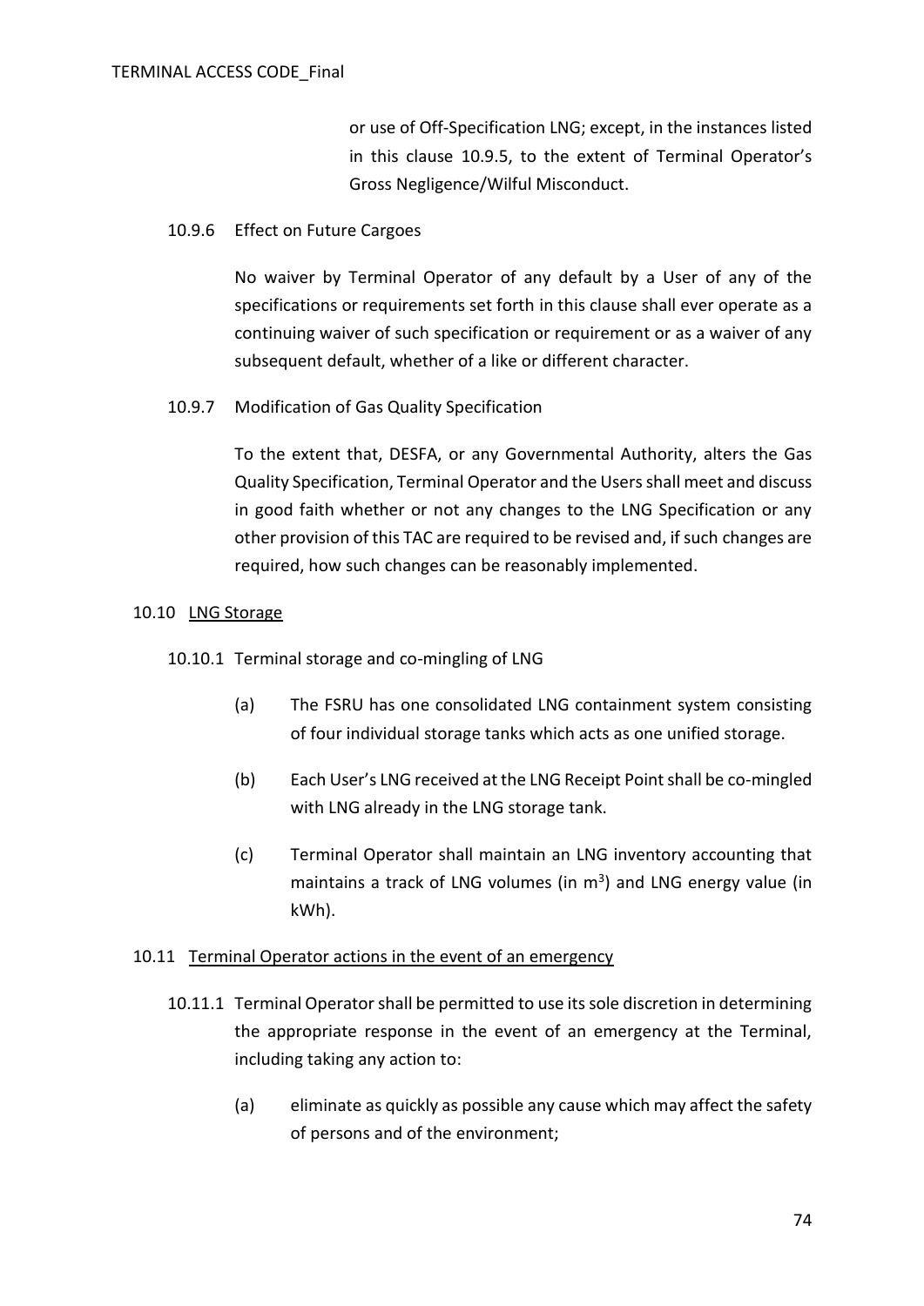or use of Off-Specification LNG; except, in the instances listed in this clause 10.9.5, to the extent of Terminal Operator's Gross Negligence/Wilful Misconduct.

10.9.6 Effect on Future Cargoes

No waiver by Terminal Operator of any default by a User of any of the specifications or requirements set forth in this clause shall ever operate as a continuing waiver of such specification or requirement or as a waiver of any subsequent default, whether of a like or different character.

10.9.7 Modification of Gas Quality Specification

To the extent that, DESFA, or any Governmental Authority, alters the Gas Quality Specification, Terminal Operator and the Users shall meet and discuss in good faith whether or not any changes to the LNG Specification or any other provision of this TAC are required to be revised and, if such changes are required, how such changes can be reasonably implemented.

10.10 LNG Storage

10.10.1 Terminal storage and co-mingling of LNG

(a) The FSRU has one consolidated LNG containment system consisting of four individual storage tanks which acts as one unified storage.

(b) Each User's LNG received at the LNG Receipt Point shall be co-mingled with LNG already in the LNG storage tank.

(c) Terminal Operator shall maintain an LNG inventory accounting that maintains a track of LNG volumes (in $m^3$) and LNG energy value (in kWh).

10.11 Terminal Operator actions in the event of an emergency

10.11.1 Terminal Operator shall be permitted to use its sole discretion in determining the appropriate response in the event of an emergency at the Terminal, including taking any action to:

(a) eliminate as quickly as possible any cause which may affect the safety of persons and of the environment;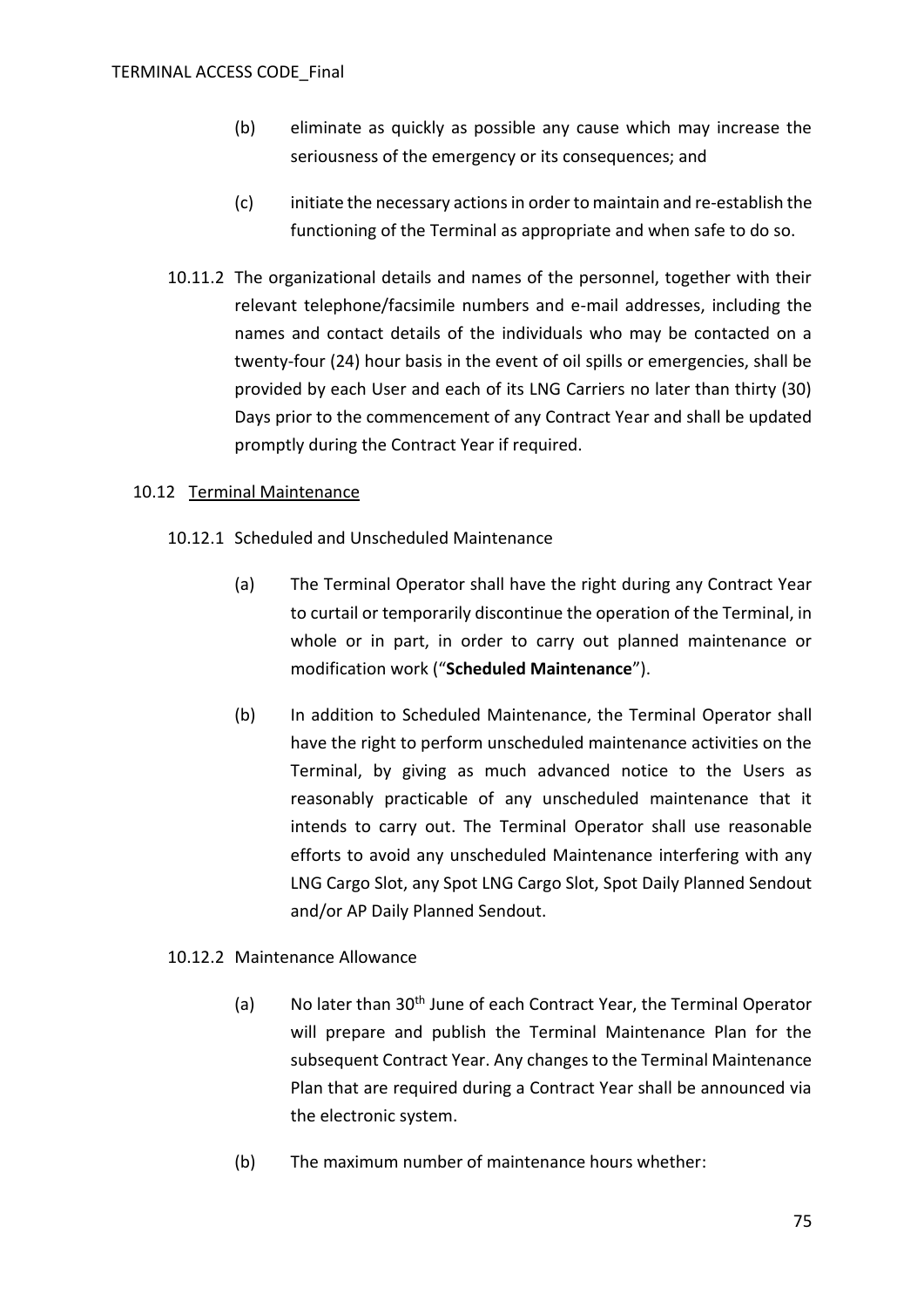(b) eliminate as quickly as possible any cause which may increase the seriousness of the emergency or its consequences; and

(c) initiate the necessary actions in order to maintain and re-establish the functioning of the Terminal as appropriate and when safe to do so.

10.11.2 The organizational details and names of the personnel, together with their relevant telephone/facsimile numbers and e-mail addresses, including the names and contact details of the individuals who may be contacted on a twenty-four (24) hour basis in the event of oil spills or emergencies, shall be provided by each User and each of its LNG Carriers no later than thirty (30) Days prior to the commencement of any Contract Year and shall be updated promptly during the Contract Year if required.

10.12 Terminal Maintenance

10.12.1 Scheduled and Unscheduled Maintenance

(a) The Terminal Operator shall have the right during any Contract Year to curtail or temporarily discontinue the operation of the Terminal, in whole or in part, in order to carry out planned maintenance or modification work ("**Scheduled Maintenance**").

(b) In addition to Scheduled Maintenance, the Terminal Operator shall have the right to perform unscheduled maintenance activities on the Terminal, by giving as much advanced notice to the Users as reasonably practicable of any unscheduled maintenance that it intends to carry out. The Terminal Operator shall use reasonable efforts to avoid any unscheduled Maintenance interfering with any LNG Cargo Slot, any Spot LNG Cargo Slot, Spot Daily Planned Sendout and/or AP Daily Planned Sendout.

10.12.2 Maintenance Allowance

(a) No later than 30th June of each Contract Year, the Terminal Operator will prepare and publish the Terminal Maintenance Plan for the subsequent Contract Year. Any changes to the Terminal Maintenance Plan that are required during a Contract Year shall be announced via the electronic system.

(b) The maximum number of maintenance hours whether: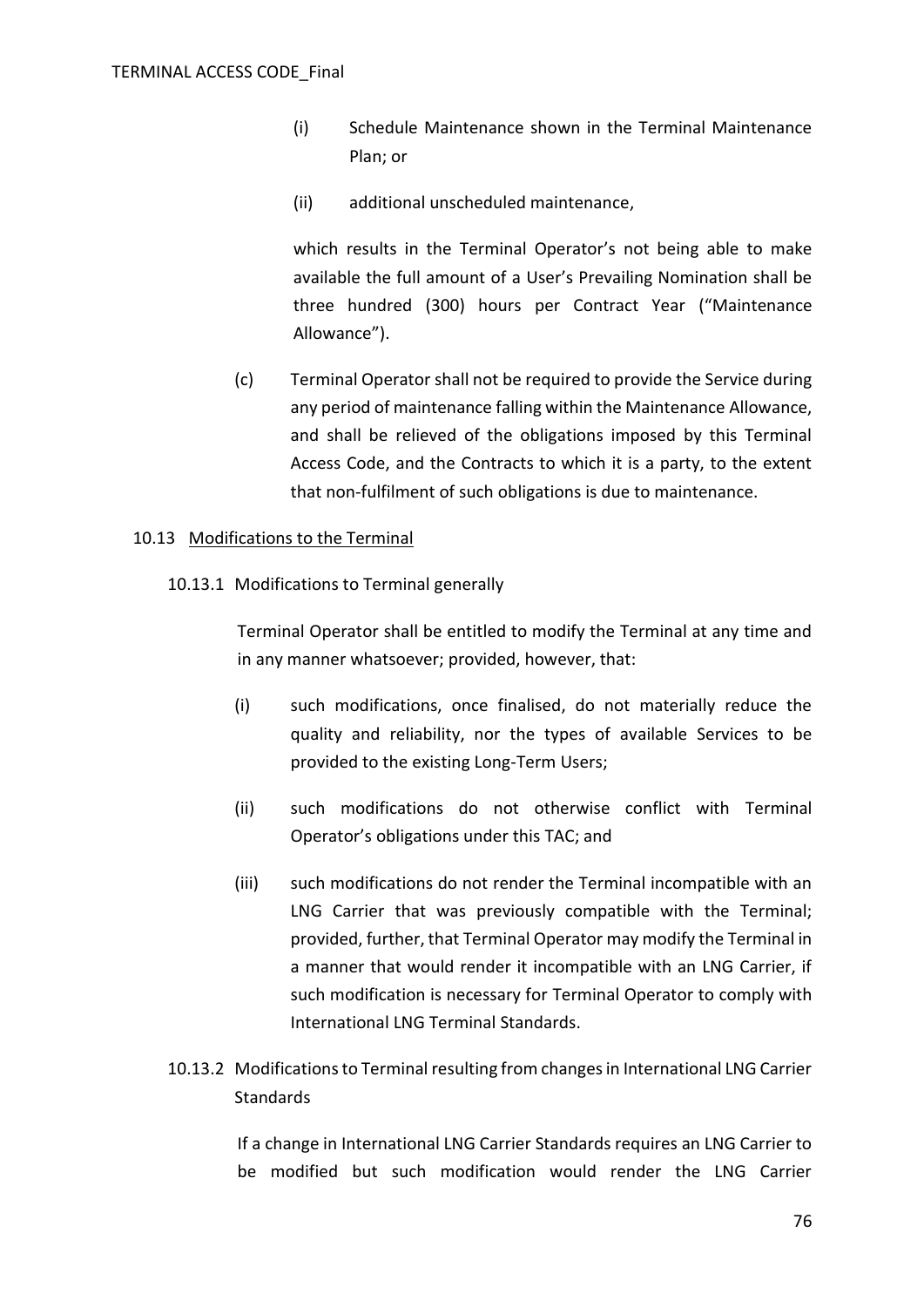(i) Schedule Maintenance shown in the Terminal Maintenance Plan; or

(ii) additional unscheduled maintenance,

which results in the Terminal Operator's not being able to make available the full amount of a User's Prevailing Nomination shall be three hundred (300) hours per Contract Year ("Maintenance Allowance").

(c) Terminal Operator shall not be required to provide the Service during any period of maintenance falling within the Maintenance Allowance, and shall be relieved of the obligations imposed by this Terminal Access Code, and the Contracts to which it is a party, to the extent that non-fulfilment of such obligations is due to maintenance.

10.13 Modifications to the Terminal

10.13.1 Modifications to Terminal generally

Terminal Operator shall be entitled to modify the Terminal at any time and in any manner whatsoever; provided, however, that:

(i) such modifications, once finalised, do not materially reduce the quality and reliability, nor the types of available Services to be provided to the existing Long-Term Users;

(ii) such modifications do not otherwise conflict with Terminal Operator's obligations under this TAC; and

(iii) such modifications do not render the Terminal incompatible with an LNG Carrier that was previously compatible with the Terminal; provided, further, that Terminal Operator may modify the Terminal in a manner that would render it incompatible with an LNG Carrier, if such modification is necessary for Terminal Operator to comply with International LNG Terminal Standards.

10.13.2 Modifications to Terminal resulting from changes in International LNG Carrier Standards

If a change in International LNG Carrier Standards requires an LNG Carrier to be modified but such modification would render the LNG Carrier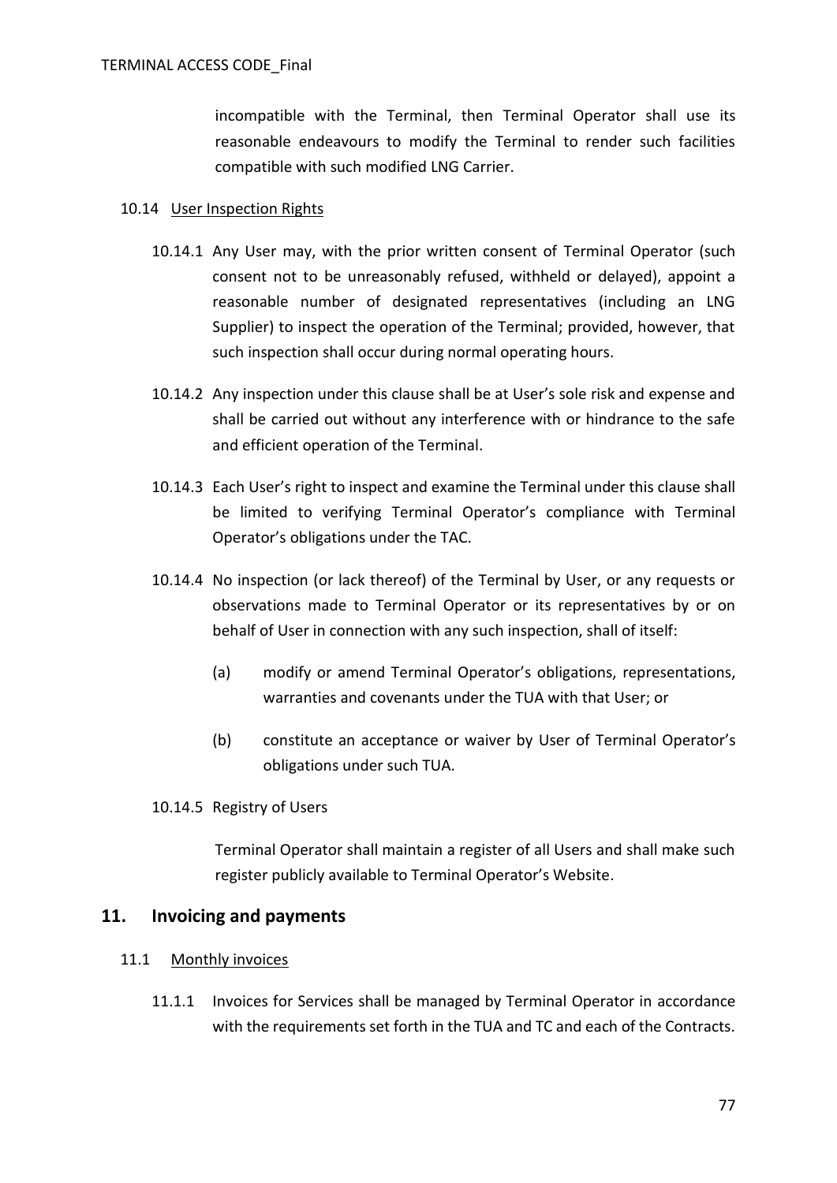incompatible with the Terminal, then Terminal Operator shall use its reasonable endeavours to modify the Terminal to render such facilities compatible with such modified LNG Carrier.

10.14 User Inspection Rights

10.14.1 Any User may, with the prior written consent of Terminal Operator (such consent not to be unreasonably refused, withheld or delayed), appoint a reasonable number of designated representatives (including an LNG Supplier) to inspect the operation of the Terminal; provided, however, that such inspection shall occur during normal operating hours.

10.14.2 Any inspection under this clause shall be at User's sole risk and expense and shall be carried out without any interference with or hindrance to the safe and efficient operation of the Terminal.

10.14.3 Each User's right to inspect and examine the Terminal under this clause shall be limited to verifying Terminal Operator's compliance with Terminal Operator's obligations under the TAC.

10.14.4 No inspection (or lack thereof) of the Terminal by User, or any requests or observations made to Terminal Operator or its representatives by or on behalf of User in connection with any such inspection, shall of itself:

(a) modify or amend Terminal Operator's obligations, representations, warranties and covenants under the TUA with that User; or

(b) constitute an acceptance or waiver by User of Terminal Operator's obligations under such TUA.

10.14.5 Registry of Users

Terminal Operator shall maintain a register of all Users and shall make such register publicly available to Terminal Operator's Website.

## 11. Invoicing and payments

11.1 Monthly invoices

11.1.1 Invoices for Services shall be managed by Terminal Operator in accordance with the requirements set forth in the TUA and TC and each of the Contracts.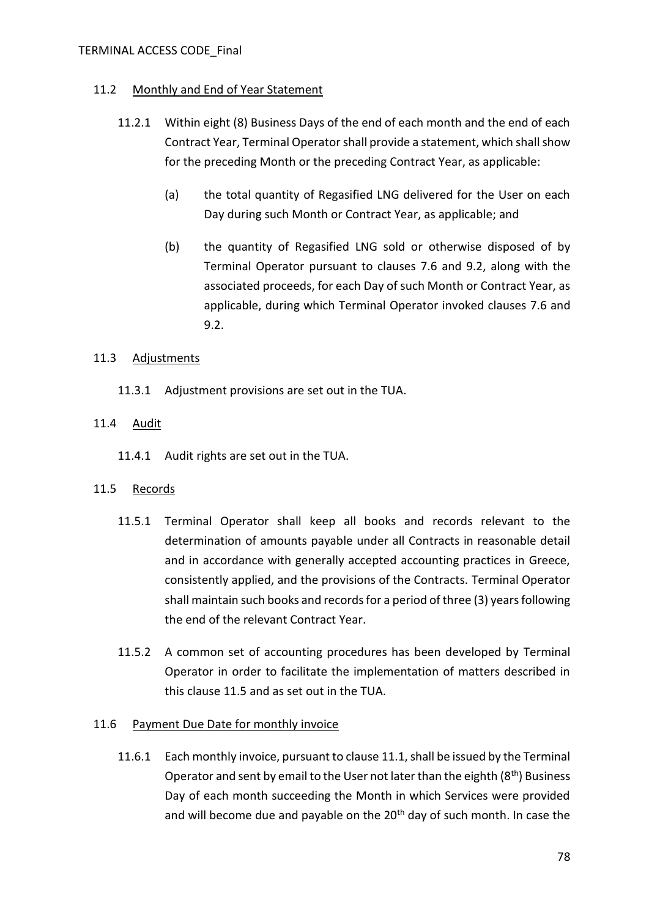### 11.2 Monthly and End of Year Statement

11.2.1 Within eight (8) Business Days of the end of each month and the end of each Contract Year, Terminal Operator shall provide a statement, which shall show for the preceding Month or the preceding Contract Year, as applicable:

(a) the total quantity of Regasified LNG delivered for the User on each Day during such Month or Contract Year, as applicable; and

(b) the quantity of Regasified LNG sold or otherwise disposed of by Terminal Operator pursuant to clauses 7.6 and 9.2, along with the associated proceeds, for each Day of such Month or Contract Year, as applicable, during which Terminal Operator invoked clauses 7.6 and 9.2.

### 11.3 Adjustments

11.3.1 Adjustment provisions are set out in the TUA.

### 11.4 Audit

11.4.1 Audit rights are set out in the TUA.

### 11.5 Records

11.5.1 Terminal Operator shall keep all books and records relevant to the determination of amounts payable under all Contracts in reasonable detail and in accordance with generally accepted accounting practices in Greece, consistently applied, and the provisions of the Contracts. Terminal Operator shall maintain such books and records for a period of three (3) years following the end of the relevant Contract Year.

11.5.2 A common set of accounting procedures has been developed by Terminal Operator in order to facilitate the implementation of matters described in this clause 11.5 and as set out in the TUA.

### 11.6 Payment Due Date for monthly invoice

11.6.1 Each monthly invoice, pursuant to clause 11.1, shall be issued by the Terminal Operator and sent by email to the User not later than the eighth (8th) Business Day of each month succeeding the Month in which Services were provided and will become due and payable on the 20th day of such month. In case the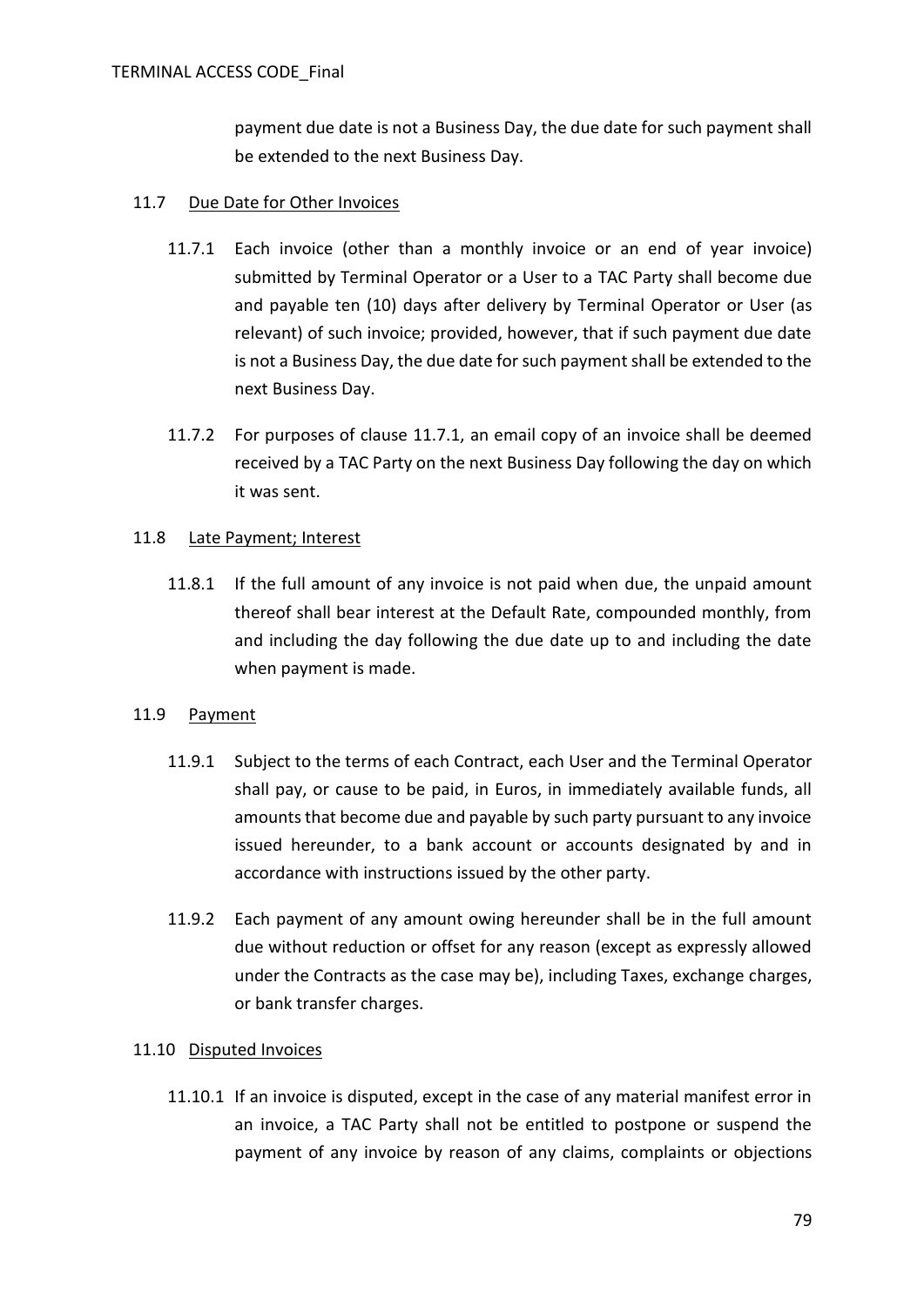payment due date is not a Business Day, the due date for such payment shall be extended to the next Business Day.

11.7 Due Date for Other Invoices

11.7.1 Each invoice (other than a monthly invoice or an end of year invoice) submitted by Terminal Operator or a User to a TAC Party shall become due and payable ten (10) days after delivery by Terminal Operator or User (as relevant) of such invoice; provided, however, that if such payment due date is not a Business Day, the due date for such payment shall be extended to the next Business Day.

11.7.2 For purposes of clause 11.7.1, an email copy of an invoice shall be deemed received by a TAC Party on the next Business Day following the day on which it was sent.

11.8 Late Payment; Interest

11.8.1 If the full amount of any invoice is not paid when due, the unpaid amount thereof shall bear interest at the Default Rate, compounded monthly, from and including the day following the due date up to and including the date when payment is made.

11.9 Payment

11.9.1 Subject to the terms of each Contract, each User and the Terminal Operator shall pay, or cause to be paid, in Euros, in immediately available funds, all amounts that become due and payable by such party pursuant to any invoice issued hereunder, to a bank account or accounts designated by and in accordance with instructions issued by the other party.

11.9.2 Each payment of any amount owing hereunder shall be in the full amount due without reduction or offset for any reason (except as expressly allowed under the Contracts as the case may be), including Taxes, exchange charges, or bank transfer charges.

11.10 Disputed Invoices

11.10.1 If an invoice is disputed, except in the case of any material manifest error in an invoice, a TAC Party shall not be entitled to postpone or suspend the payment of any invoice by reason of any claims, complaints or objections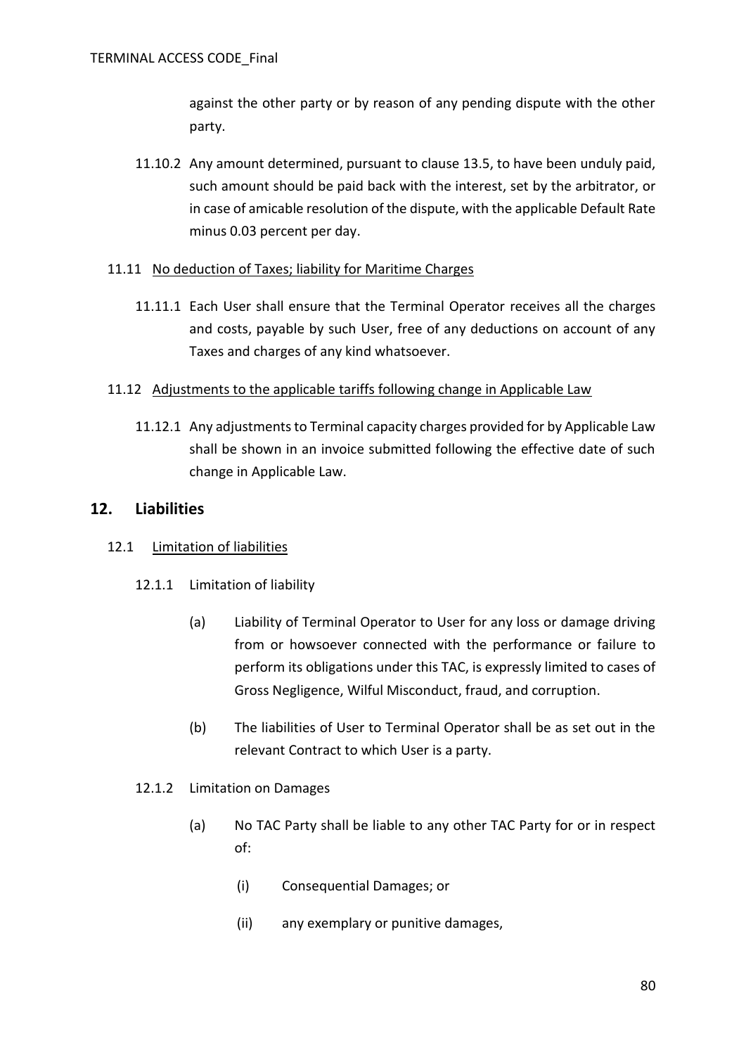against the other party or by reason of any pending dispute with the other party.

11.10.2 Any amount determined, pursuant to clause 13.5, to have been unduly paid, such amount should be paid back with the interest, set by the arbitrator, or in case of amicable resolution of the dispute, with the applicable Default Rate minus 0.03 percent per day.

11.11 <u>No deduction of Taxes; liability for Maritime Charges</u>

11.11.1 Each User shall ensure that the Terminal Operator receives all the charges and costs, payable by such User, free of any deductions on account of any Taxes and charges of any kind whatsoever.

11.12 <u>Adjustments to the applicable tariffs following change in Applicable Law</u>

11.12.1 Any adjustments to Terminal capacity charges provided for by Applicable Law shall be shown in an invoice submitted following the effective date of such change in Applicable Law.

## 12. Liabilities

12.1 <u>Limitation of liabilities</u>

12.1.1 Limitation of liability

(a) Liability of Terminal Operator to User for any loss or damage driving from or howsoever connected with the performance or failure to perform its obligations under this TAC, is expressly limited to cases of Gross Negligence, Wilful Misconduct, fraud, and corruption.

(b) The liabilities of User to Terminal Operator shall be as set out in the relevant Contract to which User is a party.

12.1.2 Limitation on Damages

(a) No TAC Party shall be liable to any other TAC Party for or in respect of:

(i) Consequential Damages; or

(ii) any exemplary or punitive damages,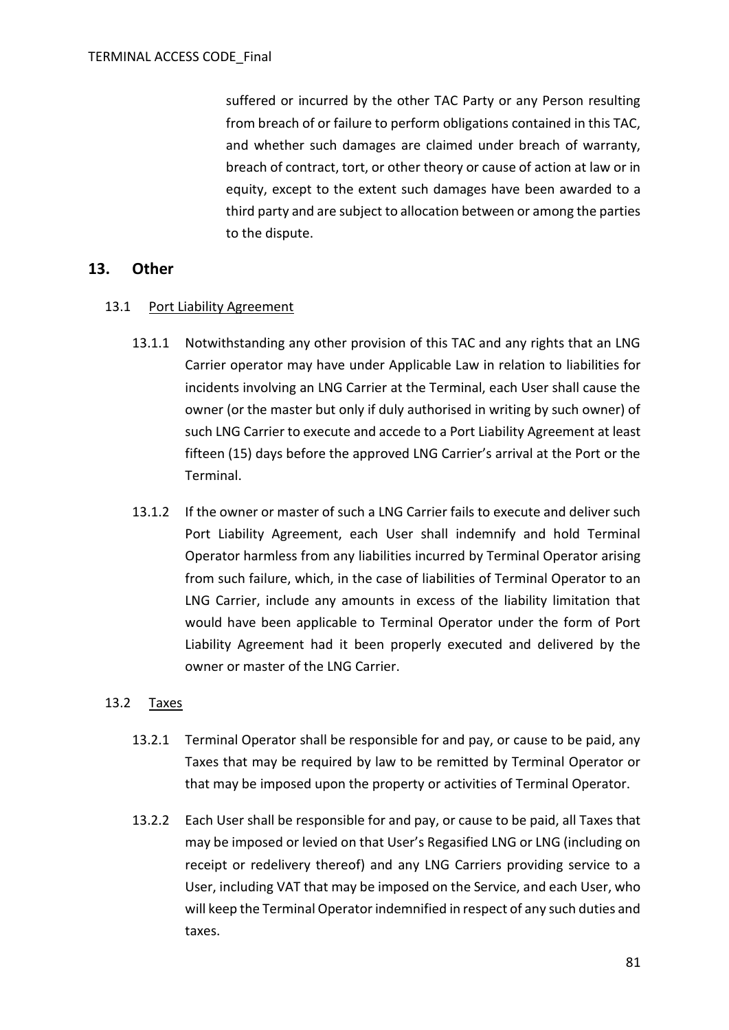suffered or incurred by the other TAC Party or any Person resulting from breach of or failure to perform obligations contained in this TAC, and whether such damages are claimed under breach of warranty, breach of contract, tort, or other theory or cause of action at law or in equity, except to the extent such damages have been awarded to a third party and are subject to allocation between or among the parties to the dispute.

## 13. Other

13.1 Port Liability Agreement

13.1.1 Notwithstanding any other provision of this TAC and any rights that an LNG Carrier operator may have under Applicable Law in relation to liabilities for incidents involving an LNG Carrier at the Terminal, each User shall cause the owner (or the master but only if duly authorised in writing by such owner) of such LNG Carrier to execute and accede to a Port Liability Agreement at least fifteen (15) days before the approved LNG Carrier's arrival at the Port or the Terminal.

13.1.2 If the owner or master of such a LNG Carrier fails to execute and deliver such Port Liability Agreement, each User shall indemnify and hold Terminal Operator harmless from any liabilities incurred by Terminal Operator arising from such failure, which, in the case of liabilities of Terminal Operator to an LNG Carrier, include any amounts in excess of the liability limitation that would have been applicable to Terminal Operator under the form of Port Liability Agreement had it been properly executed and delivered by the owner or master of the LNG Carrier.

13.2 Taxes

13.2.1 Terminal Operator shall be responsible for and pay, or cause to be paid, any Taxes that may be required by law to be remitted by Terminal Operator or that may be imposed upon the property or activities of Terminal Operator.

13.2.2 Each User shall be responsible for and pay, or cause to be paid, all Taxes that may be imposed or levied on that User's Regasified LNG or LNG (including on receipt or redelivery thereof) and any LNG Carriers providing service to a User, including VAT that may be imposed on the Service, and each User, who will keep the Terminal Operator indemnified in respect of any such duties and taxes.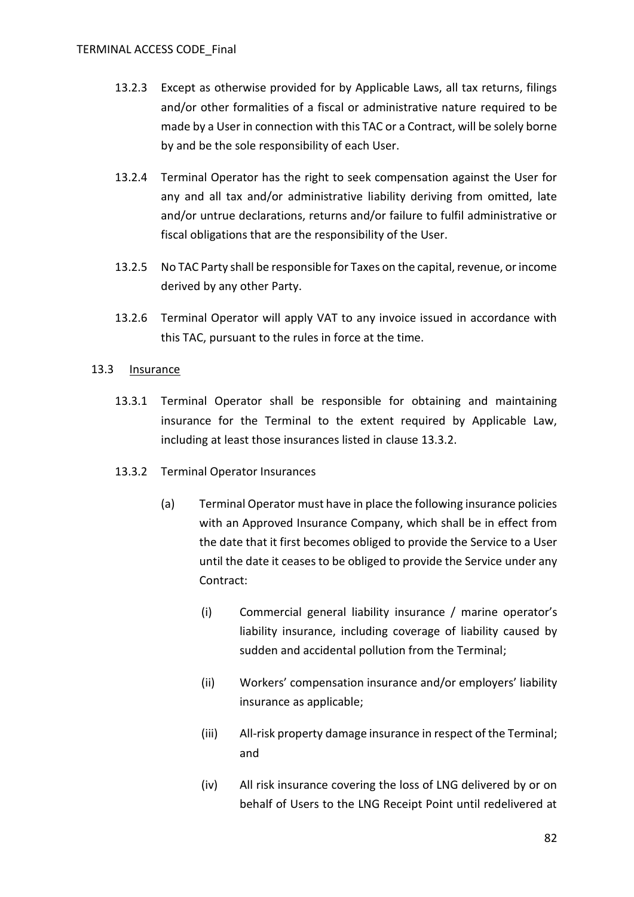13.2.3 Except as otherwise provided for by Applicable Laws, all tax returns, filings and/or other formalities of a fiscal or administrative nature required to be made by a User in connection with this TAC or a Contract, will be solely borne by and be the sole responsibility of each User.

13.2.4 Terminal Operator has the right to seek compensation against the User for any and all tax and/or administrative liability deriving from omitted, late and/or untrue declarations, returns and/or failure to fulfil administrative or fiscal obligations that are the responsibility of the User.

13.2.5 No TAC Party shall be responsible for Taxes on the capital, revenue, or income derived by any other Party.

13.2.6 Terminal Operator will apply VAT to any invoice issued in accordance with this TAC, pursuant to the rules in force at the time.

13.3 Insurance

13.3.1 Terminal Operator shall be responsible for obtaining and maintaining insurance for the Terminal to the extent required by Applicable Law, including at least those insurances listed in clause 13.3.2.

13.3.2 Terminal Operator Insurances

(a) Terminal Operator must have in place the following insurance policies with an Approved Insurance Company, which shall be in effect from the date that it first becomes obliged to provide the Service to a User until the date it ceases to be obliged to provide the Service under any Contract:

(i) Commercial general liability insurance / marine operator's liability insurance, including coverage of liability caused by sudden and accidental pollution from the Terminal;

(ii) Workers' compensation insurance and/or employers' liability insurance as applicable;

(iii) All-risk property damage insurance in respect of the Terminal; and

(iv) All risk insurance covering the loss of LNG delivered by or on behalf of Users to the LNG Receipt Point until redelivered at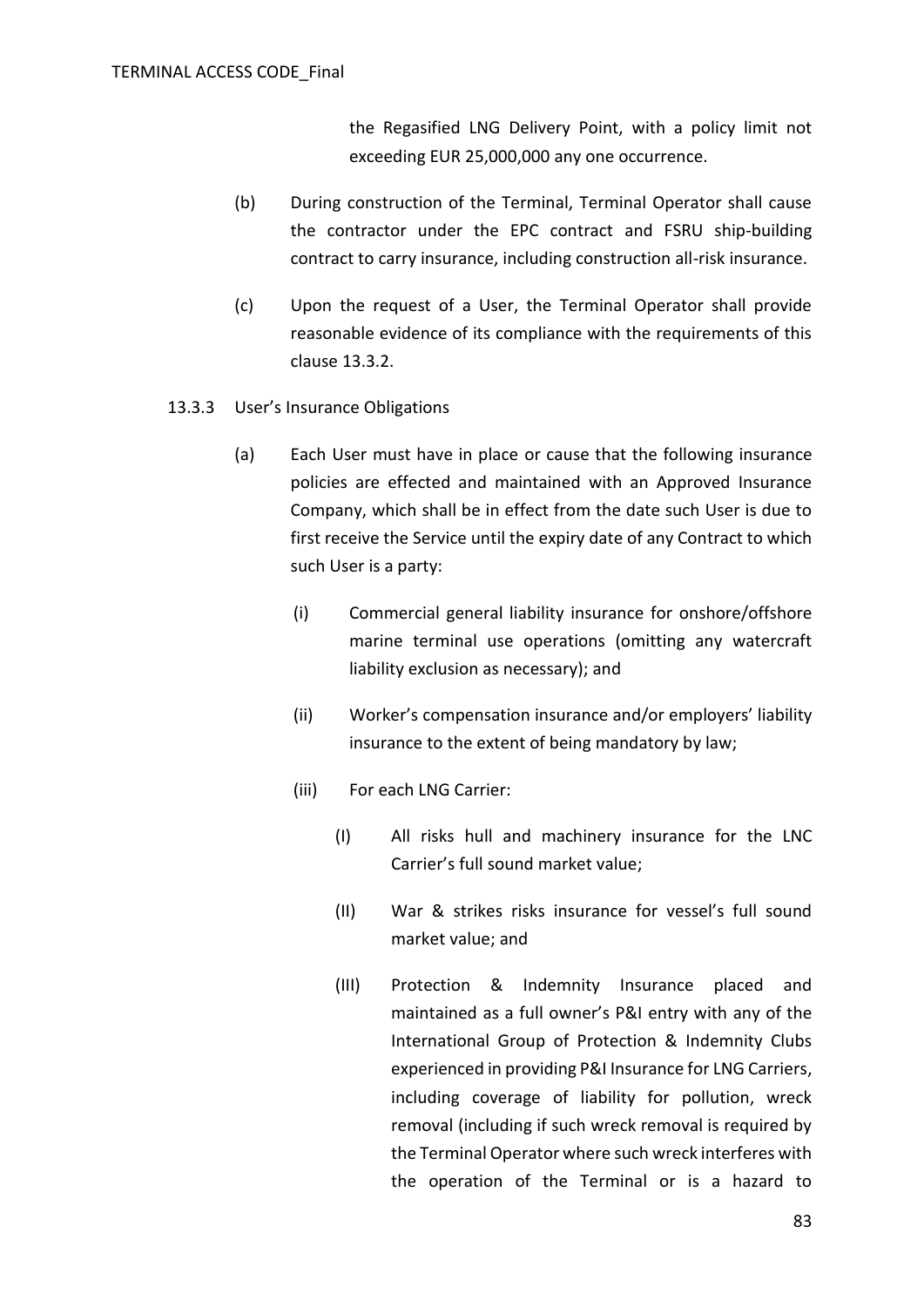the Regasified LNG Delivery Point, with a policy limit not exceeding EUR 25,000,000 any one occurrence.

(b) During construction of the Terminal, Terminal Operator shall cause the contractor under the EPC contract and FSRU ship-building contract to carry insurance, including construction all-risk insurance.

(c) Upon the request of a User, the Terminal Operator shall provide reasonable evidence of its compliance with the requirements of this clause 13.3.2.

13.3.3 User's Insurance Obligations

(a) Each User must have in place or cause that the following insurance policies are effected and maintained with an Approved Insurance Company, which shall be in effect from the date such User is due to first receive the Service until the expiry date of any Contract to which such User is a party:

(i) Commercial general liability insurance for onshore/offshore marine terminal use operations (omitting any watercraft liability exclusion as necessary); and

(ii) Worker's compensation insurance and/or employers' liability insurance to the extent of being mandatory by law;

(iii) For each LNG Carrier:

(I) All risks hull and machinery insurance for the LNC Carrier's full sound market value;

(II) War & strikes risks insurance for vessel's full sound market value; and

(III) Protection & Indemnity Insurance placed and maintained as a full owner's P&I entry with any of the International Group of Protection & Indemnity Clubs experienced in providing P&I Insurance for LNG Carriers, including coverage of liability for pollution, wreck removal (including if such wreck removal is required by the Terminal Operator where such wreck interferes with the operation of the Terminal or is a hazard to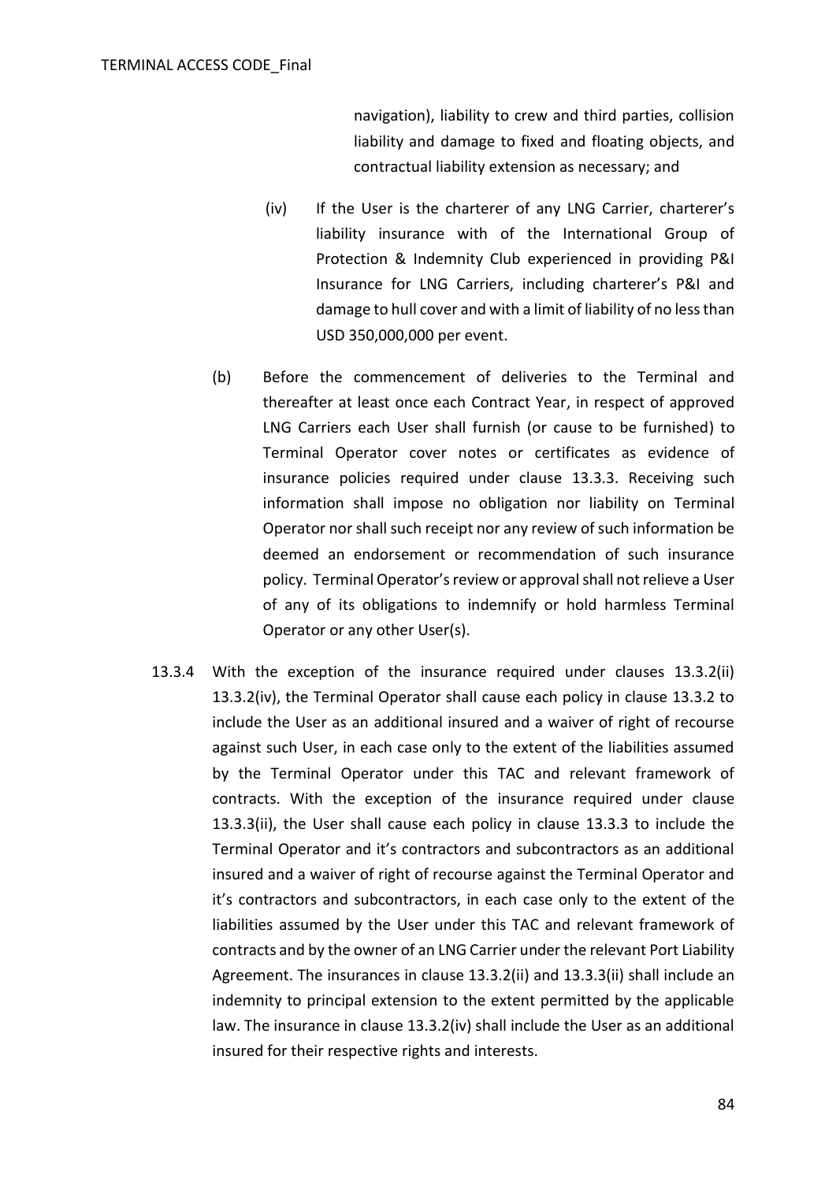navigation), liability to crew and third parties, collision liability and damage to fixed and floating objects, and contractual liability extension as necessary; and

(iv) If the User is the charterer of any LNG Carrier, charterer's liability insurance with of the International Group of Protection & Indemnity Club experienced in providing P&I Insurance for LNG Carriers, including charterer's P&I and damage to hull cover and with a limit of liability of no less than USD 350,000,000 per event.

(b) Before the commencement of deliveries to the Terminal and thereafter at least once each Contract Year, in respect of approved LNG Carriers each User shall furnish (or cause to be furnished) to Terminal Operator cover notes or certificates as evidence of insurance policies required under clause 13.3.3. Receiving such information shall impose no obligation nor liability on Terminal Operator nor shall such receipt nor any review of such information be deemed an endorsement or recommendation of such insurance policy. Terminal Operator's review or approval shall not relieve a User of any of its obligations to indemnify or hold harmless Terminal Operator or any other User(s).

13.3.4 With the exception of the insurance required under clauses 13.3.2(ii) 13.3.2(iv), the Terminal Operator shall cause each policy in clause 13.3.2 to include the User as an additional insured and a waiver of right of recourse against such User, in each case only to the extent of the liabilities assumed by the Terminal Operator under this TAC and relevant framework of contracts. With the exception of the insurance required under clause 13.3.3(ii), the User shall cause each policy in clause 13.3.3 to include the Terminal Operator and it's contractors and subcontractors as an additional insured and a waiver of right of recourse against the Terminal Operator and it's contractors and subcontractors, in each case only to the extent of the liabilities assumed by the User under this TAC and relevant framework of contracts and by the owner of an LNG Carrier under the relevant Port Liability Agreement. The insurances in clause 13.3.2(ii) and 13.3.3(ii) shall include an indemnity to principal extension to the extent permitted by the applicable law. The insurance in clause 13.3.2(iv) shall include the User as an additional insured for their respective rights and interests.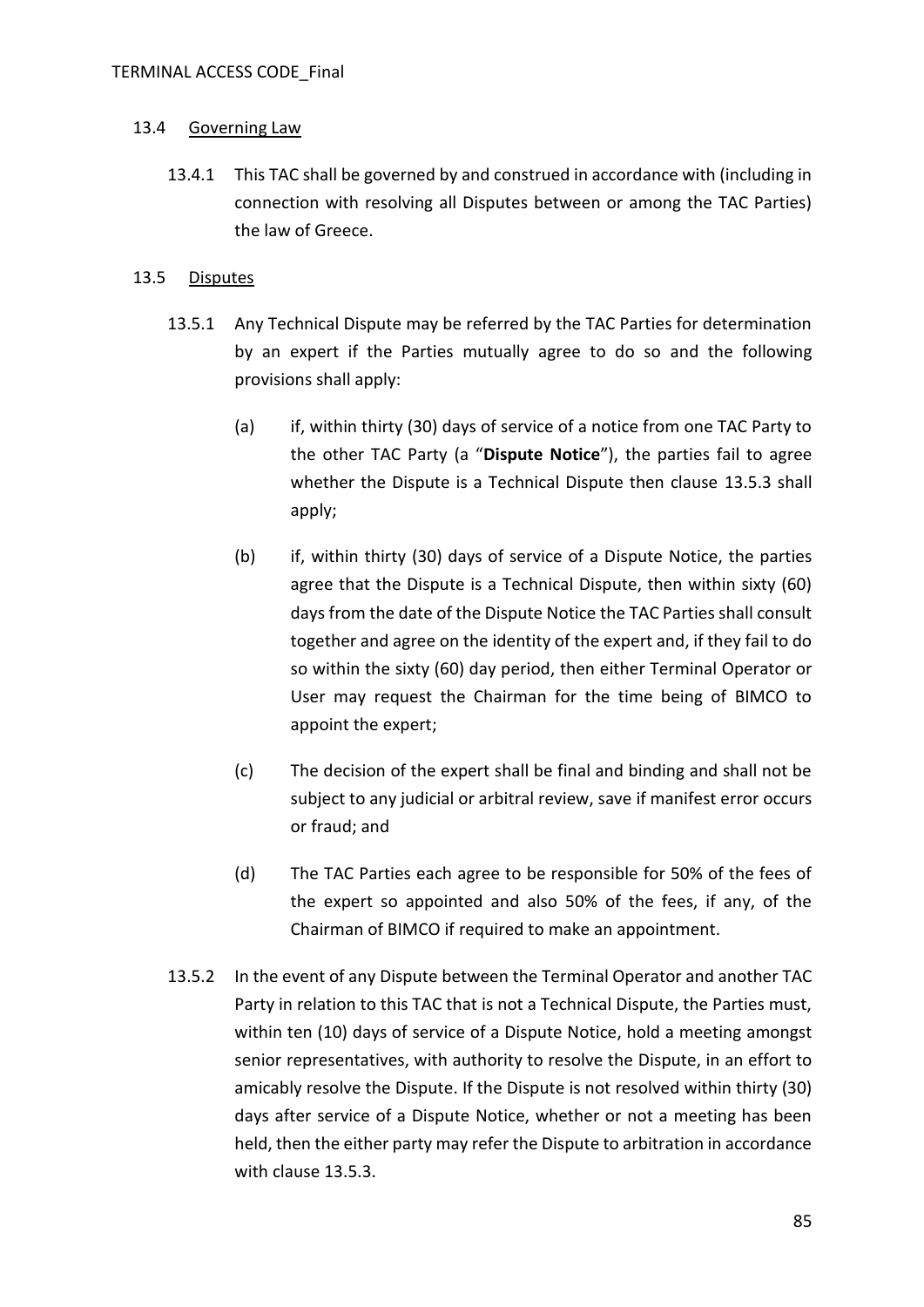### 13.4 Governing Law

13.4.1 This TAC shall be governed by and construed in accordance with (including in connection with resolving all Disputes between or among the TAC Parties) the law of Greece.

### 13.5 Disputes

13.5.1 Any Technical Dispute may be referred by the TAC Parties for determination by an expert if the Parties mutually agree to do so and the following provisions shall apply:

(a) if, within thirty (30) days of service of a notice from one TAC Party to the other TAC Party (a "**Dispute Notice**"), the parties fail to agree whether the Dispute is a Technical Dispute then clause 13.5.3 shall apply;

(b) if, within thirty (30) days of service of a Dispute Notice, the parties agree that the Dispute is a Technical Dispute, then within sixty (60) days from the date of the Dispute Notice the TAC Parties shall consult together and agree on the identity of the expert and, if they fail to do so within the sixty (60) day period, then either Terminal Operator or User may request the Chairman for the time being of BIMCO to appoint the expert;

(c) The decision of the expert shall be final and binding and shall not be subject to any judicial or arbitral review, save if manifest error occurs or fraud; and

(d) The TAC Parties each agree to be responsible for 50% of the fees of the expert so appointed and also 50% of the fees, if any, of the Chairman of BIMCO if required to make an appointment.

13.5.2 In the event of any Dispute between the Terminal Operator and another TAC Party in relation to this TAC that is not a Technical Dispute, the Parties must, within ten (10) days of service of a Dispute Notice, hold a meeting amongst senior representatives, with authority to resolve the Dispute, in an effort to amicably resolve the Dispute. If the Dispute is not resolved within thirty (30) days after service of a Dispute Notice, whether or not a meeting has been held, then the either party may refer the Dispute to arbitration in accordance with clause 13.5.3.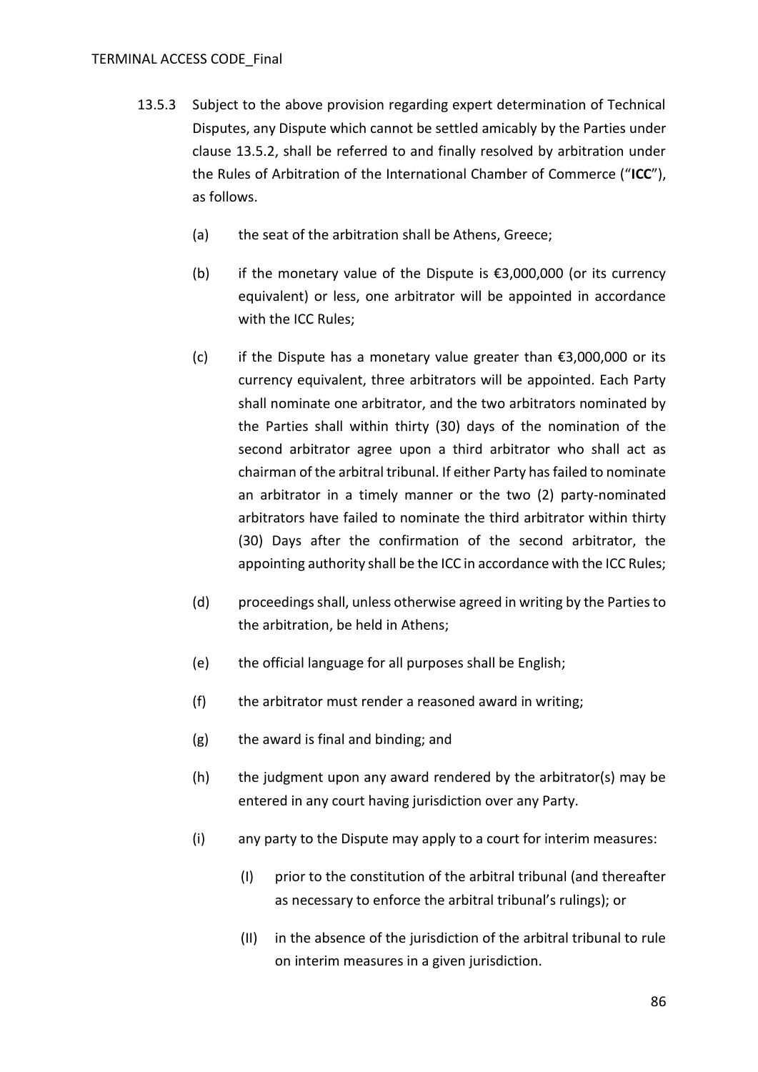13.5.3 Subject to the above provision regarding expert determination of Technical Disputes, any Dispute which cannot be settled amicably by the Parties under clause 13.5.2, shall be referred to and finally resolved by arbitration under the Rules of Arbitration of the International Chamber of Commerce ("**ICC**"), as follows.

(a) the seat of the arbitration shall be Athens, Greece;

(b) if the monetary value of the Dispute is €3,000,000 (or its currency equivalent) or less, one arbitrator will be appointed in accordance with the ICC Rules;

(c) if the Dispute has a monetary value greater than €3,000,000 or its currency equivalent, three arbitrators will be appointed. Each Party shall nominate one arbitrator, and the two arbitrators nominated by the Parties shall within thirty (30) days of the nomination of the second arbitrator agree upon a third arbitrator who shall act as chairman of the arbitral tribunal. If either Party has failed to nominate an arbitrator in a timely manner or the two (2) party-nominated arbitrators have failed to nominate the third arbitrator within thirty (30) Days after the confirmation of the second arbitrator, the appointing authority shall be the ICC in accordance with the ICC Rules;

(d) proceedings shall, unless otherwise agreed in writing by the Parties to the arbitration, be held in Athens;

(e) the official language for all purposes shall be English;

(f) the arbitrator must render a reasoned award in writing;

(g) the award is final and binding; and

(h) the judgment upon any award rendered by the arbitrator(s) may be entered in any court having jurisdiction over any Party.

(i) any party to the Dispute may apply to a court for interim measures:

(I) prior to the constitution of the arbitral tribunal (and thereafter as necessary to enforce the arbitral tribunal's rulings); or

(II) in the absence of the jurisdiction of the arbitral tribunal to rule on interim measures in a given jurisdiction.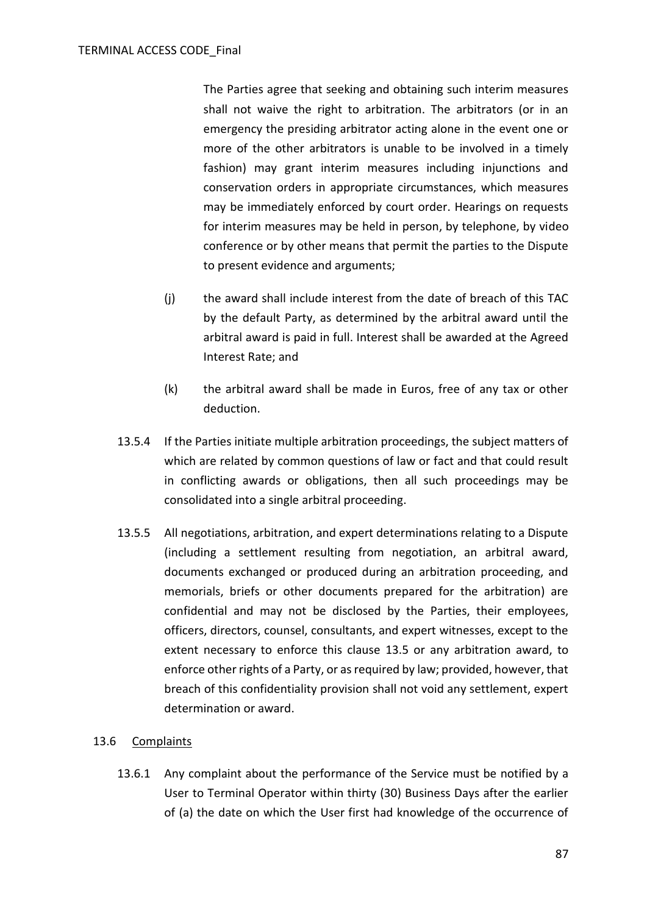The Parties agree that seeking and obtaining such interim measures shall not waive the right to arbitration. The arbitrators (or in an emergency the presiding arbitrator acting alone in the event one or more of the other arbitrators is unable to be involved in a timely fashion) may grant interim measures including injunctions and conservation orders in appropriate circumstances, which measures may be immediately enforced by court order. Hearings on requests for interim measures may be held in person, by telephone, by video conference or by other means that permit the parties to the Dispute to present evidence and arguments;

(j) the award shall include interest from the date of breach of this TAC by the default Party, as determined by the arbitral award until the arbitral award is paid in full. Interest shall be awarded at the Agreed Interest Rate; and

(k) the arbitral award shall be made in Euros, free of any tax or other deduction.

13.5.4 If the Parties initiate multiple arbitration proceedings, the subject matters of which are related by common questions of law or fact and that could result in conflicting awards or obligations, then all such proceedings may be consolidated into a single arbitral proceeding.

13.5.5 All negotiations, arbitration, and expert determinations relating to a Dispute (including a settlement resulting from negotiation, an arbitral award, documents exchanged or produced during an arbitration proceeding, and memorials, briefs or other documents prepared for the arbitration) are confidential and may not be disclosed by the Parties, their employees, officers, directors, counsel, consultants, and expert witnesses, except to the extent necessary to enforce this clause 13.5 or any arbitration award, to enforce other rights of a Party, or as required by law; provided, however, that breach of this confidentiality provision shall not void any settlement, expert determination or award.

13.6 Complaints

13.6.1 Any complaint about the performance of the Service must be notified by a User to Terminal Operator within thirty (30) Business Days after the earlier of (a) the date on which the User first had knowledge of the occurrence of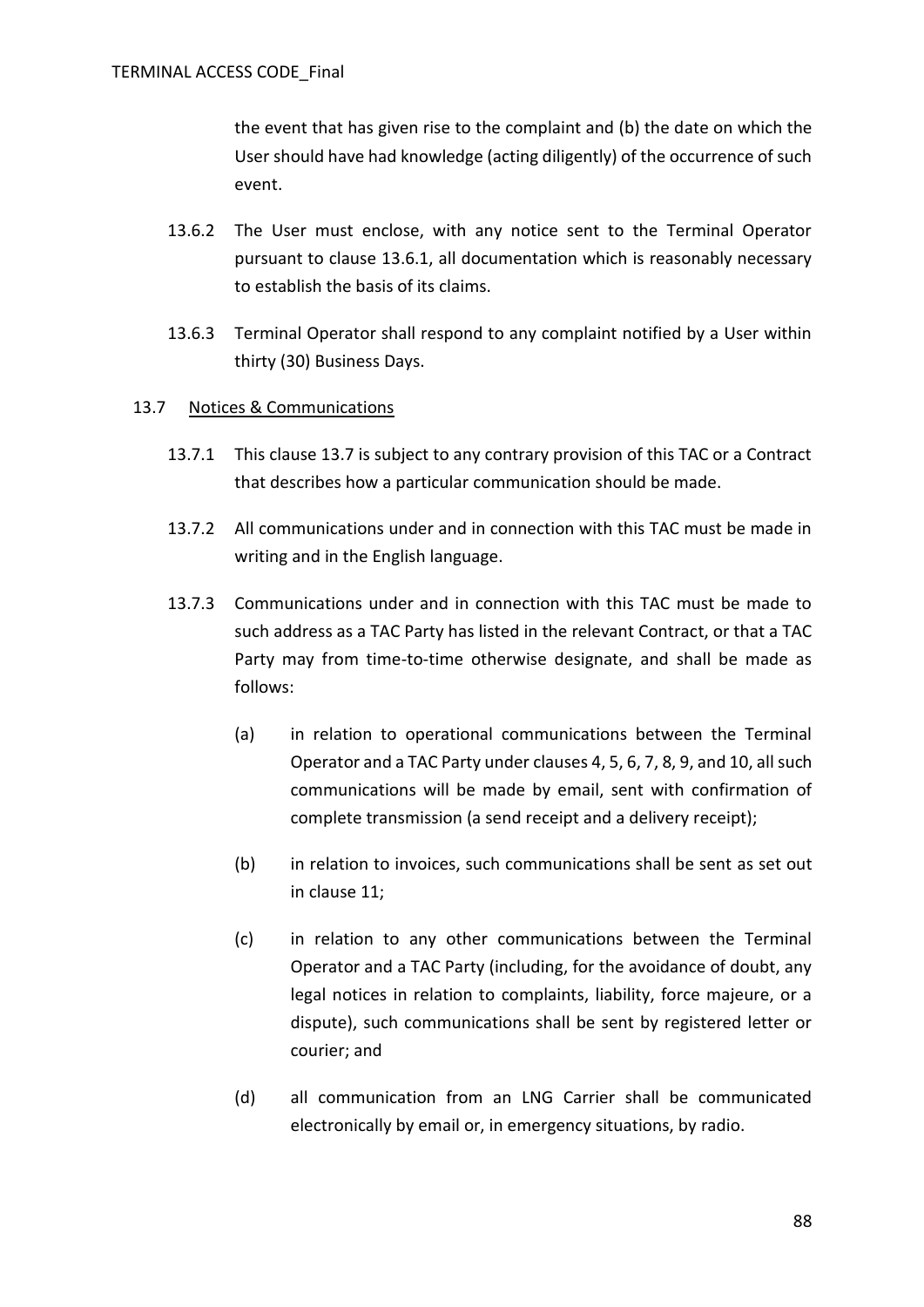the event that has given rise to the complaint and (b) the date on which the User should have had knowledge (acting diligently) of the occurrence of such event.

13.6.2 The User must enclose, with any notice sent to the Terminal Operator pursuant to clause 13.6.1, all documentation which is reasonably necessary to establish the basis of its claims.

13.6.3 Terminal Operator shall respond to any complaint notified by a User within thirty (30) Business Days.

13.7 <u>Notices & Communications</u>

13.7.1 This clause 13.7 is subject to any contrary provision of this TAC or a Contract that describes how a particular communication should be made.

13.7.2 All communications under and in connection with this TAC must be made in writing and in the English language.

13.7.3 Communications under and in connection with this TAC must be made to such address as a TAC Party has listed in the relevant Contract, or that a TAC Party may from time-to-time otherwise designate, and shall be made as follows:

(a) in relation to operational communications between the Terminal Operator and a TAC Party under clauses 4, 5, 6, 7, 8, 9, and 10, all such communications will be made by email, sent with confirmation of complete transmission (a send receipt and a delivery receipt);

(b) in relation to invoices, such communications shall be sent as set out in clause 11;

(c) in relation to any other communications between the Terminal Operator and a TAC Party (including, for the avoidance of doubt, any legal notices in relation to complaints, liability, force majeure, or a dispute), such communications shall be sent by registered letter or courier; and

(d) all communication from an LNG Carrier shall be communicated electronically by email or, in emergency situations, by radio.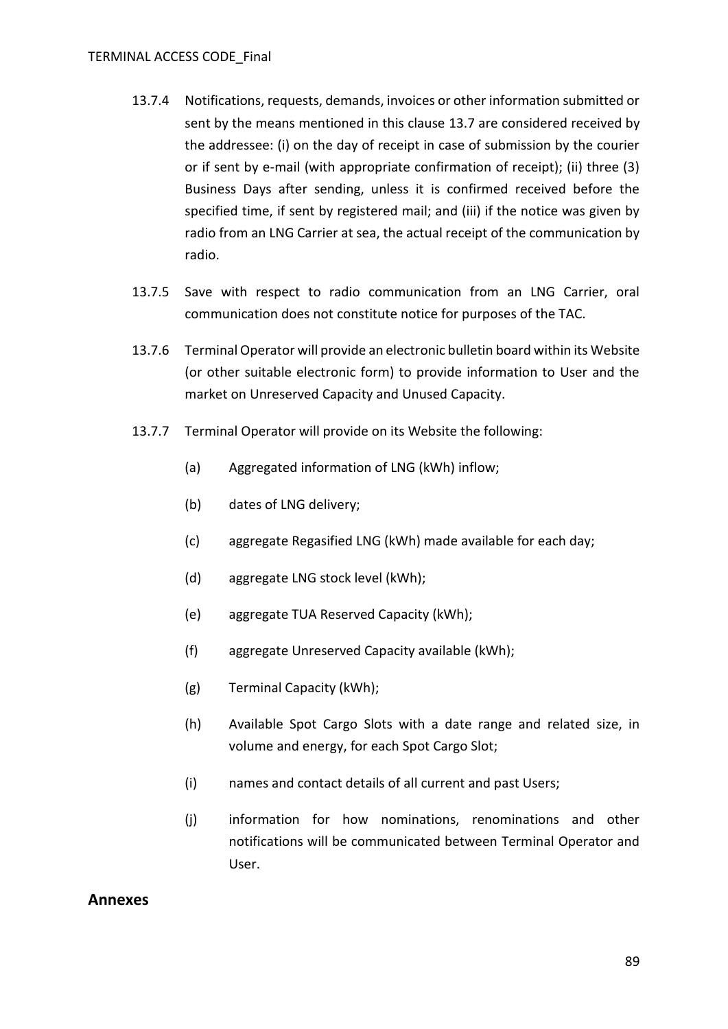13.7.4 Notifications, requests, demands, invoices or other information submitted or sent by the means mentioned in this clause 13.7 are considered received by the addressee: (i) on the day of receipt in case of submission by the courier or if sent by e-mail (with appropriate confirmation of receipt); (ii) three (3) Business Days after sending, unless it is confirmed received before the specified time, if sent by registered mail; and (iii) if the notice was given by radio from an LNG Carrier at sea, the actual receipt of the communication by radio.

13.7.5 Save with respect to radio communication from an LNG Carrier, oral communication does not constitute notice for purposes of the TAC.

13.7.6 Terminal Operator will provide an electronic bulletin board within its Website (or other suitable electronic form) to provide information to User and the market on Unreserved Capacity and Unused Capacity.

13.7.7 Terminal Operator will provide on its Website the following:

(a) Aggregated information of LNG (kWh) inflow;

(b) dates of LNG delivery;

(c) aggregate Regasified LNG (kWh) made available for each day;

(d) aggregate LNG stock level (kWh);

(e) aggregate TUA Reserved Capacity (kWh);

(f) aggregate Unreserved Capacity available (kWh);

(g) Terminal Capacity (kWh);

(h) Available Spot Cargo Slots with a date range and related size, in volume and energy, for each Spot Cargo Slot;

(i) names and contact details of all current and past Users;

(j) information for how nominations, renominations and other notifications will be communicated between Terminal Operator and User.

## Annexes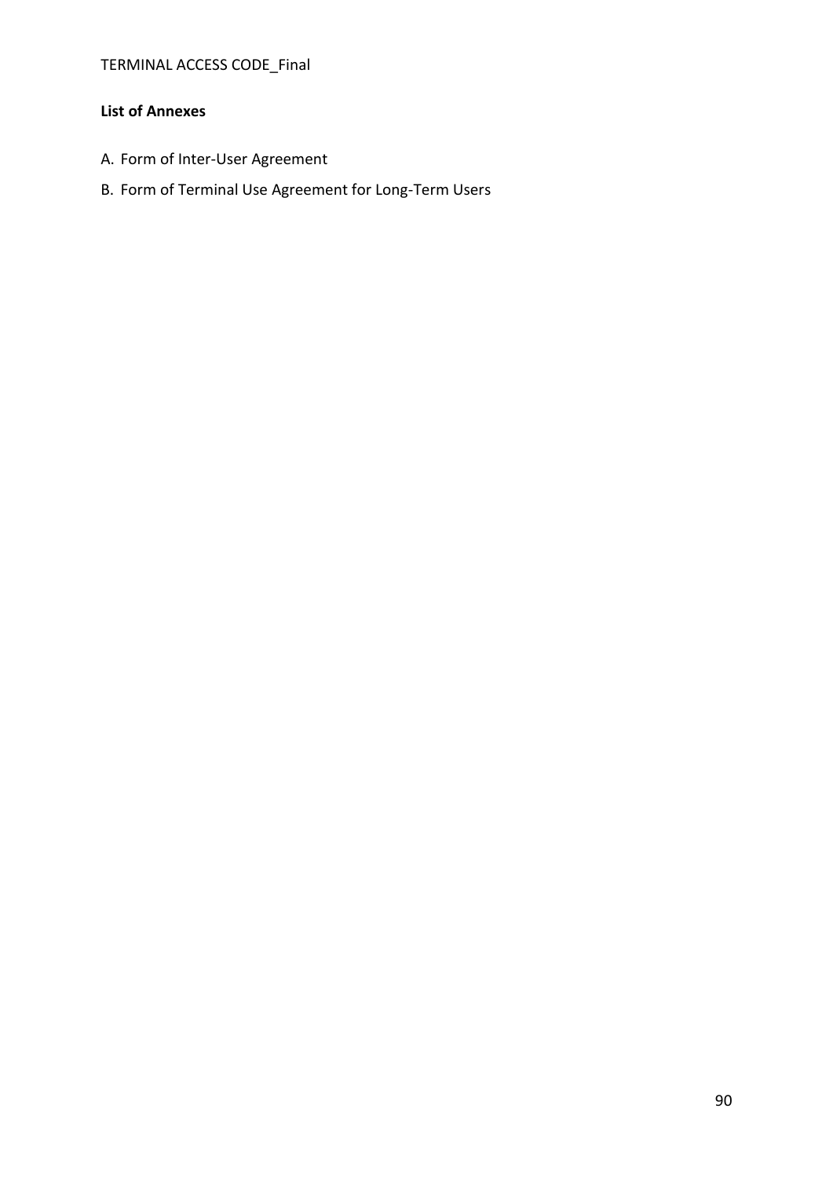**List of Annexes**

A. Form of Inter-User Agreement

B. Form of Terminal Use Agreement for Long-Term Users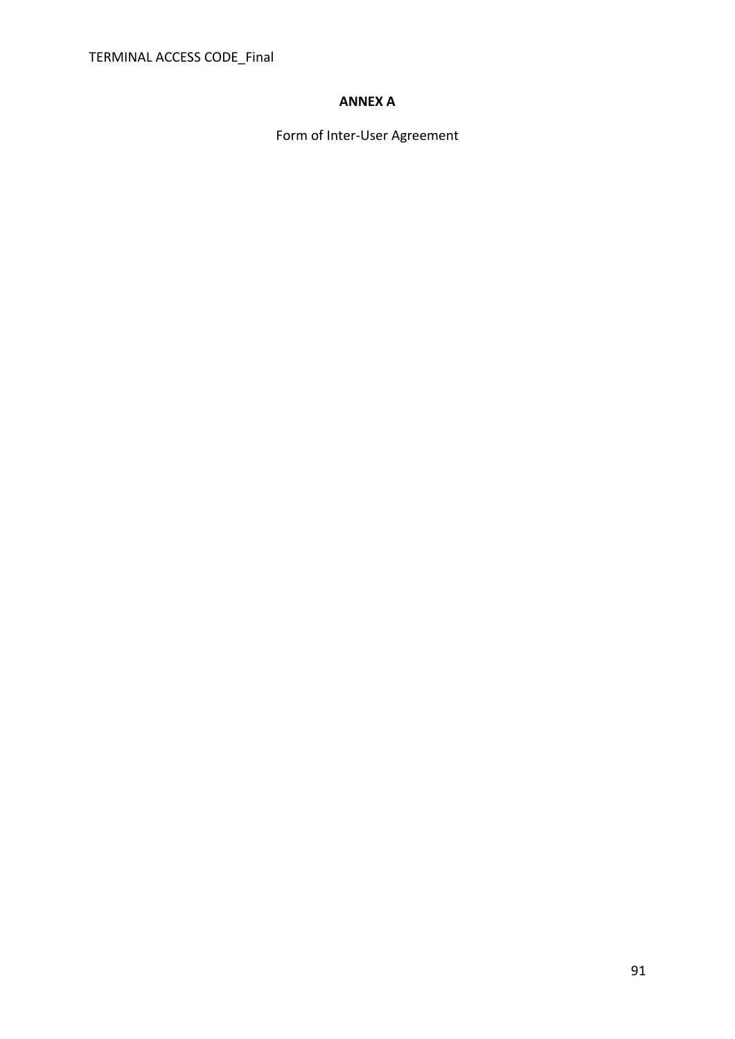**ANNEX A**

Form of Inter-User Agreement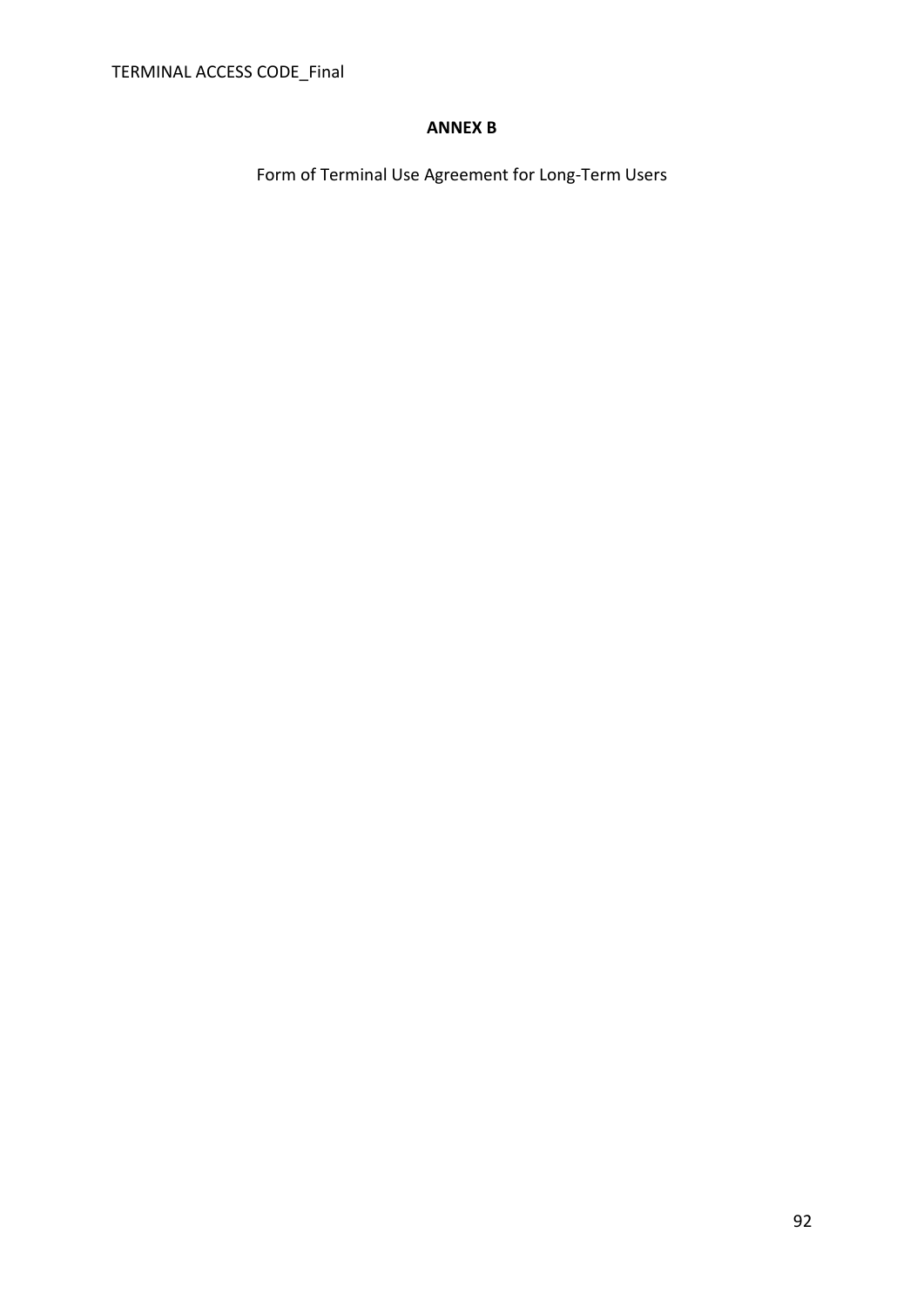# ANNEX B

Form of Terminal Use Agreement for Long-Term Users